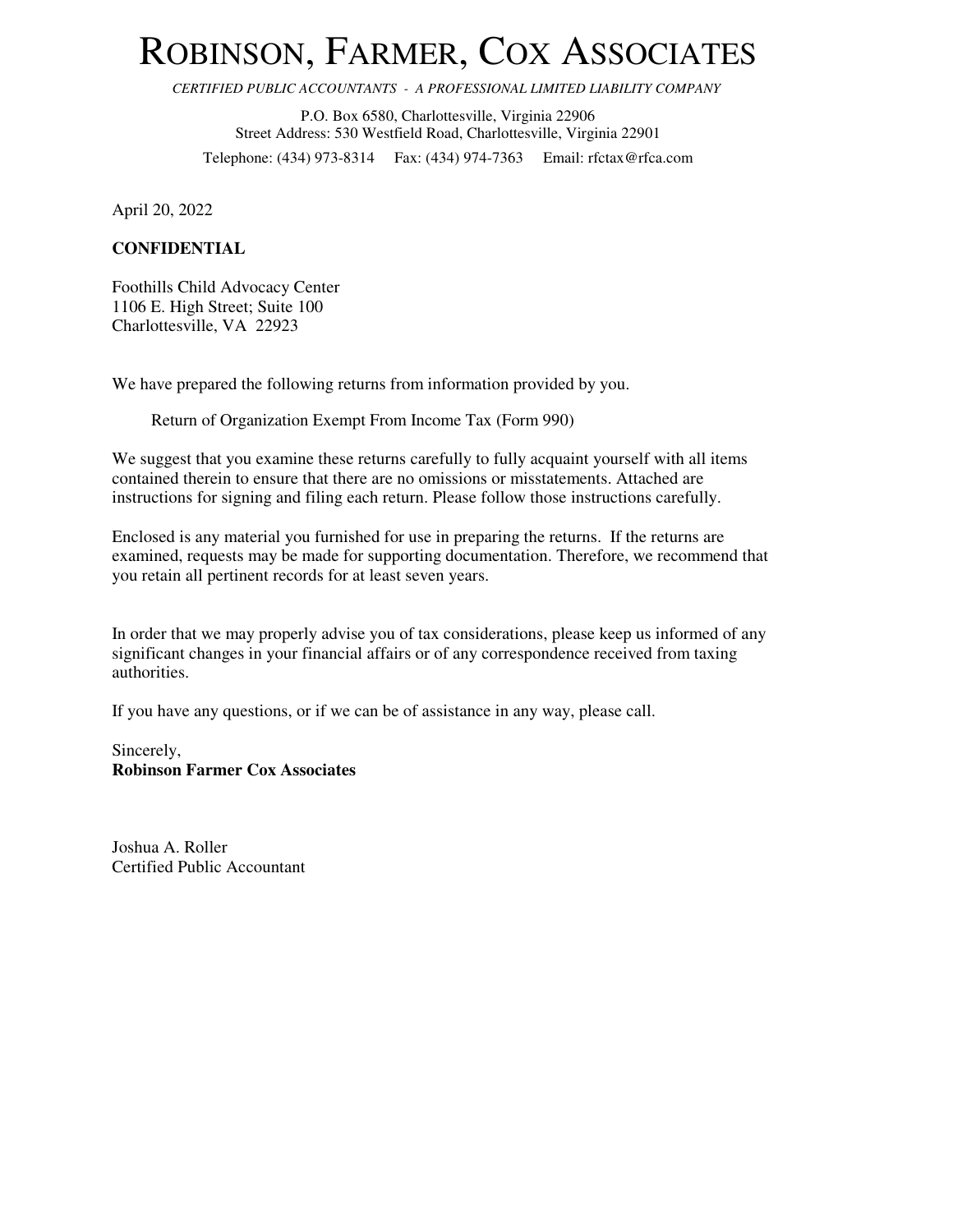# ROBINSON, FARMER, COX ASSOCIATES

*CERTIFIED PUBLIC ACCOUNTANTS - A PROFESSIONAL LIMITED LIABILITY COMPANY*

P.O. Box 6580, Charlottesville, Virginia 22906
Street Address: 530 Westfield Road, Charlottesville, Virginia 22901
Telephone: (434) 973-8314 Fax: (434) 974-7363 Email: rfctax@rfca.com

April 20, 2022

**CONFIDENTIAL**

Foothills Child Advocacy Center
1106 E. High Street; Suite 100
Charlottesville, VA 22923

We have prepared the following returns from information provided by you.

Return of Organization Exempt From Income Tax (Form 990)

We suggest that you examine these returns carefully to fully acquaint yourself with all items contained therein to ensure that there are no omissions or misstatements. Attached are instructions for signing and filing each return. Please follow those instructions carefully.

Enclosed is any material you furnished for use in preparing the returns. If the returns are examined, requests may be made for supporting documentation. Therefore, we recommend that you retain all pertinent records for at least seven years.

In order that we may properly advise you of tax considerations, please keep us informed of any significant changes in your financial affairs or of any correspondence received from taxing authorities.

If you have any questions, or if we can be of assistance in any way, please call.

Sincerely,
**Robinson Farmer Cox Associates**

Joshua A. Roller
Certified Public Accountant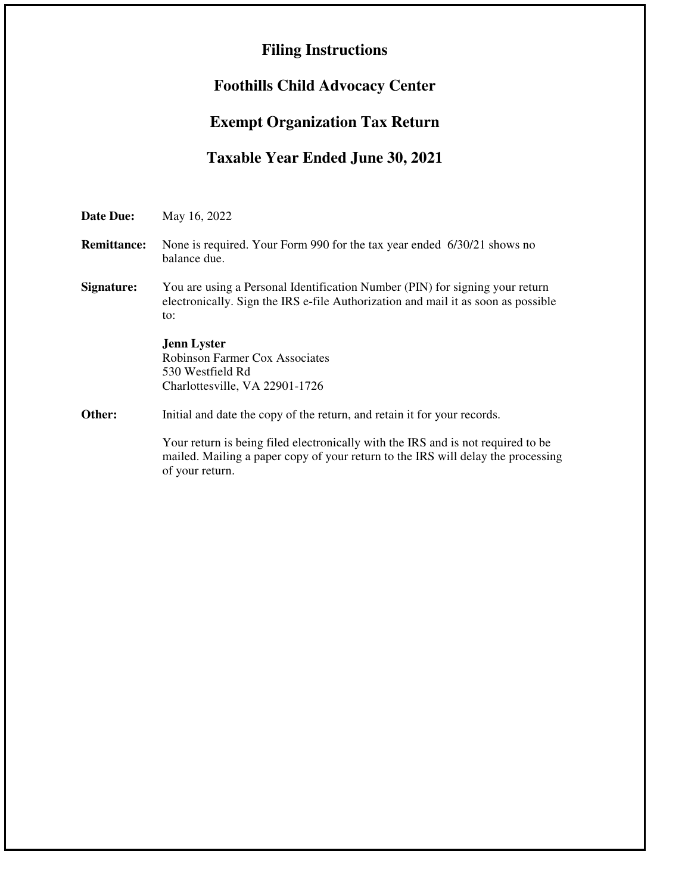# Filing Instructions

## Foothills Child Advocacy Center

## Exempt Organization Tax Return

## Taxable Year Ended June 30, 2021

**Date Due:** May 16, 2022

**Remittance:** None is required. Your Form 990 for the tax year ended 6/30/21 shows no balance due.

**Signature:** You are using a Personal Identification Number (PIN) for signing your return electronically. Sign the IRS e-file Authorization and mail it as soon as possible to:

**Jenn Lyster**
Robinson Farmer Cox Associates
530 Westfield Rd
Charlottesville, VA 22901-1726

**Other:** Initial and date the copy of the return, and retain it for your records.

Your return is being filed electronically with the IRS and is not required to be mailed. Mailing a paper copy of your return to the IRS will delay the processing of your return.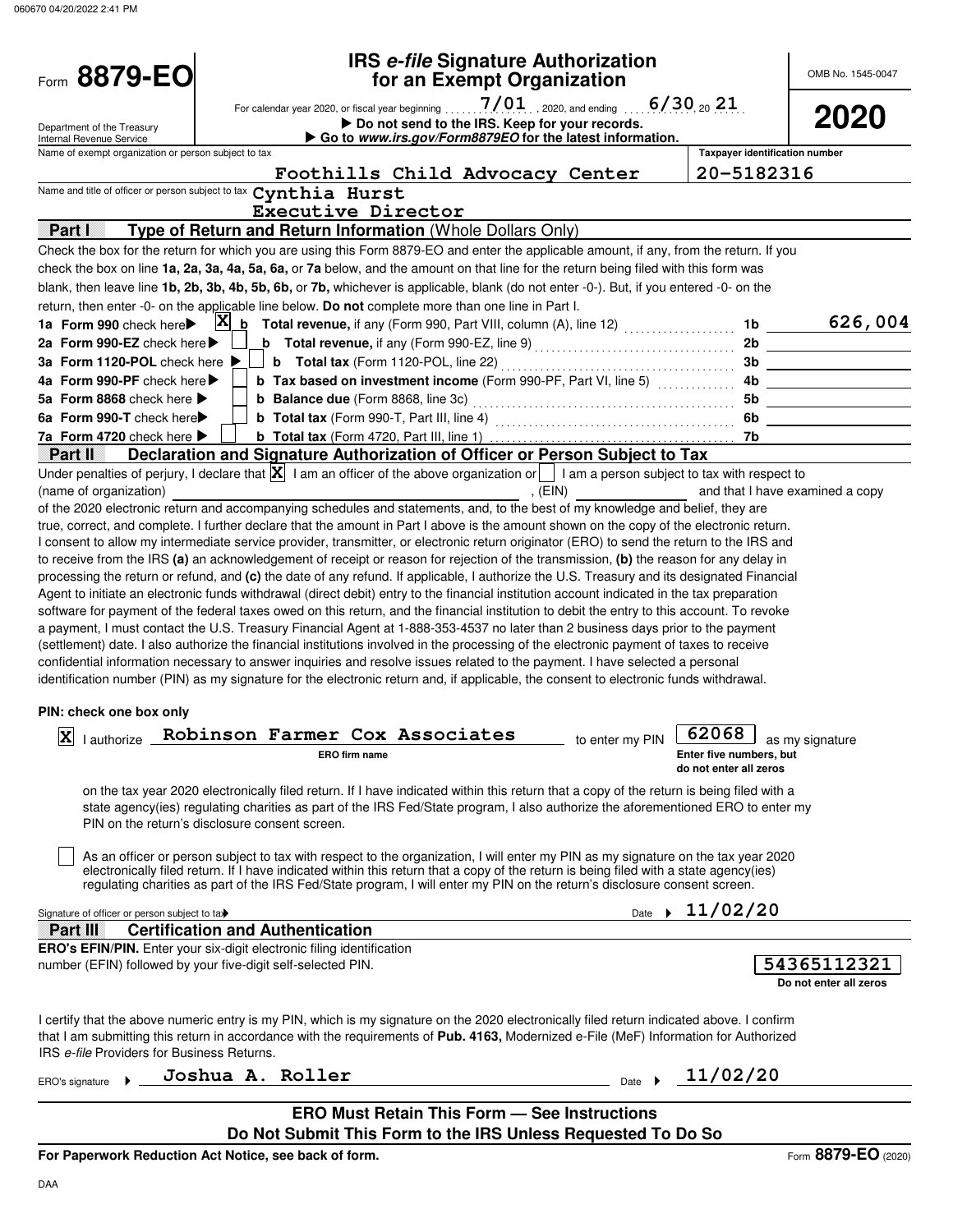# Form 8879-EO

## IRS *e-file* Signature Authorization for an Exempt Organization

OMB No. 1545-0047

**2020**

Department of the Treasury
Internal Revenue Service

For calendar year 2020, or fiscal year beginning 7/01, 2020, and ending 6/30, 20 21

▶ **Do not send to the IRS. Keep for your records.**

▶ **Go to *www.irs.gov/Form8879EO* for the latest information.**

Name of exempt organization or person subject to tax: **Foothills Child Advocacy Center**

Taxpayer identification number: **20-5182316**

Name and title of officer or person subject to tax: **Cynthia Hurst, Executive Director**

### Part I — Type of Return and Return Information (Whole Dollars Only)

Check the box for the return for which you are using this Form 8879-EO and enter the applicable amount, if any, from the return. If you check the box on line **1a, 2a, 3a, 4a, 5a, 6a,** or **7a** below, and the amount on that line for the return being filed with this form was blank, then leave line **1b, 2b, 3b, 4b, 5b, 6b,** or **7b,** whichever is applicable, blank (do not enter -0-). But, if you entered -0- on the return, then enter -0- on the applicable line below. **Do not** complete more than one line in Part I.

| Line | Check | Description | Line | Amount |
|---|---|---|---|---|
| 1a **Form 990** check here ▶ | X | b **Total revenue,** if any (Form 990, Part VIII, column (A), line 12) | 1b | 626,004 |
| 2a **Form 990-EZ** check here ▶ | | b **Total revenue,** if any (Form 990-EZ, line 9) | 2b | |
| 3a **Form 1120-POL** check here ▶ | | b **Total tax** (Form 1120-POL, line 22) | 3b | |
| 4a **Form 990-PF** check here ▶ | | b **Tax based on investment income** (Form 990-PF, Part VI, line 5) | 4b | |
| 5a **Form 8868** check here ▶ | | b **Balance due** (Form 8868, line 3c) | 5b | |
| 6a **Form 990-T** check here ▶ | | b **Total tax** (Form 990-T, Part III, line 4) | 6b | |
| 7a **Form 4720** check here ▶ | | b **Total tax** (Form 4720, Part III, line 1) | 7b | |

### Part II — Declaration and Signature Authorization of Officer or Person Subject to Tax

Under penalties of perjury, I declare that [X] I am an officer of the above organization or [ ] I am a person subject to tax with respect to (name of organization) ____________, (EIN) ____________ and that I have examined a copy of the 2020 electronic return and accompanying schedules and statements, and, to the best of my knowledge and belief, they are true, correct, and complete. I further declare that the amount in Part I above is the amount shown on the copy of the electronic return. I consent to allow my intermediate service provider, transmitter, or electronic return originator (ERO) to send the return to the IRS and to receive from the IRS **(a)** an acknowledgement of receipt or reason for rejection of the transmission, **(b)** the reason for any delay in processing the return or refund, and **(c)** the date of any refund. If applicable, I authorize the U.S. Treasury and its designated Financial Agent to initiate an electronic funds withdrawal (direct debit) entry to the financial institution account indicated in the tax preparation software for payment of the federal taxes owed on this return, and the financial institution to debit the entry to this account. To revoke a payment, I must contact the U.S. Treasury Financial Agent at 1-888-353-4537 no later than 2 business days prior to the payment (settlement) date. I also authorize the financial institutions involved in the processing of the electronic payment of taxes to receive confidential information necessary to answer inquiries and resolve issues related to the payment. I have selected a personal identification number (PIN) as my signature for the electronic return and, if applicable, the consent to electronic funds withdrawal.

**PIN: check one box only**

[X] I authorize **Robinson Farmer Cox Associates** (ERO firm name) to enter my PIN **62068** (Enter five numbers, but do not enter all zeros) as my signature on the tax year 2020 electronically filed return. If I have indicated within this return that a copy of the return is being filed with a state agency(ies) regulating charities as part of the IRS Fed/State program, I also authorize the aforementioned ERO to enter my PIN on the return's disclosure consent screen.

[ ] As an officer or person subject to tax with respect to the organization, I will enter my PIN as my signature on the tax year 2020 electronically filed return. If I have indicated within this return that a copy of the return is being filed with a state agency(ies) regulating charities as part of the IRS Fed/State program, I will enter my PIN on the return's disclosure consent screen.

Signature of officer or person subject to tax ▶ ____________ Date ▶ 11/02/20

### Part III — Certification and Authentication

**ERO's EFIN/PIN.** Enter your six-digit electronic filing identification number (EFIN) followed by your five-digit self-selected PIN.

**54365112321**
Do not enter all zeros

I certify that the above numeric entry is my PIN, which is my signature on the 2020 electronically filed return indicated above. I confirm that I am submitting this return in accordance with the requirements of **Pub. 4163,** Modernized e-File (MeF) Information for Authorized IRS *e-file* Providers for Business Returns.

ERO's signature ▶ **Joshua A. Roller** Date ▶ 11/02/20

**ERO Must Retain This Form — See Instructions**

**Do Not Submit This Form to the IRS Unless Requested To Do So**

**For Paperwork Reduction Act Notice, see back of form.**

Form **8879-EO** (2020)

DAA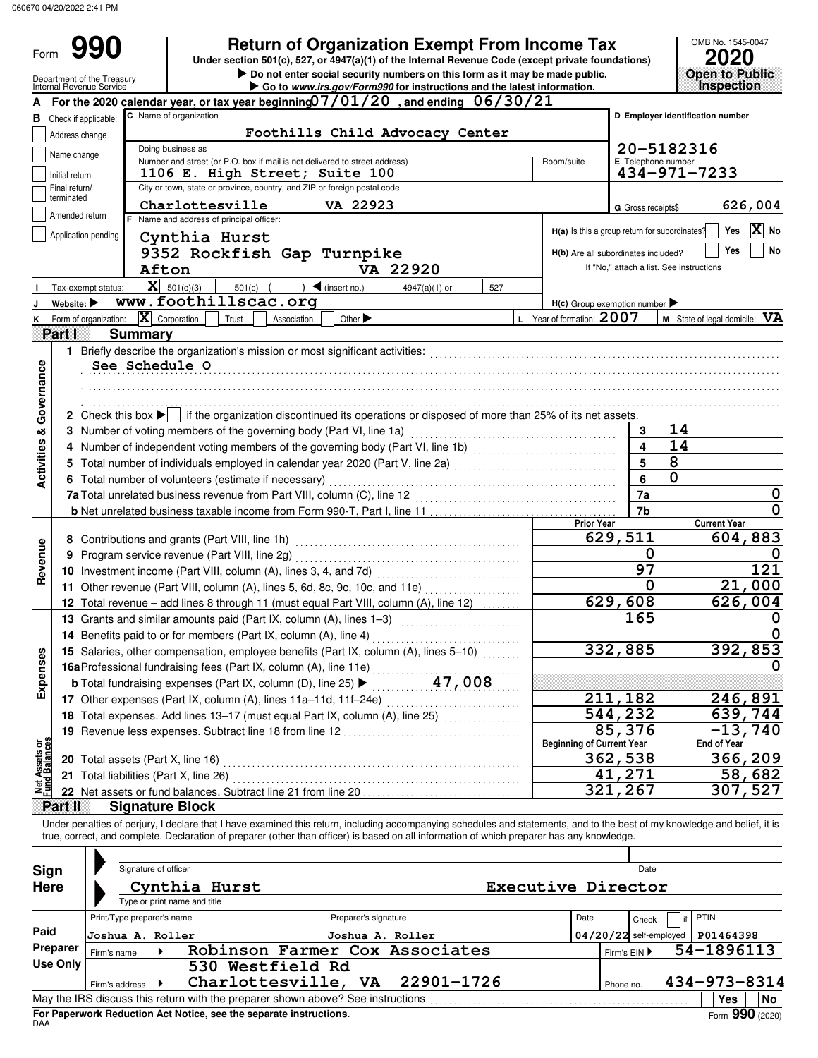060670 04/20/2022 2:41 PM

# Form 990 — Return of Organization Exempt From Income Tax

Under section 501(c), 527, or 4947(a)(1) of the Internal Revenue Code (except private foundations)

▶ Do not enter social security numbers on this form as it may be made public.

▶ Go to *www.irs.gov/Form990* for instructions and the latest information.

OMB No. 1545-0047

**2020**

**Open to Public Inspection**

Department of the Treasury
Internal Revenue Service

**A** For the 2020 calendar year, or tax year beginning 07/01/20, and ending 06/30/21

**B** Check if applicable:
- Address change
- Name change
- Initial return
- Final return/terminated
- Amended return
- Application pending

**C** Name of organization: Foothills Child Advocacy Center

Doing business as:

Number and street (or P.O. box if mail is not delivered to street address): 1106 E. High Street; Suite 100 — Room/suite:

City or town, state or province, country, and ZIP or foreign postal code: Charlottesville VA 22923

**D** Employer identification number: 20-5182316

**E** Telephone number: 434-971-7233

**G** Gross receipts $ 626,004

**F** Name and address of principal officer:
Cynthia Hurst
9352 Rockfish Gap Turnpike
Afton VA 22920

**H(a)** Is this a group return for subordinates? Yes [ ] No [X]

**H(b)** Are all subordinates included? Yes [ ] No [ ]
If "No," attach a list. See instructions

**I** Tax-exempt status: [X] 501(c)(3) [ ] 501(c) ( ) ◀ (insert no.) [ ] 4947(a)(1) or [ ] 527

**J** Website: ▶ www.foothillscac.org

**H(c)** Group exemption number ▶

**K** Form of organization: [X] Corporation [ ] Trust [ ] Association [ ] Other ▶

**L** Year of formation: 2007

**M** State of legal domicile: VA

## Part I — Summary

**Activities & Governance**

1 Briefly describe the organization's mission or most significant activities:
See Schedule O

2 Check this box ▶ [ ] if the organization discontinued its operations or disposed of more than 25% of its net assets.

| | | | |
|---|---|---|---|
| 3 | Number of voting members of the governing body (Part VI, line 1a) | 3 | 14 |
| 4 | Number of independent voting members of the governing body (Part VI, line 1b) | 4 | 14 |
| 5 | Total number of individuals employed in calendar year 2020 (Part V, line 2a) | 5 | 8 |
| 6 | Total number of volunteers (estimate if necessary) | 6 | 0 |
| 7a | Total unrelated business revenue from Part VIII, column (C), line 12 | 7a | 0 |
| b | Net unrelated business taxable income from Form 990-T, Part I, line 11 | 7b | 0 |

| | | Prior Year | Current Year |
|---|---|---|---|
| **Revenue** | | | |
| 8 | Contributions and grants (Part VIII, line 1h) | 629,511 | 604,883 |
| 9 | Program service revenue (Part VIII, line 2g) | 0 | 0 |
| 10 | Investment income (Part VIII, column (A), lines 3, 4, and 7d) | 97 | 121 |
| 11 | Other revenue (Part VIII, column (A), lines 5, 6d, 8c, 9c, 10c, and 11e) | 0 | 21,000 |
| 12 | Total revenue – add lines 8 through 11 (must equal Part VIII, column (A), line 12) | 629,608 | 626,004 |
| **Expenses** | | | |
| 13 | Grants and similar amounts paid (Part IX, column (A), lines 1–3) | 165 | 0 |
| 14 | Benefits paid to or for members (Part IX, column (A), line 4) | | 0 |
| 15 | Salaries, other compensation, employee benefits (Part IX, column (A), lines 5–10) | 332,885 | 392,853 |
| 16a | Professional fundraising fees (Part IX, column (A), line 11e) | | 0 |
| b | Total fundraising expenses (Part IX, column (D), line 25) ▶ 47,008 | | |
| 17 | Other expenses (Part IX, column (A), lines 11a–11d, 11f–24e) | 211,182 | 246,891 |
| 18 | Total expenses. Add lines 13–17 (must equal Part IX, column (A), line 25) | 544,232 | 639,744 |
| 19 | Revenue less expenses. Subtract line 18 from line 12 | 85,376 | -13,740 |

| **Net Assets or Fund Balances** | | Beginning of Current Year | End of Year |
|---|---|---|---|
| 20 | Total assets (Part X, line 16) | 362,538 | 366,209 |
| 21 | Total liabilities (Part X, line 26) | 41,271 | 58,682 |
| 22 | Net assets or fund balances. Subtract line 21 from line 20 | 321,267 | 307,527 |

## Part II — Signature Block

Under penalties of perjury, I declare that I have examined this return, including accompanying schedules and statements, and to the best of my knowledge and belief, it is true, correct, and complete. Declaration of preparer (other than officer) is based on all information of which preparer has any knowledge.

**Sign Here**

Signature of officer — Date

Cynthia Hurst — Executive Director
Type or print name and title

**Paid Preparer Use Only**

| Print/Type preparer's name | Preparer's signature | Date | Check [ ] if self-employed | PTIN |
|---|---|---|---|---|
| Joshua A. Roller | Joshua A. Roller | 04/20/22 | | P01464398 |

Firm's name ▶ Robinson Farmer Cox Associates — Firm's EIN ▶ 54-1896113

Firm's address ▶ 530 Westfield Rd, Charlottesville, VA 22901-1726 — Phone no. 434-973-8314

May the IRS discuss this return with the preparer shown above? See instructions — Yes [ ] No [ ]

**For Paperwork Reduction Act Notice, see the separate instructions.**

DAA — Form **990** (2020)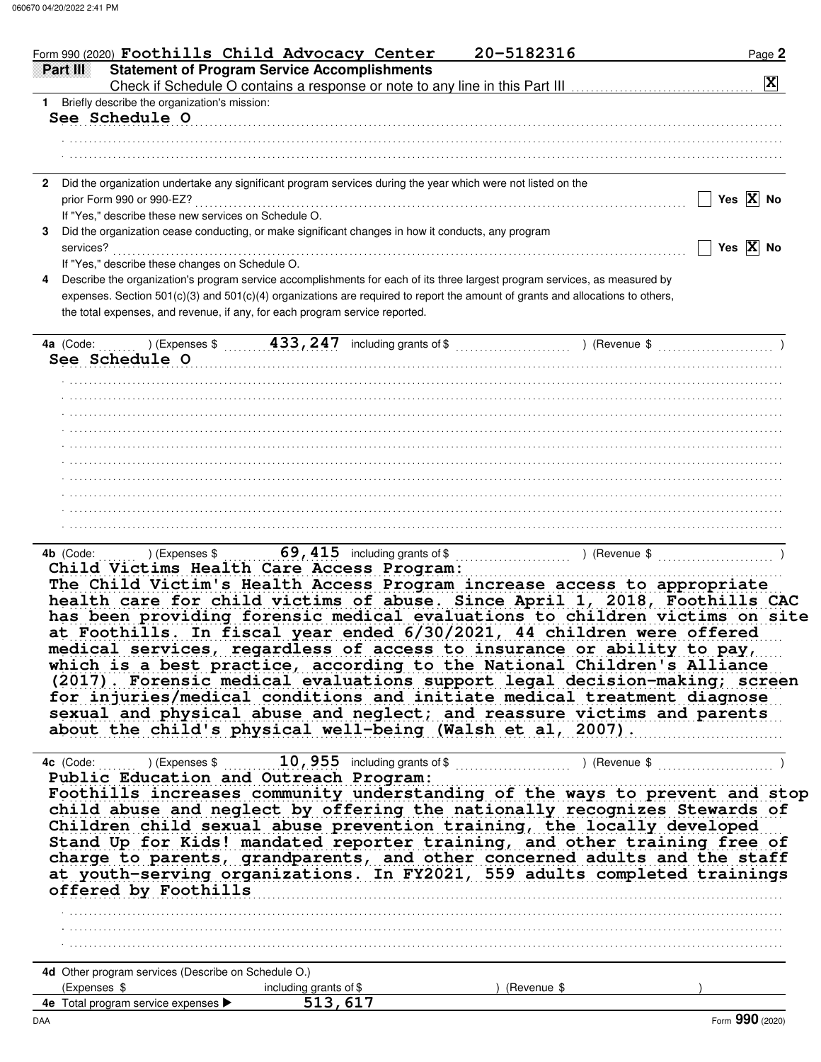Form 990 (2020) **Foothills Child Advocacy Center** **20-5182316** Page **2**

## Part III Statement of Program Service Accomplishments

Check if Schedule O contains a response or note to any line in this Part III ..................... [X]

**1** Briefly describe the organization's mission:

See Schedule O

**2** Did the organization undertake any significant program services during the year which were not listed on the prior Form 990 or 990-EZ? ..... [ ] Yes [X] No

If "Yes," describe these new services on Schedule O.

**3** Did the organization cease conducting, or make significant changes in how it conducts, any program services? ..... [ ] Yes [X] No

If "Yes," describe these changes on Schedule O.

**4** Describe the organization's program service accomplishments for each of its three largest program services, as measured by expenses. Section 501(c)(3) and 501(c)(4) organizations are required to report the amount of grants and allocations to others, the total expenses, and revenue, if any, for each program service reported.

**4a** (Code: ) (Expenses $ 433,247 including grants of $ ) (Revenue $ )

See Schedule O

**4b** (Code: ) (Expenses $ 69,415 including grants of $ ) (Revenue $ )

Child Victims Health Care Access Program:
The Child Victim's Health Access Program increase access to appropriate health care for child victims of abuse. Since April 1, 2018, Foothills CAC has been providing forensic medical evaluations to children victims on site at Foothills. In fiscal year ended 6/30/2021, 44 children were offered medical services, regardless of access to insurance or ability to pay, which is a best practice, according to the National Children's Alliance (2017). Forensic medical evaluations support legal decision-making; screen for injuries/medical conditions and initiate medical treatment diagnose sexual and physical abuse and neglect; and reassure victims and parents about the child's physical well-being (Walsh et al, 2007).

**4c** (Code: ) (Expenses $ 10,955 including grants of $ ) (Revenue $ )

Public Education and Outreach Program:
Foothills increases community understanding of the ways to prevent and stop child abuse and neglect by offering the nationally recognizes Stewards of Children child sexual abuse prevention training, the locally developed Stand Up for Kids! mandated reporter training, and other training free of charge to parents, grandparents, and other concerned adults and the staff at youth-serving organizations. In FY2021, 559 adults completed trainings offered by Foothills

**4d** Other program services (Describe on Schedule O.)
(Expenses $ including grants of $ ) (Revenue $ )

**4e** Total program service expenses ▶ 513,617

Form **990** (2020)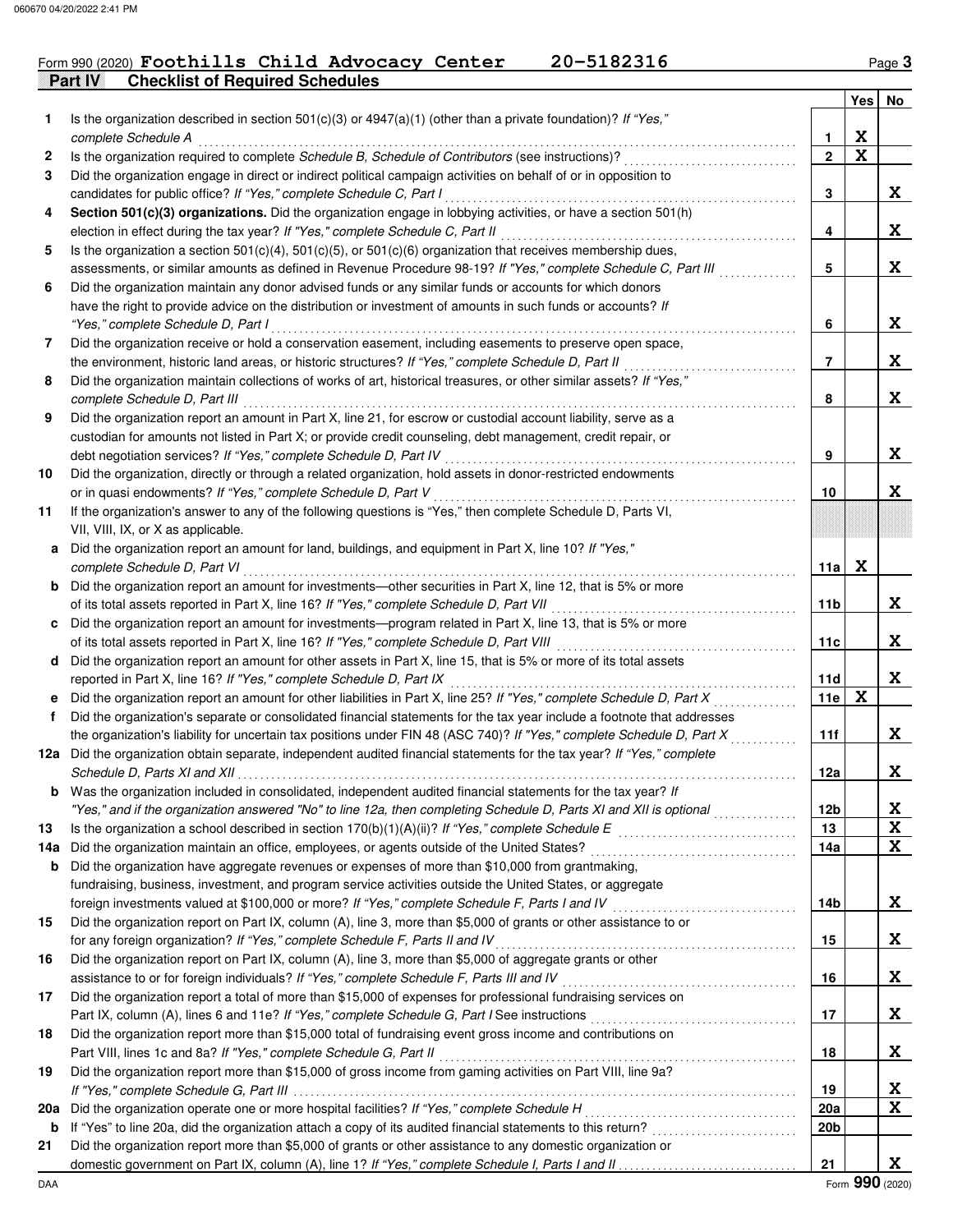Form 990 (2020) **Foothills Child Advocacy Center** 20-5182316 Page **3**

## Part IV Checklist of Required Schedules

| | | | Yes | No |
|---|---|---|---|---|
| **1** | Is the organization described in section 501(c)(3) or 4947(a)(1) (other than a private foundation)? *If "Yes," complete Schedule A* | **1** | X | |
| **2** | Is the organization required to complete *Schedule B, Schedule of Contributors* (see instructions)? | **2** | X | |
| **3** | Did the organization engage in direct or indirect political campaign activities on behalf of or in opposition to candidates for public office? *If "Yes," complete Schedule C, Part I* | **3** | | X |
| **4** | **Section 501(c)(3) organizations.** Did the organization engage in lobbying activities, or have a section 501(h) election in effect during the tax year? *If "Yes," complete Schedule C, Part II* | **4** | | X |
| **5** | Is the organization a section 501(c)(4), 501(c)(5), or 501(c)(6) organization that receives membership dues, assessments, or similar amounts as defined in Revenue Procedure 98-19? *If "Yes," complete Schedule C, Part III* | **5** | | X |
| **6** | Did the organization maintain any donor advised funds or any similar funds or accounts for which donors have the right to provide advice on the distribution or investment of amounts in such funds or accounts? *If "Yes," complete Schedule D, Part I* | **6** | | X |
| **7** | Did the organization receive or hold a conservation easement, including easements to preserve open space, the environment, historic land areas, or historic structures? *If "Yes," complete Schedule D, Part II* | **7** | | X |
| **8** | Did the organization maintain collections of works of art, historical treasures, or other similar assets? *If "Yes," complete Schedule D, Part III* | **8** | | X |
| **9** | Did the organization report an amount in Part X, line 21, for escrow or custodial account liability, serve as a custodian for amounts not listed in Part X; or provide credit counseling, debt management, credit repair, or debt negotiation services? *If "Yes," complete Schedule D, Part IV* | **9** | | X |
| **10** | Did the organization, directly or through a related organization, hold assets in donor-restricted endowments or in quasi endowments? *If "Yes," complete Schedule D, Part V* | **10** | | X |
| **11** | If the organization's answer to any of the following questions is "Yes," then complete Schedule D, Parts VI, VII, VIII, IX, or X as applicable. | | | |
| **a** | Did the organization report an amount for land, buildings, and equipment in Part X, line 10? *If "Yes," complete Schedule D, Part VI* | **11a** | X | |
| **b** | Did the organization report an amount for investments—other securities in Part X, line 12, that is 5% or more of its total assets reported in Part X, line 16? *If "Yes," complete Schedule D, Part VII* | **11b** | | X |
| **c** | Did the organization report an amount for investments—program related in Part X, line 13, that is 5% or more of its total assets reported in Part X, line 16? *If "Yes," complete Schedule D, Part VIII* | **11c** | | X |
| **d** | Did the organization report an amount for other assets in Part X, line 15, that is 5% or more of its total assets reported in Part X, line 16? *If "Yes," complete Schedule D, Part IX* | **11d** | | X |
| **e** | Did the organization report an amount for other liabilities in Part X, line 25? *If "Yes," complete Schedule D, Part X* | **11e** | X | |
| **f** | Did the organization's separate or consolidated financial statements for the tax year include a footnote that addresses the organization's liability for uncertain tax positions under FIN 48 (ASC 740)? *If "Yes," complete Schedule D, Part X* | **11f** | | X |
| **12a** | Did the organization obtain separate, independent audited financial statements for the tax year? *If "Yes," complete Schedule D, Parts XI and XII* | **12a** | | X |
| **b** | Was the organization included in consolidated, independent audited financial statements for the tax year? *If "Yes," and if the organization answered "No" to line 12a, then completing Schedule D, Parts XI and XII is optional* | **12b** | | X |
| **13** | Is the organization a school described in section 170(b)(1)(A)(ii)? *If "Yes," complete Schedule E* | **13** | | X |
| **14a** | Did the organization maintain an office, employees, or agents outside of the United States? | **14a** | | X |
| **b** | Did the organization have aggregate revenues or expenses of more than $10,000 from grantmaking, fundraising, business, investment, and program service activities outside the United States, or aggregate foreign investments valued at $100,000 or more? *If "Yes," complete Schedule F, Parts I and IV* | **14b** | | X |
| **15** | Did the organization report on Part IX, column (A), line 3, more than $5,000 of grants or other assistance to or for any foreign organization? *If "Yes," complete Schedule F, Parts II and IV* | **15** | | X |
| **16** | Did the organization report on Part IX, column (A), line 3, more than $5,000 of aggregate grants or other assistance to or for foreign individuals? *If "Yes," complete Schedule F, Parts III and IV* | **16** | | X |
| **17** | Did the organization report a total of more than $15,000 of expenses for professional fundraising services on Part IX, column (A), lines 6 and 11e? *If "Yes," complete Schedule G, Part I* See instructions | **17** | | X |
| **18** | Did the organization report more than $15,000 total of fundraising event gross income and contributions on Part VIII, lines 1c and 8a? *If "Yes," complete Schedule G, Part II* | **18** | | X |
| **19** | Did the organization report more than $15,000 of gross income from gaming activities on Part VIII, line 9a? *If "Yes," complete Schedule G, Part III* | **19** | | X |
| **20a** | Did the organization operate one or more hospital facilities? *If "Yes," complete Schedule H* | **20a** | | X |
| **b** | If "Yes" to line 20a, did the organization attach a copy of its audited financial statements to this return? | **20b** | | |
| **21** | Did the organization report more than $5,000 of grants or other assistance to any domestic organization or domestic government on Part IX, column (A), line 1? *If "Yes," complete Schedule I, Parts I and II* | **21** | | X |

Form **990** (2020)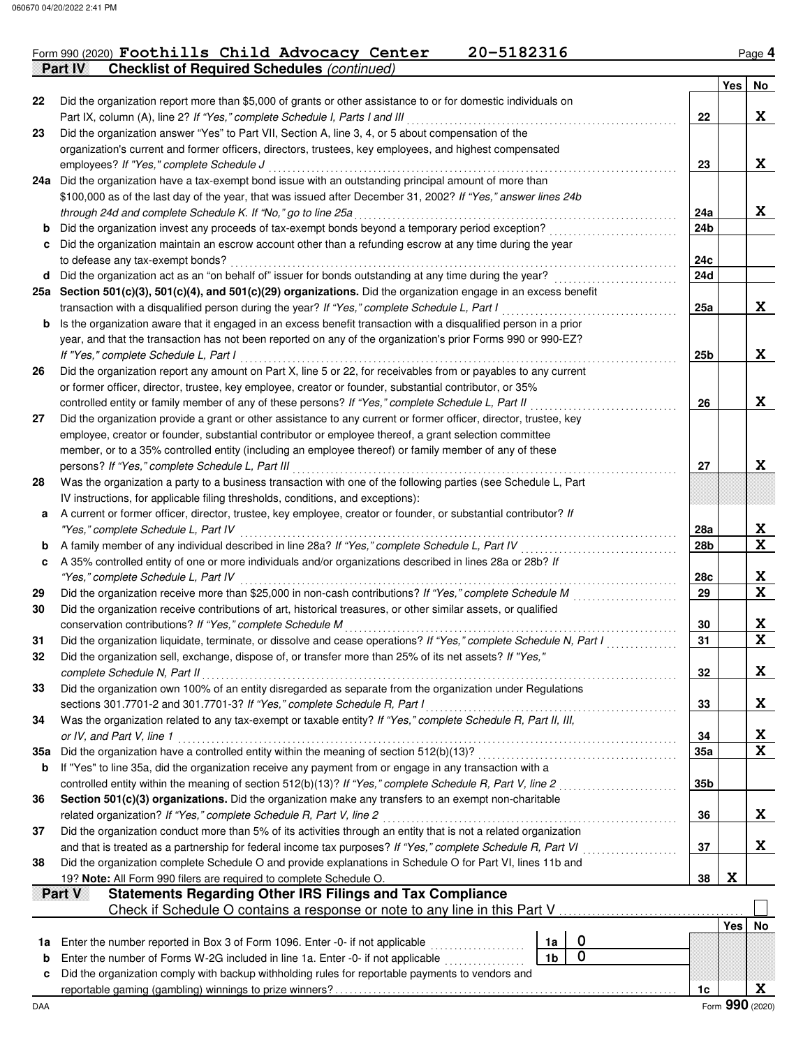Form 990 (2020) **Foothills Child Advocacy Center 20-5182316** Page 4

## Part IV Checklist of Required Schedules *(continued)*

| | | | Yes | No |
|---|---|---|---|---|
| 22 | Did the organization report more than $5,000 of grants or other assistance to or for domestic individuals on Part IX, column (A), line 2? *If "Yes," complete Schedule I, Parts I and III* | 22 | | X |
| 23 | Did the organization answer "Yes" to Part VII, Section A, line 3, 4, or 5 about compensation of the organization's current and former officers, directors, trustees, key employees, and highest compensated employees? *If "Yes," complete Schedule J* | 23 | | X |
| 24a | Did the organization have a tax-exempt bond issue with an outstanding principal amount of more than $100,000 as of the last day of the year, that was issued after December 31, 2002? *If "Yes," answer lines 24b through 24d and complete Schedule K. If "No," go to line 25a* | 24a | | X |
| b | Did the organization invest any proceeds of tax-exempt bonds beyond a temporary period exception? | 24b | | |
| c | Did the organization maintain an escrow account other than a refunding escrow at any time during the year to defease any tax-exempt bonds? | 24c | | |
| d | Did the organization act as an "on behalf of" issuer for bonds outstanding at any time during the year? | 24d | | |
| 25a | **Section 501(c)(3), 501(c)(4), and 501(c)(29) organizations.** Did the organization engage in an excess benefit transaction with a disqualified person during the year? *If "Yes," complete Schedule L, Part I* | 25a | | X |
| b | Is the organization aware that it engaged in an excess benefit transaction with a disqualified person in a prior year, and that the transaction has not been reported on any of the organization's prior Forms 990 or 990-EZ? *If "Yes," complete Schedule L, Part I* | 25b | | X |
| 26 | Did the organization report any amount on Part X, line 5 or 22, for receivables from or payables to any current or former officer, director, trustee, key employee, creator or founder, substantial contributor, or 35% controlled entity or family member of any of these persons? *If "Yes," complete Schedule L, Part II* | 26 | | X |
| 27 | Did the organization provide a grant or other assistance to any current or former officer, director, trustee, key employee, creator or founder, substantial contributor or employee thereof, a grant selection committee member, or to a 35% controlled entity (including an employee thereof) or family member of any of these persons? *If "Yes," complete Schedule L, Part III* | 27 | | X |
| 28 | Was the organization a party to a business transaction with one of the following parties (see Schedule L, Part IV instructions, for applicable filing thresholds, conditions, and exceptions): | | | |
| a | A current or former officer, director, trustee, key employee, creator or founder, or substantial contributor? *If "Yes," complete Schedule L, Part IV* | 28a | | X |
| b | A family member of any individual described in line 28a? *If "Yes," complete Schedule L, Part IV* | 28b | | X |
| c | A 35% controlled entity of one or more individuals and/or organizations described in lines 28a or 28b? *If "Yes," complete Schedule L, Part IV* | 28c | | X |
| 29 | Did the organization receive more than $25,000 in non-cash contributions? *If "Yes," complete Schedule M* | 29 | | X |
| 30 | Did the organization receive contributions of art, historical treasures, or other similar assets, or qualified conservation contributions? *If "Yes," complete Schedule M* | 30 | | X |
| 31 | Did the organization liquidate, terminate, or dissolve and cease operations? *If "Yes," complete Schedule N, Part I* | 31 | | X |
| 32 | Did the organization sell, exchange, dispose of, or transfer more than 25% of its net assets? *If "Yes," complete Schedule N, Part II* | 32 | | X |
| 33 | Did the organization own 100% of an entity disregarded as separate from the organization under Regulations sections 301.7701-2 and 301.7701-3? *If "Yes," complete Schedule R, Part I* | 33 | | X |
| 34 | Was the organization related to any tax-exempt or taxable entity? *If "Yes," complete Schedule R, Part II, III, or IV, and Part V, line 1* | 34 | | X |
| 35a | Did the organization have a controlled entity within the meaning of section 512(b)(13)? | 35a | | X |
| b | If "Yes" to line 35a, did the organization receive any payment from or engage in any transaction with a controlled entity within the meaning of section 512(b)(13)? *If "Yes," complete Schedule R, Part V, line 2* | 35b | | |
| 36 | **Section 501(c)(3) organizations.** Did the organization make any transfers to an exempt non-charitable related organization? *If "Yes," complete Schedule R, Part V, line 2* | 36 | | X |
| 37 | Did the organization conduct more than 5% of its activities through an entity that is not a related organization and that is treated as a partnership for federal income tax purposes? *If "Yes," complete Schedule R, Part VI* | 37 | | X |
| 38 | Did the organization complete Schedule O and provide explanations in Schedule O for Part VI, lines 11b and 19? **Note:** All Form 990 filers are required to complete Schedule O. | 38 | X | |

## Part V Statements Regarding Other IRS Filings and Tax Compliance

Check if Schedule O contains a response or note to any line in this Part V ☐

| | | | | | Yes | No |
|---|---|---|---|---|---|---|
| 1a | Enter the number reported in Box 3 of Form 1096. Enter -0- if not applicable | 1a | 0 | | | |
| b | Enter the number of Forms W-2G included in line 1a. Enter -0- if not applicable | 1b | 0 | | | |
| c | Did the organization comply with backup withholding rules for reportable payments to vendors and reportable gaming (gambling) winnings to prize winners? | | | 1c | | X |

Form **990** (2020)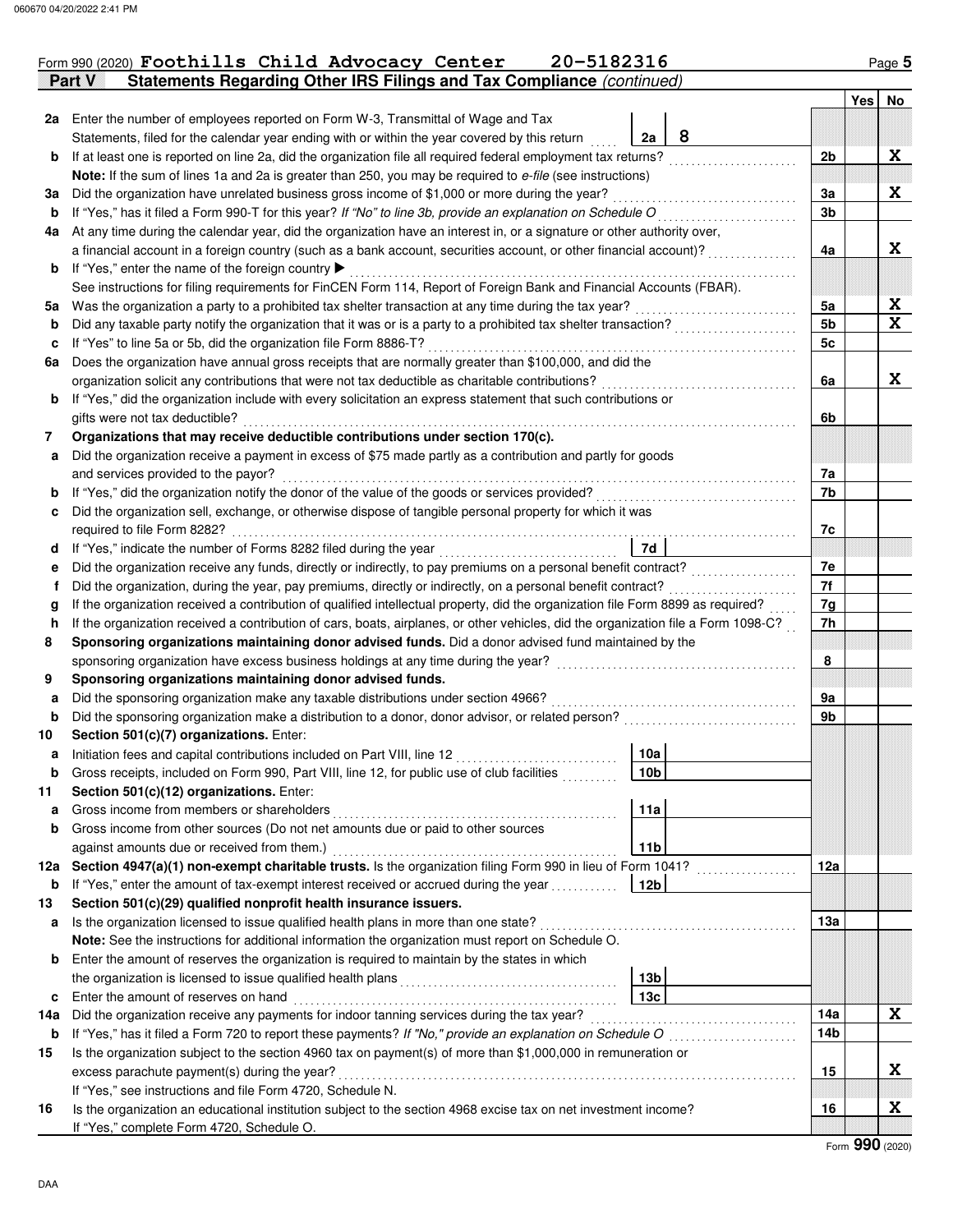Form 990 (2020) **Foothills Child Advocacy Center 20-5182316**

## Part V Statements Regarding Other IRS Filings and Tax Compliance *(continued)*

| | | | | Yes | No |
|---|---|---|---|---|---|
| **2a** | Enter the number of employees reported on Form W-3, Transmittal of Wage and Tax Statements, filed for the calendar year ending with or within the year covered by this return | 2a 8 | | | |
| **b** | If at least one is reported on line 2a, did the organization file all required federal employment tax returns? | | 2b | | X |
| | **Note:** If the sum of lines 1a and 2a is greater than 250, you may be required to *e-file* (see instructions) | | | | |
| **3a** | Did the organization have unrelated business gross income of $1,000 or more during the year? | | 3a | | X |
| **b** | If "Yes," has it filed a Form 990-T for this year? *If "No" to line 3b, provide an explanation on Schedule O* | | 3b | | |
| **4a** | At any time during the calendar year, did the organization have an interest in, or a signature or other authority over, a financial account in a foreign country (such as a bank account, securities account, or other financial account)? | | 4a | | X |
| **b** | If "Yes," enter the name of the foreign country ▶ | | | | |
| | See instructions for filing requirements for FinCEN Form 114, Report of Foreign Bank and Financial Accounts (FBAR). | | | | |
| **5a** | Was the organization a party to a prohibited tax shelter transaction at any time during the tax year? | | 5a | | X |
| **b** | Did any taxable party notify the organization that it was or is a party to a prohibited tax shelter transaction? | | 5b | | X |
| **c** | If "Yes" to line 5a or 5b, did the organization file Form 8886-T? | | 5c | | |
| **6a** | Does the organization have annual gross receipts that are normally greater than $100,000, and did the organization solicit any contributions that were not tax deductible as charitable contributions? | | 6a | | X |
| **b** | If "Yes," did the organization include with every solicitation an express statement that such contributions or gifts were not tax deductible? | | 6b | | |
| **7** | **Organizations that may receive deductible contributions under section 170(c).** | | | | |
| **a** | Did the organization receive a payment in excess of $75 made partly as a contribution and partly for goods and services provided to the payor? | | 7a | | |
| **b** | If "Yes," did the organization notify the donor of the value of the goods or services provided? | | 7b | | |
| **c** | Did the organization sell, exchange, or otherwise dispose of tangible personal property for which it was required to file Form 8282? | | 7c | | |
| **d** | If "Yes," indicate the number of Forms 8282 filed during the year | 7d | | | |
| **e** | Did the organization receive any funds, directly or indirectly, to pay premiums on a personal benefit contract? | | 7e | | |
| **f** | Did the organization, during the year, pay premiums, directly or indirectly, on a personal benefit contract? | | 7f | | |
| **g** | If the organization received a contribution of qualified intellectual property, did the organization file Form 8899 as required? | | 7g | | |
| **h** | If the organization received a contribution of cars, boats, airplanes, or other vehicles, did the organization file a Form 1098-C? | | 7h | | |
| **8** | **Sponsoring organizations maintaining donor advised funds.** Did a donor advised fund maintained by the sponsoring organization have excess business holdings at any time during the year? | | 8 | | |
| **9** | **Sponsoring organizations maintaining donor advised funds.** | | | | |
| **a** | Did the sponsoring organization make any taxable distributions under section 4966? | | 9a | | |
| **b** | Did the sponsoring organization make a distribution to a donor, donor advisor, or related person? | | 9b | | |
| **10** | **Section 501(c)(7) organizations.** Enter: | | | | |
| **a** | Initiation fees and capital contributions included on Part VIII, line 12 | 10a | | | |
| **b** | Gross receipts, included on Form 990, Part VIII, line 12, for public use of club facilities | 10b | | | |
| **11** | **Section 501(c)(12) organizations.** Enter: | | | | |
| **a** | Gross income from members or shareholders | 11a | | | |
| **b** | Gross income from other sources (Do not net amounts due or paid to other sources against amounts due or received from them.) | 11b | | | |
| **12a** | **Section 4947(a)(1) non-exempt charitable trusts.** Is the organization filing Form 990 in lieu of Form 1041? | | 12a | | |
| **b** | If "Yes," enter the amount of tax-exempt interest received or accrued during the year | 12b | | | |
| **13** | **Section 501(c)(29) qualified nonprofit health insurance issuers.** | | | | |
| **a** | Is the organization licensed to issue qualified health plans in more than one state? | | 13a | | |
| | **Note:** See the instructions for additional information the organization must report on Schedule O. | | | | |
| **b** | Enter the amount of reserves the organization is required to maintain by the states in which the organization is licensed to issue qualified health plans | 13b | | | |
| **c** | Enter the amount of reserves on hand | 13c | | | |
| **14a** | Did the organization receive any payments for indoor tanning services during the tax year? | | 14a | | X |
| **b** | If "Yes," has it filed a Form 720 to report these payments? *If "No," provide an explanation on Schedule O* | | 14b | | |
| **15** | Is the organization subject to the section 4960 tax on payment(s) of more than $1,000,000 in remuneration or excess parachute payment(s) during the year? | | 15 | | X |
| | If "Yes," see instructions and file Form 4720, Schedule N. | | | | |
| **16** | Is the organization an educational institution subject to the section 4968 excise tax on net investment income? | | 16 | | X |
| | If "Yes," complete Form 4720, Schedule O. | | | | |

Form **990** (2020)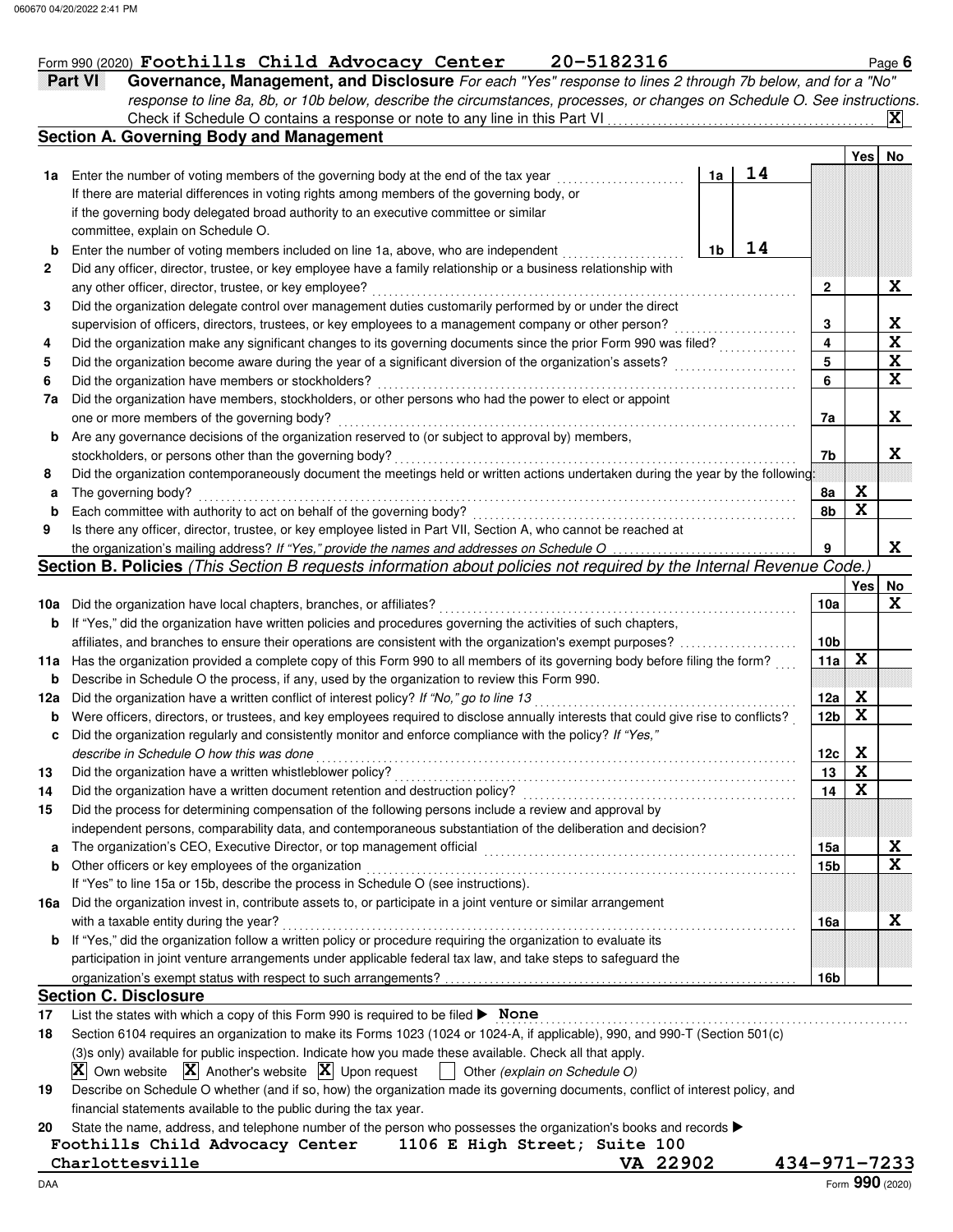Form 990 (2020) **Foothills Child Advocacy Center** **20-5182316** Page **6**

## Part VI Governance, Management, and Disclosure

*For each "Yes" response to lines 2 through 7b below, and for a "No" response to line 8a, 8b, or 10b below, describe the circumstances, processes, or changes on Schedule O. See instructions.*

Check if Schedule O contains a response or note to any line in this Part VI ... **X**

### Section A. Governing Body and Management

| | | | | Yes | No |
|---|---|---|---|---|---|
| **1a** | Enter the number of voting members of the governing body at the end of the tax year | 1a | 14 | | |
| | If there are material differences in voting rights among members of the governing body, or if the governing body delegated broad authority to an executive committee or similar committee, explain on Schedule O. | | | | |
| **b** | Enter the number of voting members included on line 1a, above, who are independent | 1b | 14 | | |
| **2** | Did any officer, director, trustee, or key employee have a family relationship or a business relationship with any other officer, director, trustee, or key employee? | 2 | | | X |
| **3** | Did the organization delegate control over management duties customarily performed by or under the direct supervision of officers, directors, trustees, or key employees to a management company or other person? | 3 | | | X |
| **4** | Did the organization make any significant changes to its governing documents since the prior Form 990 was filed? | 4 | | | X |
| **5** | Did the organization become aware during the year of a significant diversion of the organization's assets? | 5 | | | X |
| **6** | Did the organization have members or stockholders? | 6 | | | X |
| **7a** | Did the organization have members, stockholders, or other persons who had the power to elect or appoint one or more members of the governing body? | 7a | | | X |
| **b** | Are any governance decisions of the organization reserved to (or subject to approval by) members, stockholders, or persons other than the governing body? | 7b | | | X |
| **8** | Did the organization contemporaneously document the meetings held or written actions undertaken during the year by the following: | | | | |
| **a** | The governing body? | 8a | | X | |
| **b** | Each committee with authority to act on behalf of the governing body? | 8b | | X | |
| **9** | Is there any officer, director, trustee, or key employee listed in Part VII, Section A, who cannot be reached at the organization's mailing address? *If "Yes," provide the names and addresses on Schedule O* | 9 | | | X |

### Section B. Policies *(This Section B requests information about policies not required by the Internal Revenue Code.)*

| | | | Yes | No |
|---|---|---|---|---|
| **10a** | Did the organization have local chapters, branches, or affiliates? | 10a | | X |
| **b** | If "Yes," did the organization have written policies and procedures governing the activities of such chapters, affiliates, and branches to ensure their operations are consistent with the organization's exempt purposes? | 10b | | |
| **11a** | Has the organization provided a complete copy of this Form 990 to all members of its governing body before filing the form? | 11a | X | |
| **b** | Describe in Schedule O the process, if any, used by the organization to review this Form 990. | | | |
| **12a** | Did the organization have a written conflict of interest policy? *If "No," go to line 13* | 12a | X | |
| **b** | Were officers, directors, or trustees, and key employees required to disclose annually interests that could give rise to conflicts? | 12b | X | |
| **c** | Did the organization regularly and consistently monitor and enforce compliance with the policy? *If "Yes," describe in Schedule O how this was done* | 12c | X | |
| **13** | Did the organization have a written whistleblower policy? | 13 | X | |
| **14** | Did the organization have a written document retention and destruction policy? | 14 | X | |
| **15** | Did the process for determining compensation of the following persons include a review and approval by independent persons, comparability data, and contemporaneous substantiation of the deliberation and decision? | | | |
| **a** | The organization's CEO, Executive Director, or top management official | 15a | | X |
| **b** | Other officers or key employees of the organization | 15b | | X |
| | If "Yes" to line 15a or 15b, describe the process in Schedule O (see instructions). | | | |
| **16a** | Did the organization invest in, contribute assets to, or participate in a joint venture or similar arrangement with a taxable entity during the year? | 16a | | X |
| **b** | If "Yes," did the organization follow a written policy or procedure requiring the organization to evaluate its participation in joint venture arrangements under applicable federal tax law, and take steps to safeguard the organization's exempt status with respect to such arrangements? | 16b | | |

### Section C. Disclosure

**17** List the states with which a copy of this Form 990 is required to be filed ▶ **None**

**18** Section 6104 requires an organization to make its Forms 1023 (1024 or 1024-A, if applicable), 990, and 990-T (Section 501(c)(3)s only) available for public inspection. Indicate how you made these available. Check all that apply.

[X] Own website [X] Another's website [X] Upon request [ ] Other *(explain on Schedule O)*

**19** Describe on Schedule O whether (and if so, how) the organization made its governing documents, conflict of interest policy, and financial statements available to the public during the tax year.

**20** State the name, address, and telephone number of the person who possesses the organization's books and records ▶

**Foothills Child Advocacy Center** **1106 E High Street; Suite 100**
**Charlottesville** **VA 22902** **434-971-7233**

DAA Form **990** (2020)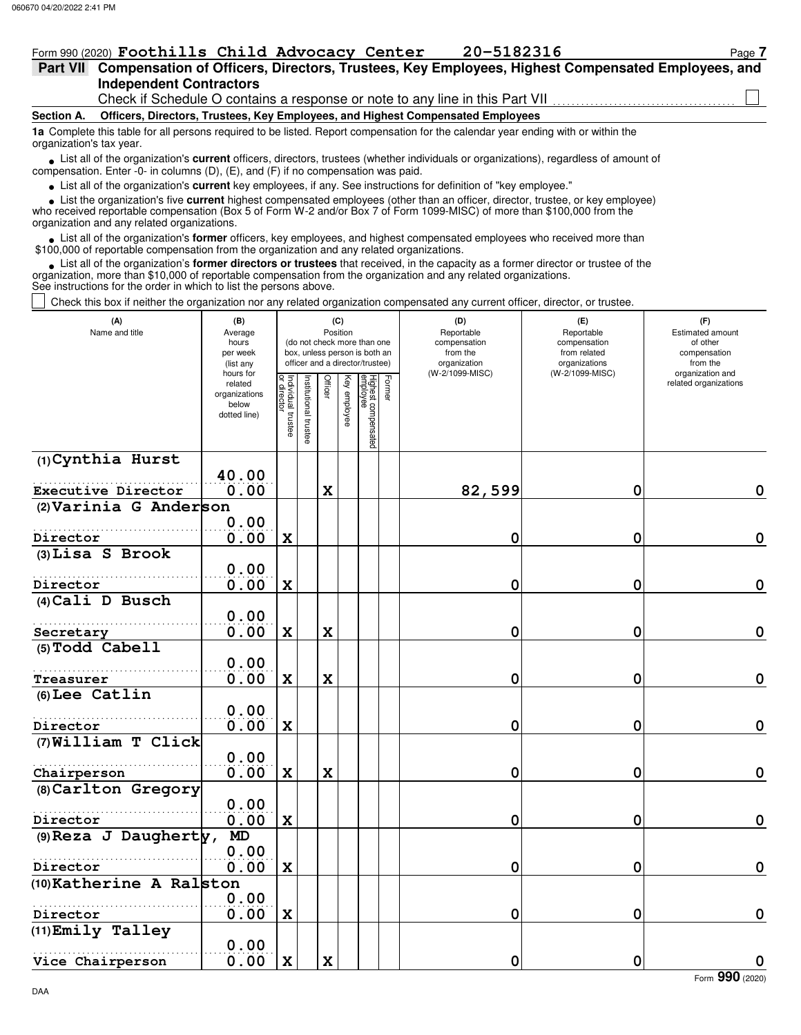Form 990 (2020) **Foothills Child Advocacy Center** **20-5182316**

**Part VII Compensation of Officers, Directors, Trustees, Key Employees, Highest Compensated Employees, and Independent Contractors**

Check if Schedule O contains a response or note to any line in this Part VII ☐

**Section A. Officers, Directors, Trustees, Key Employees, and Highest Compensated Employees**

**1a** Complete this table for all persons required to be listed. Report compensation for the calendar year ending with or within the organization's tax year.

- List all of the organization's **current** officers, directors, trustees (whether individuals or organizations), regardless of amount of compensation. Enter -0- in columns (D), (E), and (F) if no compensation was paid.
- List all of the organization's **current** key employees, if any. See instructions for definition of "key employee."
- List the organization's five **current** highest compensated employees (other than an officer, director, trustee, or key employee) who received reportable compensation (Box 5 of Form W-2 and/or Box 7 of Form 1099-MISC) of more than $100,000 from the organization and any related organizations.
- List all of the organization's **former** officers, key employees, and highest compensated employees who received more than $100,000 of reportable compensation from the organization and any related organizations.
- List all of the organization's **former directors or trustees** that received, in the capacity as a former director or trustee of the organization, more than $10,000 of reportable compensation from the organization and any related organizations.

See instructions for the order in which to list the persons above.

☐ Check this box if neither the organization nor any related organization compensated any current officer, director, or trustee.

| (A) Name and title | (B) Average hours per week (list any hours for related organizations below dotted line) | (C) Position (do not check more than one box, unless person is both an officer and a director/trustee) | | | | | | (D) Reportable compensation from the organization (W-2/1099-MISC) | (E) Reportable compensation from related organizations (W-2/1099-MISC) | (F) Estimated amount of other compensation from the organization and related organizations |
|---|---|---|---|---|---|---|---|---|---|---|
| | | Individual trustee or director | Institutional trustee | Officer | Key employee | Highest compensated employee | Former | | | |
| (1) Cynthia Hurst<br>Executive Director | 40.00<br>0.00 | | | X | | | | 82,599 | 0 | 0 |
| (2) Varinia G Anderson<br>Director | 0.00<br>0.00 | X | | | | | | 0 | 0 | 0 |
| (3) Lisa S Brook<br>Director | 0.00<br>0.00 | X | | | | | | 0 | 0 | 0 |
| (4) Cali D Busch<br>Secretary | 0.00<br>0.00 | X | | X | | | | 0 | 0 | 0 |
| (5) Todd Cabell<br>Treasurer | 0.00<br>0.00 | X | | X | | | | 0 | 0 | 0 |
| (6) Lee Catlin<br>Director | 0.00<br>0.00 | X | | | | | | 0 | 0 | 0 |
| (7) William T Click<br>Chairperson | 0.00<br>0.00 | X | | X | | | | 0 | 0 | 0 |
| (8) Carlton Gregory<br>Director | 0.00<br>0.00 | X | | | | | | 0 | 0 | 0 |
| (9) Reza J Daugherty, MD<br>Director | 0.00<br>0.00 | X | | | | | | 0 | 0 | 0 |
| (10) Katherine A Ralston<br>Director | 0.00<br>0.00 | X | | | | | | 0 | 0 | 0 |
| (11) Emily Talley<br>Vice Chairperson | 0.00<br>0.00 | X | | X | | | | 0 | 0 | 0 |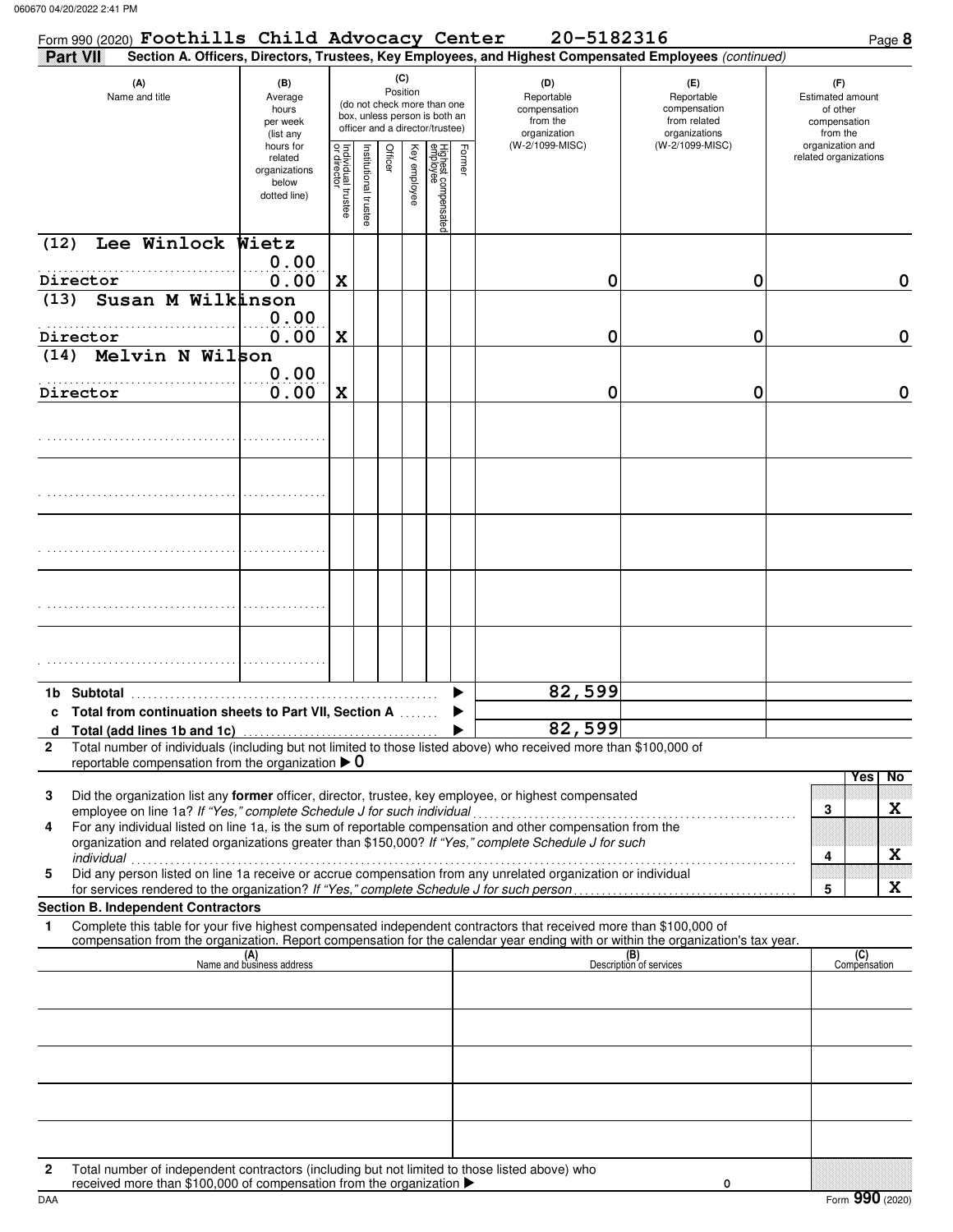Form 990 (2020) **Foothills Child Advocacy Center** **20-5182316** Page **8**

**Part VII** **Section A. Officers, Directors, Trustees, Key Employees, and Highest Compensated Employees** *(continued)*

| (A) Name and title | (B) Average hours per week (list any hours for related organizations below dotted line) | (C) Position: Individual trustee or director | Institutional trustee | Officer | Key employee | Highest compensated employee | Former | (D) Reportable compensation from the organization (W-2/1099-MISC) | (E) Reportable compensation from related organizations (W-2/1099-MISC) | (F) Estimated amount of other compensation from the organization and related organizations |
|---|---|---|---|---|---|---|---|---|---|---|
| (12) Lee Winlock Wietz<br>Director | 0.00<br>0.00 | X | | | | | | 0 | 0 | 0 |
| (13) Susan M Wilkinson<br>Director | 0.00<br>0.00 | X | | | | | | 0 | 0 | 0 |
| (14) Melvin N Wilson<br>Director | 0.00<br>0.00 | X | | | | | | 0 | 0 | 0 |
| | | | | | | | | | | |
| | | | | | | | | | | |
| | | | | | | | | | | |
| | | | | | | | | | | |
| | | | | | | | | | | |

| | | (D) | (E) | (F) |
|---|---|---|---|---|
| **1b** | **Subtotal** | 82,599 | | |
| **c** | **Total from continuation sheets to Part VII, Section A** | | | |
| **d** | **Total (add lines 1b and 1c)** | 82,599 | | |

**2** Total number of individuals (including but not limited to those listed above) who received more than $100,000 of reportable compensation from the organization ▶ 0

| | | | Yes | No |
|---|---|---|---|---|
| **3** | Did the organization list any **former** officer, director, trustee, key employee, or highest compensated employee on line 1a? *If "Yes," complete Schedule J for such individual* | 3 | | X |
| **4** | For any individual listed on line 1a, is the sum of reportable compensation and other compensation from the organization and related organizations greater than $150,000? *If "Yes," complete Schedule J for such individual* | 4 | | X |
| **5** | Did any person listed on line 1a receive or accrue compensation from any unrelated organization or individual for services rendered to the organization? *If "Yes," complete Schedule J for such person* | 5 | | X |

**Section B. Independent Contractors**

**1** Complete this table for your five highest compensated independent contractors that received more than $100,000 of compensation from the organization. Report compensation for the calendar year ending with or within the organization's tax year.

| (A) Name and business address | (B) Description of services | (C) Compensation |
|---|---|---|
| | | |
| | | |
| | | |
| | | |
| | | |

**2** Total number of independent contractors (including but not limited to those listed above) who received more than $100,000 of compensation from the organization ▶ 0

DAA Form **990** (2020)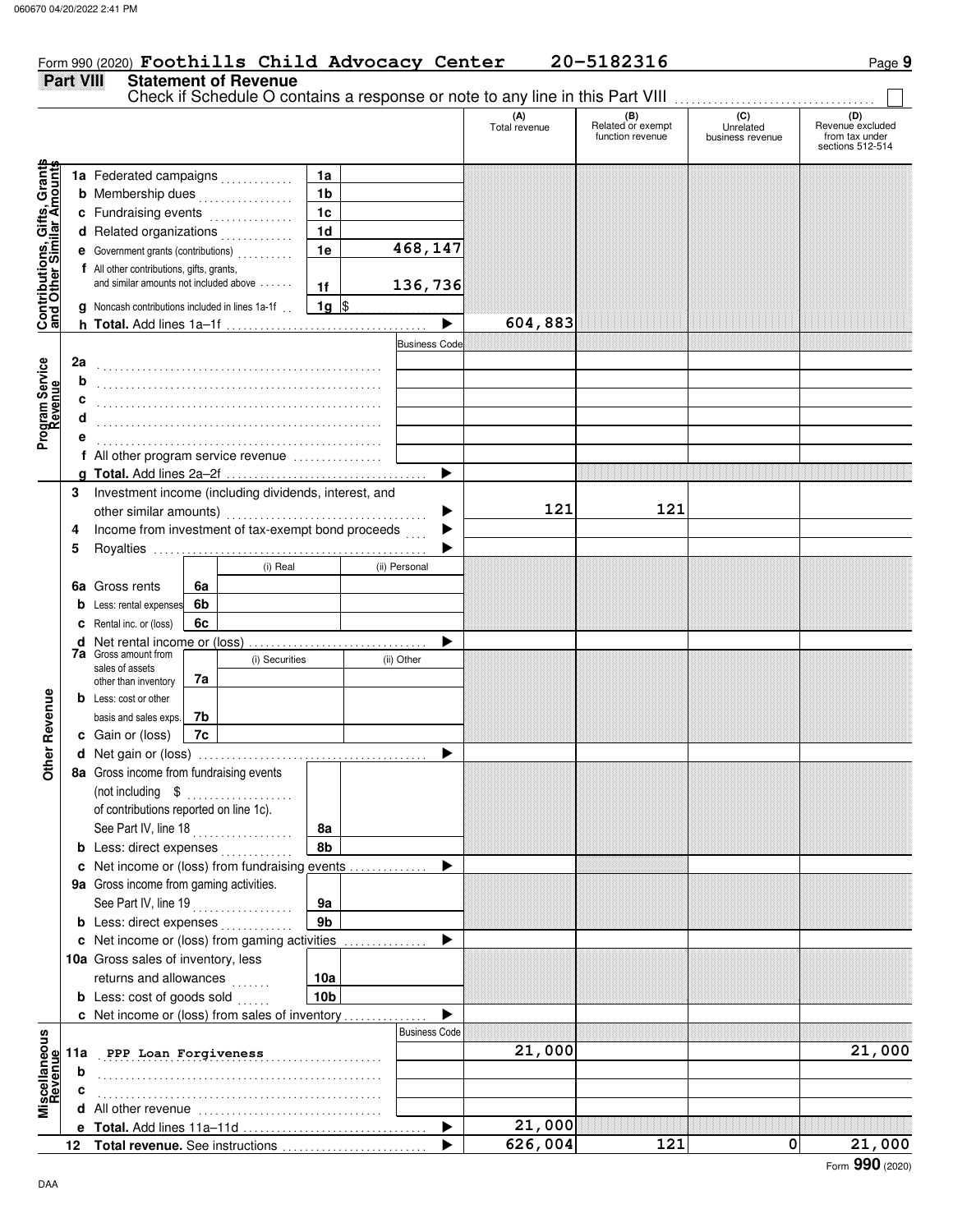Form 990 (2020) **Foothills Child Advocacy Center** **20-5182316** Page **9**

## Part VIII Statement of Revenue

Check if Schedule O contains a response or note to any line in this Part VIII ☐

| | | | | (A) Total revenue | (B) Related or exempt function revenue | (C) Unrelated business revenue | (D) Revenue excluded from tax under sections 512-514 |
|---|---|---|---|---|---|---|---|
| **Contributions, Gifts, Grants and Other Similar Amounts** | 1a Federated campaigns | 1a | | | | | |
| | b Membership dues | 1b | | | | | |
| | c Fundraising events | 1c | | | | | |
| | d Related organizations | 1d | | | | | |
| | e Government grants (contributions) | 1e | 468,147 | | | | |
| | f All other contributions, gifts, grants, and similar amounts not included above | 1f | 136,736 | | | | |
| | g Noncash contributions included in lines 1a-1f | 1g | $ | | | | |
| | h **Total.** Add lines 1a–1f | | ▶ | 604,883 | | | |
| **Program Service Revenue** | | | Business Code | | | | |
| | 2a | | | | | | |
| | b | | | | | | |
| | c | | | | | | |
| | d | | | | | | |
| | e | | | | | | |
| | f All other program service revenue | | | | | | |
| | g **Total.** Add lines 2a–2f | | ▶ | | | | |
| **Other Revenue** | 3 Investment income (including dividends, interest, and other similar amounts) | | ▶ | 121 | 121 | | |
| | 4 Income from investment of tax-exempt bond proceeds | | ▶ | | | | |
| | 5 Royalties | | ▶ | | | | |
| | | (i) Real | (ii) Personal | | | | |
| | 6a Gross rents 6a | | | | | | |
| | b Less: rental expenses 6b | | | | | | |
| | c Rental inc. or (loss) 6c | | | | | | |
| | d Net rental income or (loss) | | ▶ | | | | |
| | | (i) Securities | (ii) Other | | | | |
| | 7a Gross amount from sales of assets other than inventory 7a | | | | | | |
| | b Less: cost or other basis and sales exps. 7b | | | | | | |
| | c Gain or (loss) 7c | | | | | | |
| | d Net gain or (loss) | | ▶ | | | | |
| | 8a Gross income from fundraising events (not including $ ........ of contributions reported on line 1c). See Part IV, line 18 | 8a | | | | | |
| | b Less: direct expenses | 8b | | | | | |
| | c Net income or (loss) from fundraising events | | ▶ | | | | |
| | 9a Gross income from gaming activities. See Part IV, line 19 | 9a | | | | | |
| | b Less: direct expenses | 9b | | | | | |
| | c Net income or (loss) from gaming activities | | ▶ | | | | |
| | 10a Gross sales of inventory, less returns and allowances | 10a | | | | | |
| | b Less: cost of goods sold | 10b | | | | | |
| | c Net income or (loss) from sales of inventory | | ▶ | | | | |
| **Miscellaneous Revenue** | | | Business Code | | | | |
| | 11a PPP Loan Forgiveness | | | 21,000 | | | 21,000 |
| | b | | | | | | |
| | c | | | | | | |
| | d All other revenue | | | | | | |
| | e **Total.** Add lines 11a–11d | | ▶ | 21,000 | | | |
| | 12 **Total revenue.** See instructions | | ▶ | 626,004 | 121 | 0 | 21,000 |

Form **990** (2020)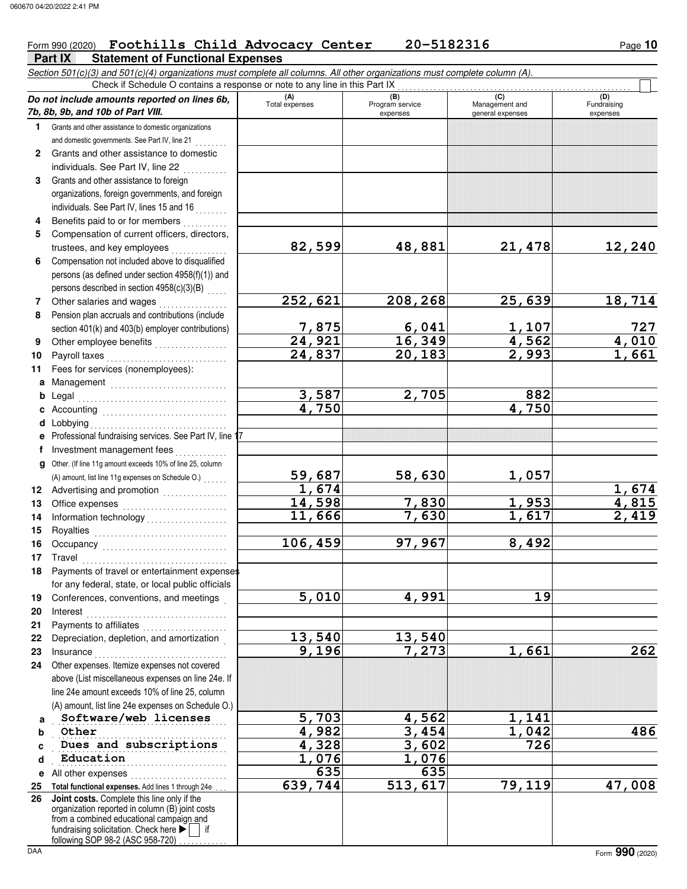Form 990 (2020) **Foothills Child Advocacy Center 20-5182316**

## Part IX Statement of Functional Expenses

*Section 501(c)(3) and 501(c)(4) organizations must complete all columns. All other organizations must complete column (A).*

Check if Schedule O contains a response or note to any line in this Part IX

| *Do not include amounts reported on lines 6b, 7b, 8b, 9b, and 10b of Part VIII.* | (A) Total expenses | (B) Program service expenses | (C) Management and general expenses | (D) Fundraising expenses |
|---|---|---|---|---|
| 1 Grants and other assistance to domestic organizations and domestic governments. See Part IV, line 21 | | | | |
| 2 Grants and other assistance to domestic individuals. See Part IV, line 22 | | | | |
| 3 Grants and other assistance to foreign organizations, foreign governments, and foreign individuals. See Part IV, lines 15 and 16 | | | | |
| 4 Benefits paid to or for members | | | | |
| 5 Compensation of current officers, directors, trustees, and key employees | 82,599 | 48,881 | 21,478 | 12,240 |
| 6 Compensation not included above to disqualified persons (as defined under section 4958(f)(1)) and persons described in section 4958(c)(3)(B) | | | | |
| 7 Other salaries and wages | 252,621 | 208,268 | 25,639 | 18,714 |
| 8 Pension plan accruals and contributions (include section 401(k) and 403(b) employer contributions) | 7,875 | 6,041 | 1,107 | 727 |
| 9 Other employee benefits | 24,921 | 16,349 | 4,562 | 4,010 |
| 10 Payroll taxes | 24,837 | 20,183 | 2,993 | 1,661 |
| 11 Fees for services (nonemployees): | | | | |
| a Management | | | | |
| b Legal | 3,587 | 2,705 | 882 | |
| c Accounting | 4,750 | | 4,750 | |
| d Lobbying | | | | |
| e Professional fundraising services. See Part IV, line 17 | | | | |
| f Investment management fees | | | | |
| g Other. (If line 11g amount exceeds 10% of line 25, column (A) amount, list line 11g expenses on Schedule O.) | 59,687 | 58,630 | 1,057 | |
| 12 Advertising and promotion | 1,674 | | | 1,674 |
| 13 Office expenses | 14,598 | 7,830 | 1,953 | 4,815 |
| 14 Information technology | 11,666 | 7,630 | 1,617 | 2,419 |
| 15 Royalties | | | | |
| 16 Occupancy | 106,459 | 97,967 | 8,492 | |
| 17 Travel | | | | |
| 18 Payments of travel or entertainment expenses for any federal, state, or local public officials | | | | |
| 19 Conferences, conventions, and meetings | 5,010 | 4,991 | 19 | |
| 20 Interest | | | | |
| 21 Payments to affiliates | | | | |
| 22 Depreciation, depletion, and amortization | 13,540 | 13,540 | | |
| 23 Insurance | 9,196 | 7,273 | 1,661 | 262 |
| 24 Other expenses. Itemize expenses not covered above (List miscellaneous expenses on line 24e. If line 24e amount exceeds 10% of line 25, column (A) amount, list line 24e expenses on Schedule O.) | | | | |
| a Software/web licenses | 5,703 | 4,562 | 1,141 | |
| b Other | 4,982 | 3,454 | 1,042 | 486 |
| c Dues and subscriptions | 4,328 | 3,602 | 726 | |
| d Education | 1,076 | 1,076 | | |
| e All other expenses | 635 | 635 | | |
| 25 **Total functional expenses.** Add lines 1 through 24e | 639,744 | 513,617 | 79,119 | 47,008 |
| 26 **Joint costs.** Complete this line only if the organization reported in column (B) joint costs from a combined educational campaign and fundraising solicitation. Check here ▶ ☐ if following SOP 98-2 (ASC 958-720) | | | | |

Form **990** (2020)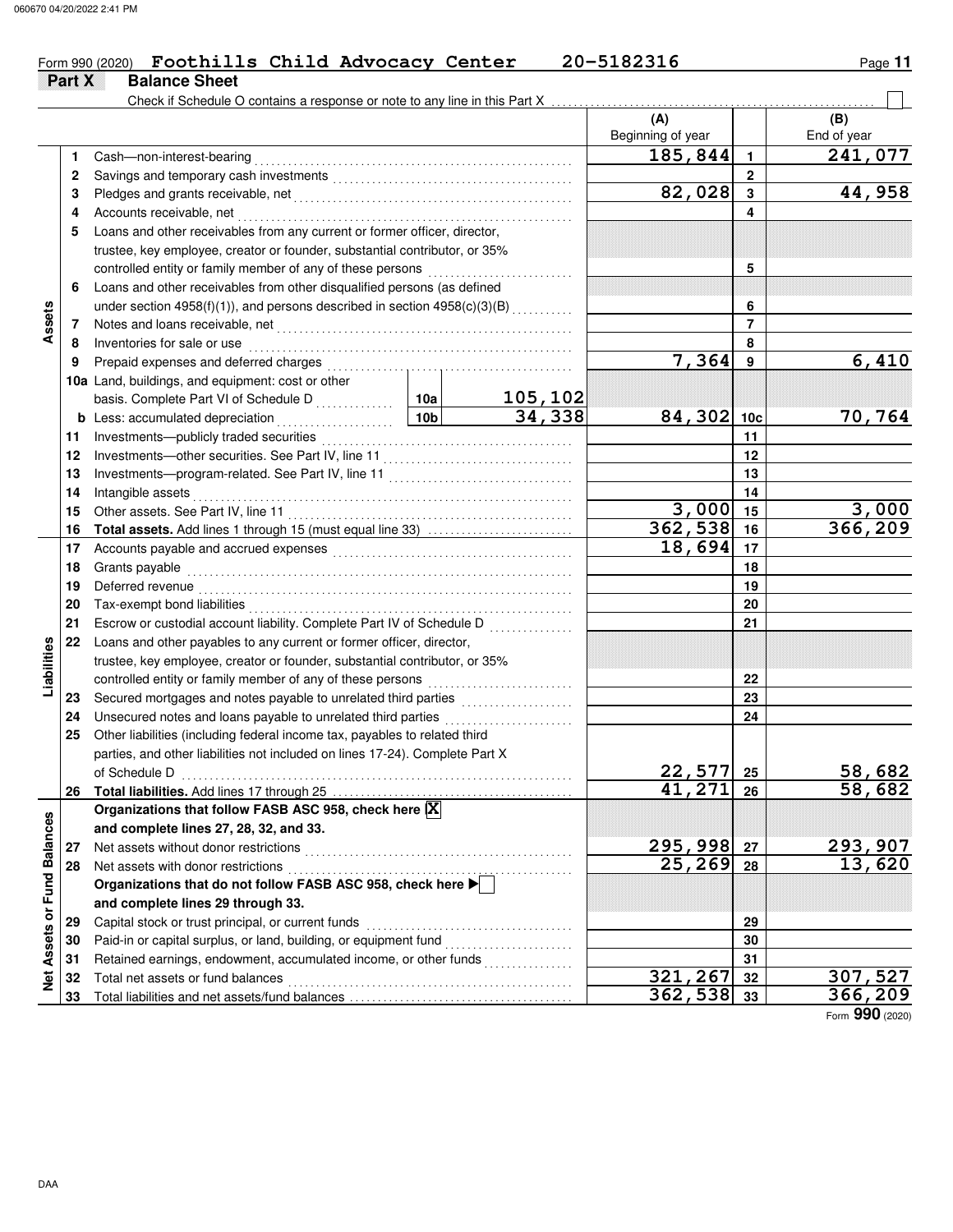Form 990 (2020) **Foothills Child Advocacy Center** **20-5182316** Page **11**

## Part X Balance Sheet

Check if Schedule O contains a response or note to any line in this Part X . . . . . . . . . . . . . . . . . . . . . . . . . . . . . . . . . ☐

| | | | | | (A) Beginning of year | | (B) End of year |
|---|---|---|---|---|---|---|---|
| **Assets** | 1 | Cash—non-interest-bearing | | | 185,844 | 1 | 241,077 |
| | 2 | Savings and temporary cash investments | | | | 2 | |
| | 3 | Pledges and grants receivable, net | | | 82,028 | 3 | 44,958 |
| | 4 | Accounts receivable, net | | | | 4 | |
| | 5 | Loans and other receivables from any current or former officer, director, trustee, key employee, creator or founder, substantial contributor, or 35% controlled entity or family member of any of these persons | | | | 5 | |
| | 6 | Loans and other receivables from other disqualified persons (as defined under section 4958(f)(1)), and persons described in section 4958(c)(3)(B) | | | | 6 | |
| | 7 | Notes and loans receivable, net | | | | 7 | |
| | 8 | Inventories for sale or use | | | | 8 | |
| | 9 | Prepaid expenses and deferred charges | | | 7,364 | 9 | 6,410 |
| | 10a | Land, buildings, and equipment: cost or other basis. Complete Part VI of Schedule D | 10a | 105,102 | | | |
| | b | Less: accumulated depreciation | 10b | 34,338 | 84,302 | 10c | 70,764 |
| | 11 | Investments—publicly traded securities | | | | 11 | |
| | 12 | Investments—other securities. See Part IV, line 11 | | | | 12 | |
| | 13 | Investments—program-related. See Part IV, line 11 | | | | 13 | |
| | 14 | Intangible assets | | | | 14 | |
| | 15 | Other assets. See Part IV, line 11 | | | 3,000 | 15 | 3,000 |
| | 16 | **Total assets.** Add lines 1 through 15 (must equal line 33) | | | 362,538 | 16 | 366,209 |
| **Liabilities** | 17 | Accounts payable and accrued expenses | | | 18,694 | 17 | |
| | 18 | Grants payable | | | | 18 | |
| | 19 | Deferred revenue | | | | 19 | |
| | 20 | Tax-exempt bond liabilities | | | | 20 | |
| | 21 | Escrow or custodial account liability. Complete Part IV of Schedule D | | | | 21 | |
| | 22 | Loans and other payables to any current or former officer, director, trustee, key employee, creator or founder, substantial contributor, or 35% controlled entity or family member of any of these persons | | | | 22 | |
| | 23 | Secured mortgages and notes payable to unrelated third parties | | | | 23 | |
| | 24 | Unsecured notes and loans payable to unrelated third parties | | | | 24 | |
| | 25 | Other liabilities (including federal income tax, payables to related third parties, and other liabilities not included on lines 17-24). Complete Part X of Schedule D | | | 22,577 | 25 | 58,682 |
| | 26 | **Total liabilities.** Add lines 17 through 25 | | | 41,271 | 26 | 58,682 |
| **Net Assets or Fund Balances** | | **Organizations that follow FASB ASC 958, check here** ☒ **and complete lines 27, 28, 32, and 33.** | | | | | |
| | 27 | Net assets without donor restrictions | | | 295,998 | 27 | 293,907 |
| | 28 | Net assets with donor restrictions | | | 25,269 | 28 | 13,620 |
| | | **Organizations that do not follow FASB ASC 958, check here** ▶ ☐ **and complete lines 29 through 33.** | | | | | |
| | 29 | Capital stock or trust principal, or current funds | | | | 29 | |
| | 30 | Paid-in or capital surplus, or land, building, or equipment fund | | | | 30 | |
| | 31 | Retained earnings, endowment, accumulated income, or other funds | | | | 31 | |
| | 32 | Total net assets or fund balances | | | 321,267 | 32 | 307,527 |
| | 33 | Total liabilities and net assets/fund balances | | | 362,538 | 33 | 366,209 |

Form **990** (2020)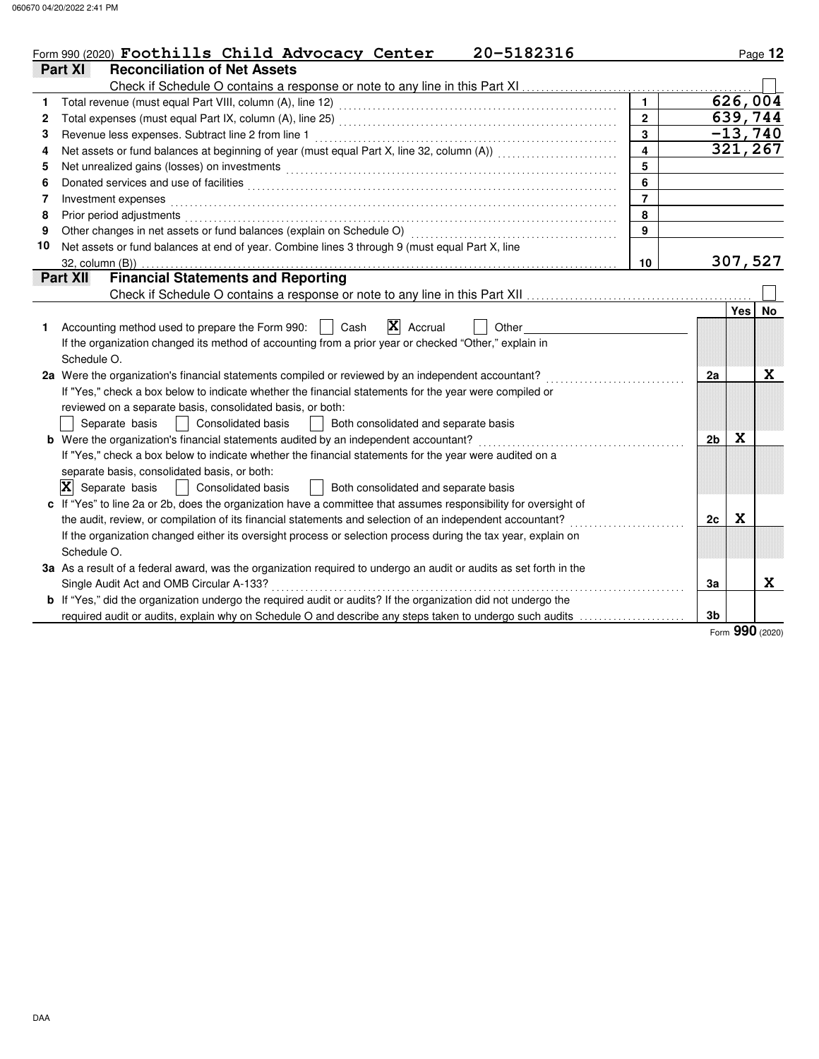Form 990 (2020) **Foothills Child Advocacy Center 20-5182316** Page 12

## Part XI Reconciliation of Net Assets

Check if Schedule O contains a response or note to any line in this Part XI ☐

| | | | |
|---|---|---|---|
| 1 | Total revenue (must equal Part VIII, column (A), line 12) | 1 | 626,004 |
| 2 | Total expenses (must equal Part IX, column (A), line 25) | 2 | 639,744 |
| 3 | Revenue less expenses. Subtract line 2 from line 1 | 3 | -13,740 |
| 4 | Net assets or fund balances at beginning of year (must equal Part X, line 32, column (A)) | 4 | 321,267 |
| 5 | Net unrealized gains (losses) on investments | 5 | |
| 6 | Donated services and use of facilities | 6 | |
| 7 | Investment expenses | 7 | |
| 8 | Prior period adjustments | 8 | |
| 9 | Other changes in net assets or fund balances (explain on Schedule O) | 9 | |
| 10 | Net assets or fund balances at end of year. Combine lines 3 through 9 (must equal Part X, line 32, column (B)) | 10 | 307,527 |

## Part XII Financial Statements and Reporting

Check if Schedule O contains a response or note to any line in this Part XII ☐

| | | | Yes | No |
|---|---|---|---|---|
| 1 | Accounting method used to prepare the Form 990: ☐ Cash ☒ Accrual ☐ Other<br>If the organization changed its method of accounting from a prior year or checked "Other," explain in Schedule O. | | | |
| 2a | Were the organization's financial statements compiled or reviewed by an independent accountant?<br>If "Yes," check a box below to indicate whether the financial statements for the year were compiled or reviewed on a separate basis, consolidated basis, or both:<br>☐ Separate basis ☐ Consolidated basis ☐ Both consolidated and separate basis | 2a | | X |
| b | Were the organization's financial statements audited by an independent accountant?<br>If "Yes," check a box below to indicate whether the financial statements for the year were audited on a separate basis, consolidated basis, or both:<br>☒ Separate basis ☐ Consolidated basis ☐ Both consolidated and separate basis | 2b | X | |
| c | If "Yes" to line 2a or 2b, does the organization have a committee that assumes responsibility for oversight of the audit, review, or compilation of its financial statements and selection of an independent accountant?<br>If the organization changed either its oversight process or selection process during the tax year, explain on Schedule O. | 2c | X | |
| 3a | As a result of a federal award, was the organization required to undergo an audit or audits as set forth in the Single Audit Act and OMB Circular A-133? | 3a | | X |
| b | If "Yes," did the organization undergo the required audit or audits? If the organization did not undergo the required audit or audits, explain why on Schedule O and describe any steps taken to undergo such audits | 3b | | |

Form **990** (2020)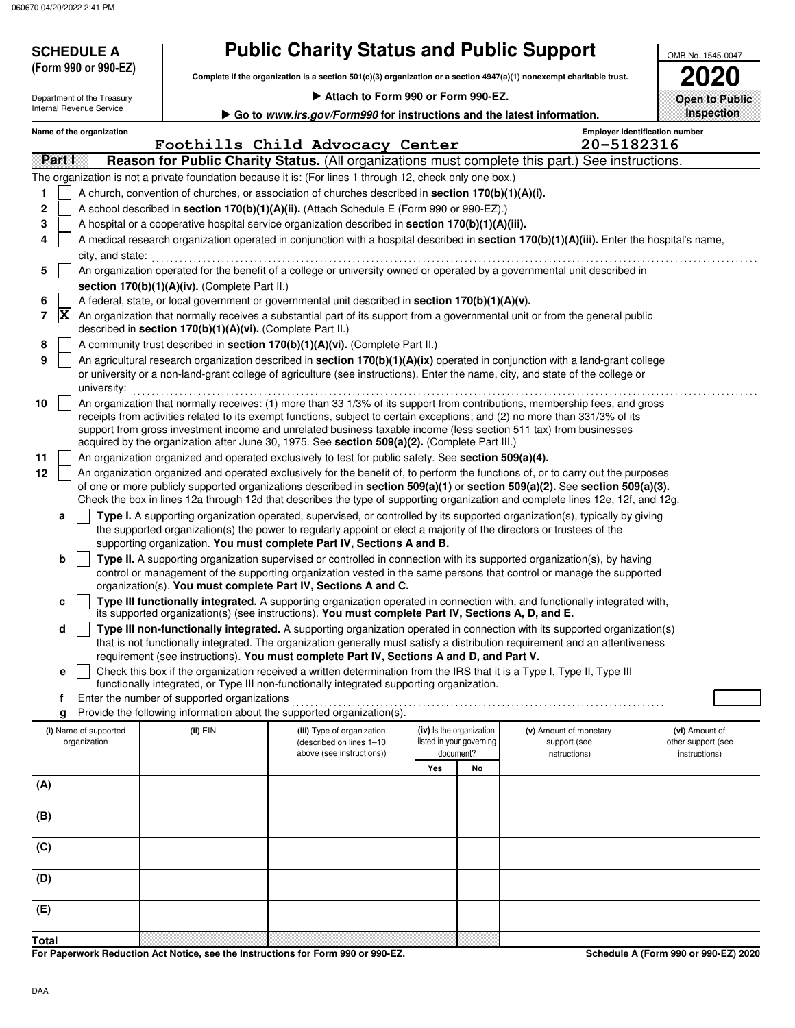**SCHEDULE A (Form 990 or 990-EZ)**

Department of the Treasury
Internal Revenue Service

# Public Charity Status and Public Support

**Complete if the organization is a section 501(c)(3) organization or a section 4947(a)(1) nonexempt charitable trust.**

▶ **Attach to Form 990 or Form 990-EZ.**

▶ **Go to www.irs.gov/Form990 for instructions and the latest information.**

OMB No. 1545-0047

**2020**

**Open to Public Inspection**

Name of the organization: Foothills Child Advocacy Center

Employer identification number: 20-5182316

## Part I — Reason for Public Charity Status. (All organizations must complete this part.) See instructions.

The organization is not a private foundation because it is: (For lines 1 through 12, check only one box.)

1. [ ] A church, convention of churches, or association of churches described in **section 170(b)(1)(A)(i).**
2. [ ] A school described in **section 170(b)(1)(A)(ii).** (Attach Schedule E (Form 990 or 990-EZ).)
3. [ ] A hospital or a cooperative hospital service organization described in **section 170(b)(1)(A)(iii).**
4. [ ] A medical research organization operated in conjunction with a hospital described in **section 170(b)(1)(A)(iii).** Enter the hospital's name, city, and state:
5. [ ] An organization operated for the benefit of a college or university owned or operated by a governmental unit described in **section 170(b)(1)(A)(iv).** (Complete Part II.)
6. [ ] A federal, state, or local government or governmental unit described in **section 170(b)(1)(A)(v).**
7. [X] An organization that normally receives a substantial part of its support from a governmental unit or from the general public described in **section 170(b)(1)(A)(vi).** (Complete Part II.)
8. [ ] A community trust described in **section 170(b)(1)(A)(vi).** (Complete Part II.)
9. [ ] An agricultural research organization described in **section 170(b)(1)(A)(ix)** operated in conjunction with a land-grant college or university or a non-land-grant college of agriculture (see instructions). Enter the name, city, and state of the college or university:
10. [ ] An organization that normally receives: (1) more than 33 1/3% of its support from contributions, membership fees, and gross receipts from activities related to its exempt functions, subject to certain exceptions; and (2) no more than 331/3% of its support from gross investment income and unrelated business taxable income (less section 511 tax) from businesses acquired by the organization after June 30, 1975. See **section 509(a)(2).** (Complete Part III.)
11. [ ] An organization organized and operated exclusively to test for public safety. See **section 509(a)(4).**
12. [ ] An organization organized and operated exclusively for the benefit of, to perform the functions of, or to carry out the purposes of one or more publicly supported organizations described in **section 509(a)(1)** or **section 509(a)(2).** See **section 509(a)(3).** Check the box in lines 12a through 12d that describes the type of supporting organization and complete lines 12e, 12f, and 12g.
   - **a** [ ] **Type I.** A supporting organization operated, supervised, or controlled by its supported organization(s), typically by giving the supported organization(s) the power to regularly appoint or elect a majority of the directors or trustees of the supporting organization. **You must complete Part IV, Sections A and B.**
   - **b** [ ] **Type II.** A supporting organization supervised or controlled in connection with its supported organization(s), by having control or management of the supporting organization vested in the same persons that control or manage the supported organization(s). **You must complete Part IV, Sections A and C.**
   - **c** [ ] **Type III functionally integrated.** A supporting organization operated in connection with, and functionally integrated with, its supported organization(s) (see instructions). **You must complete Part IV, Sections A, D, and E.**
   - **d** [ ] **Type III non-functionally integrated.** A supporting organization operated in connection with its supported organization(s) that is not functionally integrated. The organization generally must satisfy a distribution requirement and an attentiveness requirement (see instructions). **You must complete Part IV, Sections A and D, and Part V.**
   - **e** [ ] Check this box if the organization received a written determination from the IRS that it is a Type I, Type II, Type III functionally integrated, or Type III non-functionally integrated supporting organization.
   - **f** Enter the number of supported organizations
   - **g** Provide the following information about the supported organization(s).

| (i) Name of supported organization | (ii) EIN | (iii) Type of organization (described on lines 1–10 above (see instructions)) | (iv) Is the organization listed in your governing document? Yes | No | (v) Amount of monetary support (see instructions) | (vi) Amount of other support (see instructions) |
|---|---|---|---|---|---|---|
| (A) | | | | | | |
| (B) | | | | | | |
| (C) | | | | | | |
| (D) | | | | | | |
| (E) | | | | | | |
| Total | | | | | | |

**For Paperwork Reduction Act Notice, see the Instructions for Form 990 or 990-EZ.**

**Schedule A (Form 990 or 990-EZ) 2020**

DAA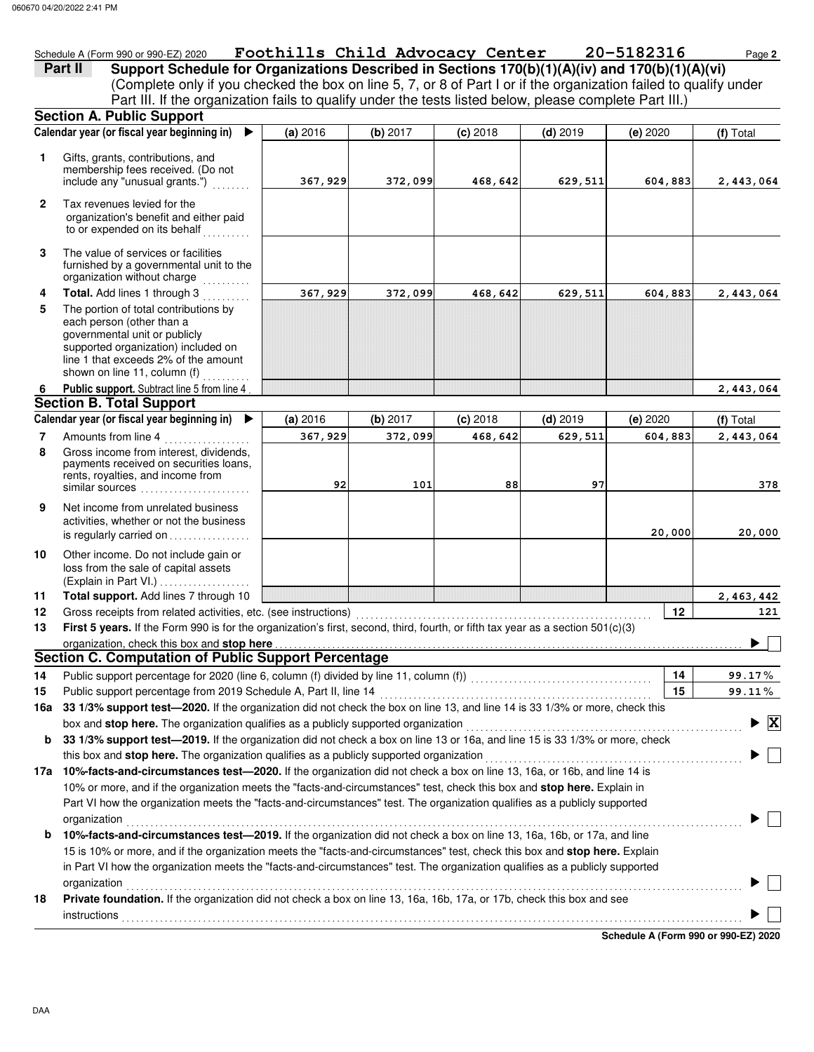Schedule A (Form 990 or 990-EZ) 2020 **Foothills Child Advocacy Center** **20-5182316** Page **2**

## Part II — Support Schedule for Organizations Described in Sections 170(b)(1)(A)(iv) and 170(b)(1)(A)(vi)

(Complete only if you checked the box on line 5, 7, or 8 of Part I or if the organization failed to qualify under Part III. If the organization fails to qualify under the tests listed below, please complete Part III.)

### Section A. Public Support

| Calendar year (or fiscal year beginning in) ▶ | (a) 2016 | (b) 2017 | (c) 2018 | (d) 2019 | (e) 2020 | (f) Total |
|---|---|---|---|---|---|---|
| **1** Gifts, grants, contributions, and membership fees received. (Do not include any "unusual grants.") | 367,929 | 372,099 | 468,642 | 629,511 | 604,883 | 2,443,064 |
| **2** Tax revenues levied for the organization's benefit and either paid to or expended on its behalf | | | | | | |
| **3** The value of services or facilities furnished by a governmental unit to the organization without charge | | | | | | |
| **4** **Total.** Add lines 1 through 3 | 367,929 | 372,099 | 468,642 | 629,511 | 604,883 | 2,443,064 |
| **5** The portion of total contributions by each person (other than a governmental unit or publicly supported organization) included on line 1 that exceeds 2% of the amount shown on line 11, column (f) | | | | | | |
| **6** **Public support.** Subtract line 5 from line 4 | | | | | | 2,443,064 |

### Section B. Total Support

| Calendar year (or fiscal year beginning in) ▶ | (a) 2016 | (b) 2017 | (c) 2018 | (d) 2019 | (e) 2020 | (f) Total |
|---|---|---|---|---|---|---|
| **7** Amounts from line 4 | 367,929 | 372,099 | 468,642 | 629,511 | 604,883 | 2,443,064 |
| **8** Gross income from interest, dividends, payments received on securities loans, rents, royalties, and income from similar sources | 92 | 101 | 88 | 97 | | 378 |
| **9** Net income from unrelated business activities, whether or not the business is regularly carried on | | | | | 20,000 | 20,000 |
| **10** Other income. Do not include gain or loss from the sale of capital assets (Explain in Part VI.) | | | | | | |
| **11** **Total support.** Add lines 7 through 10 | | | | | | 2,463,442 |

**12** Gross receipts from related activities, etc. (see instructions) — **12** — 121

**13** **First 5 years.** If the Form 990 is for the organization's first, second, third, fourth, or fifth tax year as a section 501(c)(3) organization, check this box and **stop here** ▶ ☐

### Section C. Computation of Public Support Percentage

**14** Public support percentage for 2020 (line 6, column (f) divided by line 11, column (f)) — **14** — 99.17%

**15** Public support percentage from 2019 Schedule A, Part II, line 14 — **15** — 99.11%

**16a** **33 1/3% support test—2020.** If the organization did not check the box on line 13, and line 14 is 33 1/3% or more, check this box and **stop here.** The organization qualifies as a publicly supported organization ▶ ☒

**b** **33 1/3% support test—2019.** If the organization did not check a box on line 13 or 16a, and line 15 is 33 1/3% or more, check this box and **stop here.** The organization qualifies as a publicly supported organization ▶ ☐

**17a** **10%-facts-and-circumstances test—2020.** If the organization did not check a box on line 13, 16a, or 16b, and line 14 is 10% or more, and if the organization meets the "facts-and-circumstances" test, check this box and **stop here.** Explain in Part VI how the organization meets the "facts-and-circumstances" test. The organization qualifies as a publicly supported organization ▶ ☐

**b** **10%-facts-and-circumstances test—2019.** If the organization did not check a box on line 13, 16a, 16b, or 17a, and line 15 is 10% or more, and if the organization meets the "facts-and-circumstances" test, check this box and **stop here.** Explain in Part VI how the organization meets the "facts-and-circumstances" test. The organization qualifies as a publicly supported organization ▶ ☐

**18** **Private foundation.** If the organization did not check a box on line 13, 16a, 16b, 17a, or 17b, check this box and see instructions ▶ ☐

**Schedule A (Form 990 or 990-EZ) 2020**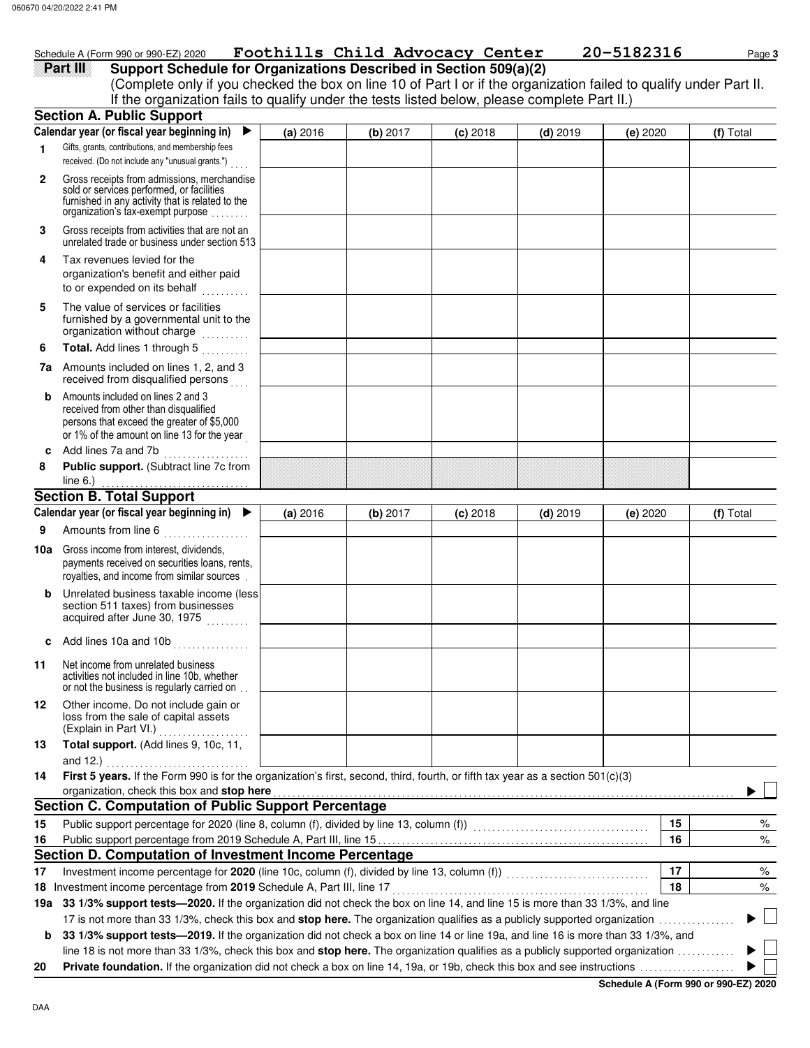Schedule A (Form 990 or 990-EZ) 2020 **Foothills Child Advocacy Center** **20-5182316**

## Part III Support Schedule for Organizations Described in Section 509(a)(2)

(Complete only if you checked the box on line 10 of Part I or if the organization failed to qualify under Part II. If the organization fails to qualify under the tests listed below, please complete Part II.)

### Section A. Public Support

| Calendar year (or fiscal year beginning in) ▶ | (a) 2016 | (b) 2017 | (c) 2018 | (d) 2019 | (e) 2020 | (f) Total |
|---|---|---|---|---|---|---|
| 1 Gifts, grants, contributions, and membership fees received. (Do not include any "unusual grants.") | | | | | | |
| 2 Gross receipts from admissions, merchandise sold or services performed, or facilities furnished in any activity that is related to the organization's tax-exempt purpose | | | | | | |
| 3 Gross receipts from activities that are not an unrelated trade or business under section 513 | | | | | | |
| 4 Tax revenues levied for the organization's benefit and either paid to or expended on its behalf | | | | | | |
| 5 The value of services or facilities furnished by a governmental unit to the organization without charge | | | | | | |
| 6 **Total.** Add lines 1 through 5 | | | | | | |
| 7a Amounts included on lines 1, 2, and 3 received from disqualified persons | | | | | | |
| b Amounts included on lines 2 and 3 received from other than disqualified persons that exceed the greater of $5,000 or 1% of the amount on line 13 for the year | | | | | | |
| c Add lines 7a and 7b | | | | | | |
| 8 **Public support.** (Subtract line 7c from line 6.) | | | | | | |

### Section B. Total Support

| Calendar year (or fiscal year beginning in) ▶ | (a) 2016 | (b) 2017 | (c) 2018 | (d) 2019 | (e) 2020 | (f) Total |
|---|---|---|---|---|---|---|
| 9 Amounts from line 6 | | | | | | |
| 10a Gross income from interest, dividends, payments received on securities loans, rents, royalties, and income from similar sources | | | | | | |
| b Unrelated business taxable income (less section 511 taxes) from businesses acquired after June 30, 1975 | | | | | | |
| c Add lines 10a and 10b | | | | | | |
| 11 Net income from unrelated business activities not included in line 10b, whether or not the business is regularly carried on | | | | | | |
| 12 Other income. Do not include gain or loss from the sale of capital assets (Explain in Part VI.) | | | | | | |
| 13 **Total support.** (Add lines 9, 10c, 11, and 12.) | | | | | | |

14 **First 5 years.** If the Form 990 is for the organization's first, second, third, fourth, or fifth tax year as a section 501(c)(3) organization, check this box and **stop here** ▶ ☐

### Section C. Computation of Public Support Percentage

| | | | |
|---|---|---|---|
| 15 | Public support percentage for 2020 (line 8, column (f), divided by line 13, column (f)) | 15 | % |
| 16 | Public support percentage from 2019 Schedule A, Part III, line 15 | 16 | % |

### Section D. Computation of Investment Income Percentage

| | | | |
|---|---|---|---|
| 17 | Investment income percentage for **2020** (line 10c, column (f), divided by line 13, column (f)) | 17 | % |
| 18 | Investment income percentage from **2019** Schedule A, Part III, line 17 | 18 | % |

19a **33 1/3% support tests—2020.** If the organization did not check the box on line 14, and line 15 is more than 33 1/3%, and line 17 is not more than 33 1/3%, check this box and **stop here.** The organization qualifies as a publicly supported organization ▶ ☐

b **33 1/3% support tests—2019.** If the organization did not check a box on line 14 or line 19a, and line 16 is more than 33 1/3%, and line 18 is not more than 33 1/3%, check this box and **stop here.** The organization qualifies as a publicly supported organization ▶ ☐

20 **Private foundation.** If the organization did not check a box on line 14, 19a, or 19b, check this box and see instructions ▶ ☐

**Schedule A (Form 990 or 990-EZ) 2020**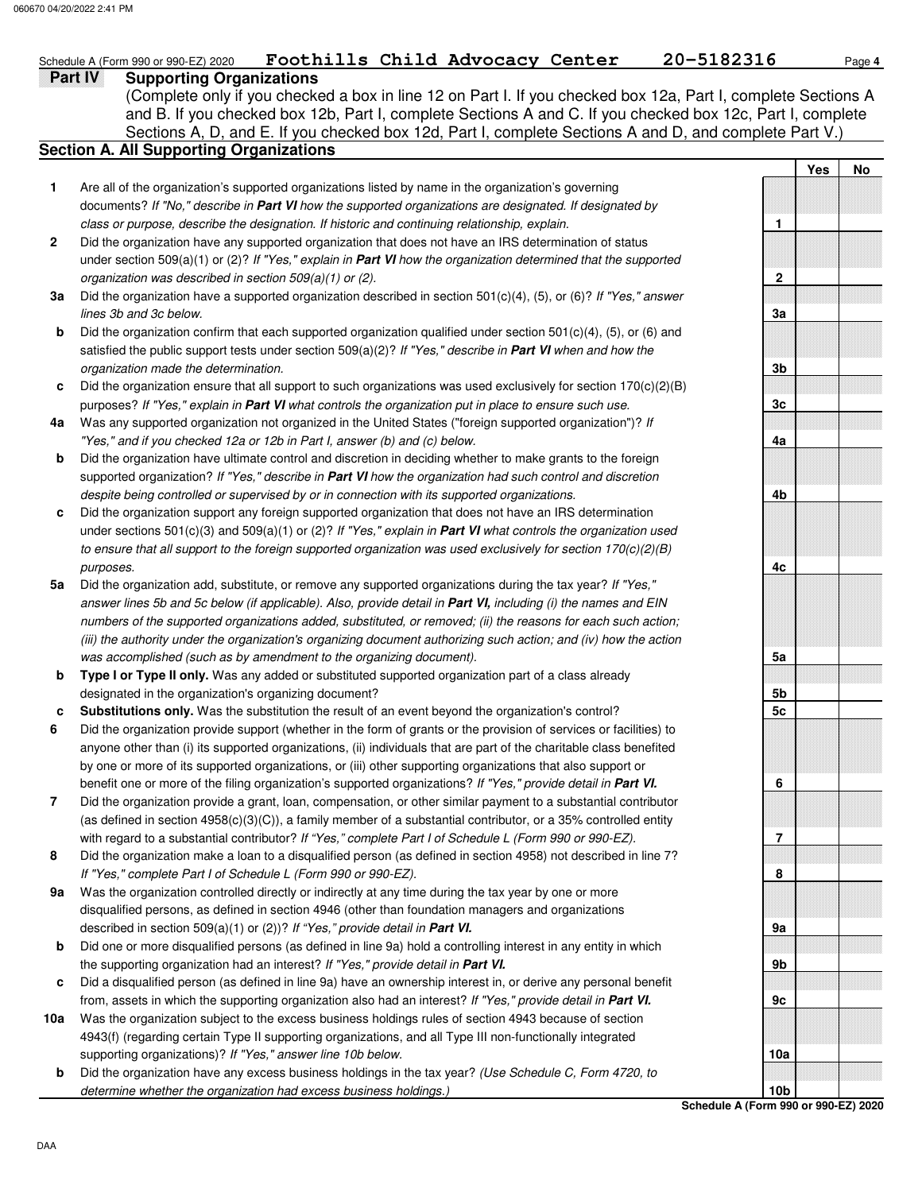Schedule A (Form 990 or 990-EZ) 2020 **Foothills Child Advocacy Center** **20-5182316**

## Part IV Supporting Organizations

(Complete only if you checked a box in line 12 on Part I. If you checked box 12a, Part I, complete Sections A and B. If you checked box 12b, Part I, complete Sections A and C. If you checked box 12c, Part I, complete Sections A, D, and E. If you checked box 12d, Part I, complete Sections A and D, and complete Part V.)

### Section A. All Supporting Organizations

| | | | Yes | No |
|---|---|---|---|---|
| **1** | Are all of the organization's supported organizations listed by name in the organization's governing documents? *If "No," describe in **Part VI** how the supported organizations are designated. If designated by class or purpose, describe the designation. If historic and continuing relationship, explain.* | 1 | | |
| **2** | Did the organization have any supported organization that does not have an IRS determination of status under section 509(a)(1) or (2)? *If "Yes," explain in **Part VI** how the organization determined that the supported organization was described in section 509(a)(1) or (2).* | 2 | | |
| **3a** | Did the organization have a supported organization described in section 501(c)(4), (5), or (6)? *If "Yes," answer lines 3b and 3c below.* | 3a | | |
| **b** | Did the organization confirm that each supported organization qualified under section 501(c)(4), (5), or (6) and satisfied the public support tests under section 509(a)(2)? *If "Yes," describe in **Part VI** when and how the organization made the determination.* | 3b | | |
| **c** | Did the organization ensure that all support to such organizations was used exclusively for section 170(c)(2)(B) purposes? *If "Yes," explain in **Part VI** what controls the organization put in place to ensure such use.* | 3c | | |
| **4a** | Was any supported organization not organized in the United States ("foreign supported organization")? *If "Yes," and if you checked 12a or 12b in Part I, answer (b) and (c) below.* | 4a | | |
| **b** | Did the organization have ultimate control and discretion in deciding whether to make grants to the foreign supported organization? *If "Yes," describe in **Part VI** how the organization had such control and discretion despite being controlled or supervised by or in connection with its supported organizations.* | 4b | | |
| **c** | Did the organization support any foreign supported organization that does not have an IRS determination under sections 501(c)(3) and 509(a)(1) or (2)? *If "Yes," explain in **Part VI** what controls the organization used to ensure that all support to the foreign supported organization was used exclusively for section 170(c)(2)(B) purposes.* | 4c | | |
| **5a** | Did the organization add, substitute, or remove any supported organizations during the tax year? *If "Yes," answer lines 5b and 5c below (if applicable). Also, provide detail in **Part VI,** including (i) the names and EIN numbers of the supported organizations added, substituted, or removed; (ii) the reasons for each such action; (iii) the authority under the organization's organizing document authorizing such action; and (iv) how the action was accomplished (such as by amendment to the organizing document).* | 5a | | |
| **b** | **Type I or Type II only.** Was any added or substituted supported organization part of a class already designated in the organization's organizing document? | 5b | | |
| **c** | **Substitutions only.** Was the substitution the result of an event beyond the organization's control? | 5c | | |
| **6** | Did the organization provide support (whether in the form of grants or the provision of services or facilities) to anyone other than (i) its supported organizations, (ii) individuals that are part of the charitable class benefited by one or more of its supported organizations, or (iii) other supporting organizations that also support or benefit one or more of the filing organization's supported organizations? ***If "Yes," provide detail in Part VI.*** | 6 | | |
| **7** | Did the organization provide a grant, loan, compensation, or other similar payment to a substantial contributor (as defined in section 4958(c)(3)(C)), a family member of a substantial contributor, or a 35% controlled entity with regard to a substantial contributor? *If "Yes," complete Part I of Schedule L (Form 990 or 990-EZ).* | 7 | | |
| **8** | Did the organization make a loan to a disqualified person (as defined in section 4958) not described in line 7? *If "Yes," complete Part I of Schedule L (Form 990 or 990-EZ).* | 8 | | |
| **9a** | Was the organization controlled directly or indirectly at any time during the tax year by one or more disqualified persons, as defined in section 4946 (other than foundation managers and organizations described in section 509(a)(1) or (2))? ***If "Yes," provide detail in Part VI.*** | 9a | | |
| **b** | Did one or more disqualified persons (as defined in line 9a) hold a controlling interest in any entity in which the supporting organization had an interest? ***If "Yes," provide detail in Part VI.*** | 9b | | |
| **c** | Did a disqualified person (as defined in line 9a) have an ownership interest in, or derive any personal benefit from, assets in which the supporting organization also had an interest? ***If "Yes," provide detail in Part VI.*** | 9c | | |
| **10a** | Was the organization subject to the excess business holdings rules of section 4943 because of section 4943(f) (regarding certain Type II supporting organizations, and all Type III non-functionally integrated supporting organizations)? *If "Yes," answer line 10b below.* | 10a | | |
| **b** | Did the organization have any excess business holdings in the tax year? *(Use Schedule C, Form 4720, to determine whether the organization had excess business holdings.)* | 10b | | |

**Schedule A (Form 990 or 990-EZ) 2020**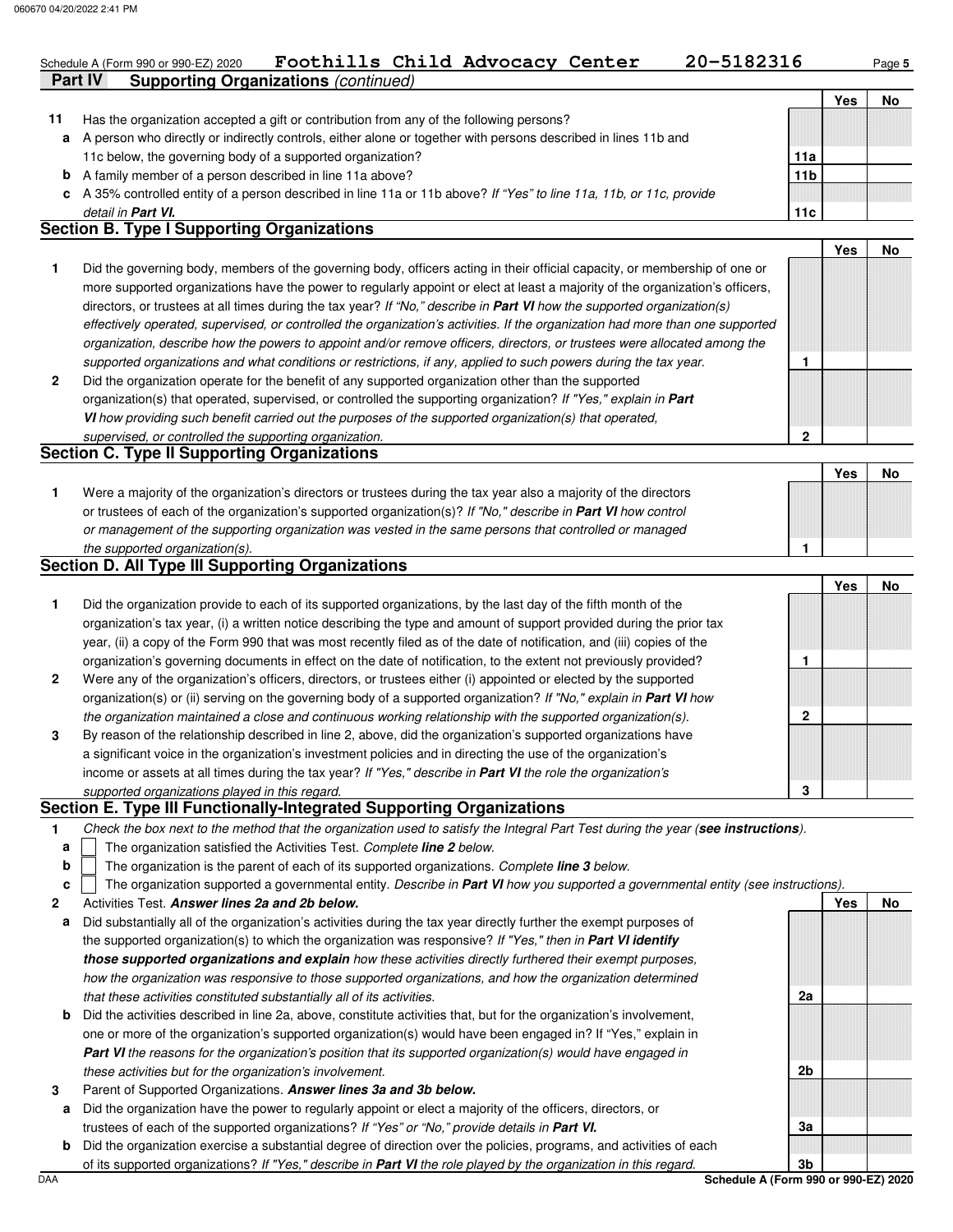Schedule A (Form 990 or 990-EZ) 2020 **Foothills Child Advocacy Center** **20-5182316** Page **5**

**Part IV Supporting Organizations** *(continued)*

| | | | Yes | No |
|---|---|---|---|---|
| **11** | Has the organization accepted a gift or contribution from any of the following persons? | | | |
| **a** | A person who directly or indirectly controls, either alone or together with persons described in lines 11b and 11c below, the governing body of a supported organization? | **11a** | | |
| **b** | A family member of a person described in line 11a above? | **11b** | | |
| **c** | A 35% controlled entity of a person described in line 11a or 11b above? *If "Yes" to line 11a, 11b, or 11c, provide detail in* ***Part VI.*** | **11c** | | |

## Section B. Type I Supporting Organizations

| | | | Yes | No |
|---|---|---|---|---|
| **1** | Did the governing body, members of the governing body, officers acting in their official capacity, or membership of one or more supported organizations have the power to regularly appoint or elect at least a majority of the organization's officers, directors, or trustees at all times during the tax year? *If "No," describe in* ***Part VI*** *how the supported organization(s) effectively operated, supervised, or controlled the organization's activities. If the organization had more than one supported organization, describe how the powers to appoint and/or remove officers, directors, or trustees were allocated among the supported organizations and what conditions or restrictions, if any, applied to such powers during the tax year.* | **1** | | |
| **2** | Did the organization operate for the benefit of any supported organization other than the supported organization(s) that operated, supervised, or controlled the supporting organization? *If "Yes," explain in* ***Part VI*** *how providing such benefit carried out the purposes of the supported organization(s) that operated, supervised, or controlled the supporting organization.* | **2** | | |

## Section C. Type II Supporting Organizations

| | | | Yes | No |
|---|---|---|---|---|
| **1** | Were a majority of the organization's directors or trustees during the tax year also a majority of the directors or trustees of each of the organization's supported organization(s)? *If "No," describe in* ***Part VI*** *how control or management of the supporting organization was vested in the same persons that controlled or managed the supported organization(s).* | **1** | | |

## Section D. All Type III Supporting Organizations

| | | | Yes | No |
|---|---|---|---|---|
| **1** | Did the organization provide to each of its supported organizations, by the last day of the fifth month of the organization's tax year, (i) a written notice describing the type and amount of support provided during the prior tax year, (ii) a copy of the Form 990 that was most recently filed as of the date of notification, and (iii) copies of the organization's governing documents in effect on the date of notification, to the extent not previously provided? | **1** | | |
| **2** | Were any of the organization's officers, directors, or trustees either (i) appointed or elected by the supported organization(s) or (ii) serving on the governing body of a supported organization? *If "No," explain in* ***Part VI*** *how the organization maintained a close and continuous working relationship with the supported organization(s).* | **2** | | |
| **3** | By reason of the relationship described in line 2, above, did the organization's supported organizations have a significant voice in the organization's investment policies and in directing the use of the organization's income or assets at all times during the tax year? *If "Yes," describe in* ***Part VI*** *the role the organization's supported organizations played in this regard.* | **3** | | |

## Section E. Type III Functionally-Integrated Supporting Organizations

**1** *Check the box next to the method that the organization used to satisfy the Integral Part Test during the year (**see instructions**).*

- **a** ☐ The organization satisfied the Activities Test. *Complete **line 2** below.*
- **b** ☐ The organization is the parent of each of its supported organizations. *Complete **line 3** below.*
- **c** ☐ The organization supported a governmental entity. *Describe in **Part VI** how you supported a governmental entity (see instructions).*

| | | | Yes | No |
|---|---|---|---|---|
| **2** | Activities Test. ***Answer lines 2a and 2b below.*** | | | |
| **a** | Did substantially all of the organization's activities during the tax year directly further the exempt purposes of the supported organization(s) to which the organization was responsive? *If "Yes," then in* ***Part VI identify those supported organizations and explain*** *how these activities directly furthered their exempt purposes, how the organization was responsive to those supported organizations, and how the organization determined that these activities constituted substantially all of its activities.* | **2a** | | |
| **b** | Did the activities described in line 2a, above, constitute activities that, but for the organization's involvement, one or more of the organization's supported organization(s) would have been engaged in? If "Yes," explain in ***Part VI*** *the reasons for the organization's position that its supported organization(s) would have engaged in these activities but for the organization's involvement.* | **2b** | | |
| **3** | Parent of Supported Organizations. ***Answer lines 3a and 3b below.*** | | | |
| **a** | Did the organization have the power to regularly appoint or elect a majority of the officers, directors, or trustees of each of the supported organizations? *If "Yes" or "No," provide details in* ***Part VI.*** | **3a** | | |
| **b** | Did the organization exercise a substantial degree of direction over the policies, programs, and activities of each of its supported organizations? *If "Yes," describe in* ***Part VI*** *the role played by the organization in this regard.* | **3b** | | |

**Schedule A (Form 990 or 990-EZ) 2020**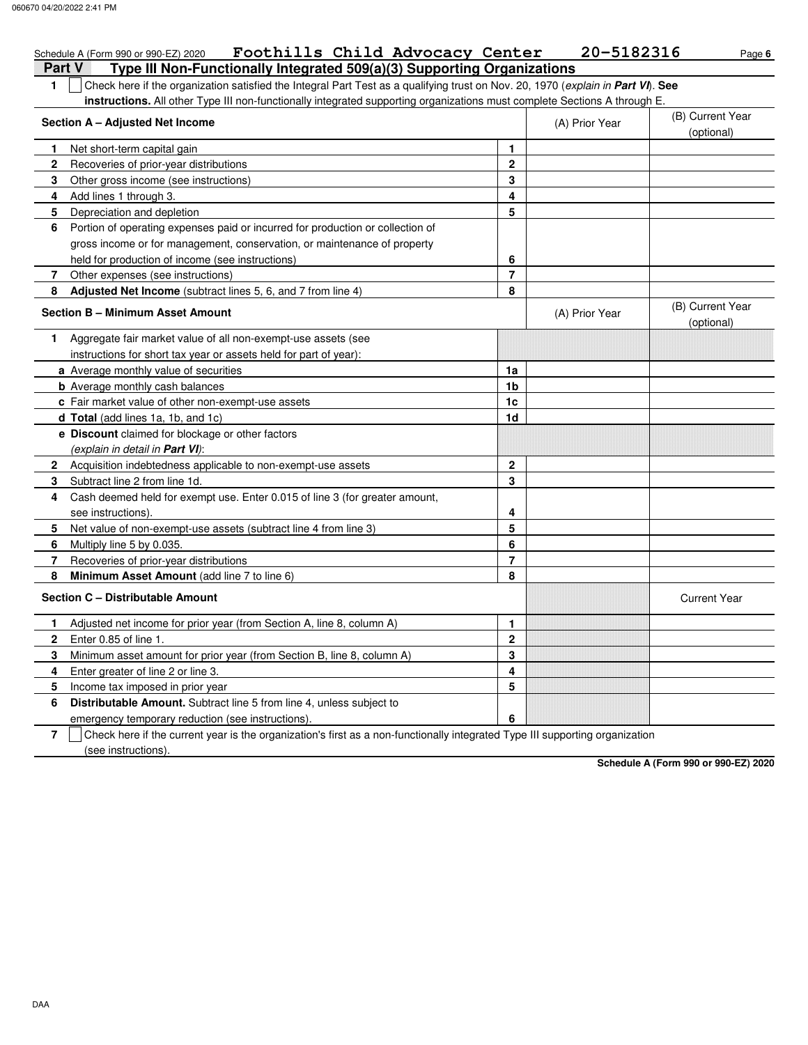Schedule A (Form 990 or 990-EZ) 2020 **Foothills Child Advocacy Center** **20-5182316** Page **6**

## Part V Type III Non-Functionally Integrated 509(a)(3) Supporting Organizations

**1** ☐ Check here if the organization satisfied the Integral Part Test as a qualifying trust on Nov. 20, 1970 (*explain in **Part VI***). **See instructions.** All other Type III non-functionally integrated supporting organizations must complete Sections A through E.

| **Section A – Adjusted Net Income** | | (A) Prior Year | (B) Current Year (optional) |
|---|---|---|---|
| **1** Net short-term capital gain | **1** | | |
| **2** Recoveries of prior-year distributions | **2** | | |
| **3** Other gross income (see instructions) | **3** | | |
| **4** Add lines 1 through 3. | **4** | | |
| **5** Depreciation and depletion | **5** | | |
| **6** Portion of operating expenses paid or incurred for production or collection of gross income or for management, conservation, or maintenance of property held for production of income (see instructions) | **6** | | |
| **7** Other expenses (see instructions) | **7** | | |
| **8** **Adjusted Net Income** (subtract lines 5, 6, and 7 from line 4) | **8** | | |

| **Section B – Minimum Asset Amount** | | (A) Prior Year | (B) Current Year (optional) |
|---|---|---|---|
| **1** Aggregate fair market value of all non-exempt-use assets (see instructions for short tax year or assets held for part of year): | | | |
| **a** Average monthly value of securities | **1a** | | |
| **b** Average monthly cash balances | **1b** | | |
| **c** Fair market value of other non-exempt-use assets | **1c** | | |
| **d** **Total** (add lines 1a, 1b, and 1c) | **1d** | | |
| **e** **Discount** claimed for blockage or other factors (*explain in detail in **Part VI***): | | | |
| **2** Acquisition indebtedness applicable to non-exempt-use assets | **2** | | |
| **3** Subtract line 2 from line 1d. | **3** | | |
| **4** Cash deemed held for exempt use. Enter 0.015 of line 3 (for greater amount, see instructions). | **4** | | |
| **5** Net value of non-exempt-use assets (subtract line 4 from line 3) | **5** | | |
| **6** Multiply line 5 by 0.035. | **6** | | |
| **7** Recoveries of prior-year distributions | **7** | | |
| **8** **Minimum Asset Amount** (add line 7 to line 6) | **8** | | |

| **Section C – Distributable Amount** | | | Current Year |
|---|---|---|---|
| **1** Adjusted net income for prior year (from Section A, line 8, column A) | **1** | | |
| **2** Enter 0.85 of line 1. | **2** | | |
| **3** Minimum asset amount for prior year (from Section B, line 8, column A) | **3** | | |
| **4** Enter greater of line 2 or line 3. | **4** | | |
| **5** Income tax imposed in prior year | **5** | | |
| **6** **Distributable Amount.** Subtract line 5 from line 4, unless subject to emergency temporary reduction (see instructions). | **6** | | |

**7** ☐ Check here if the current year is the organization's first as a non-functionally integrated Type III supporting organization (see instructions).

**Schedule A (Form 990 or 990-EZ) 2020**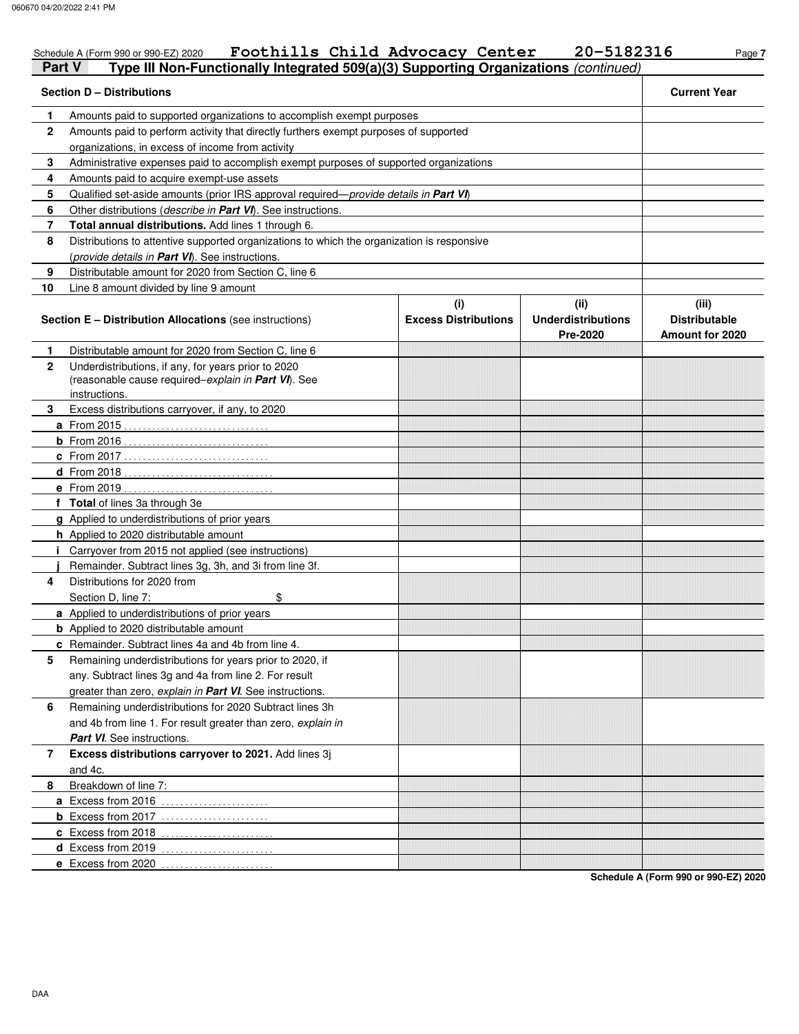Schedule A (Form 990 or 990-EZ) 2020 **Foothills Child Advocacy Center 20-5182316**

## Part V Type III Non-Functionally Integrated 509(a)(3) Supporting Organizations *(continued)*

| **Section D – Distributions** | | **Current Year** |
|---|---|---|
| 1 | Amounts paid to supported organizations to accomplish exempt purposes | |
| 2 | Amounts paid to perform activity that directly furthers exempt purposes of supported organizations, in excess of income from activity | |
| 3 | Administrative expenses paid to accomplish exempt purposes of supported organizations | |
| 4 | Amounts paid to acquire exempt-use assets | |
| 5 | Qualified set-aside amounts (prior IRS approval required—*provide details in* ***Part VI***) | |
| 6 | Other distributions (*describe in* ***Part VI***). See instructions. | |
| 7 | **Total annual distributions.** Add lines 1 through 6. | |
| 8 | Distributions to attentive supported organizations to which the organization is responsive (*provide details in* ***Part VI***). See instructions. | |
| 9 | Distributable amount for 2020 from Section C, line 6 | |
| 10 | Line 8 amount divided by line 9 amount | |

| **Section E – Distribution Allocations** (see instructions) | | **(i) Excess Distributions** | **(ii) Underdistributions Pre-2020** | **(iii) Distributable Amount for 2020** |
|---|---|---|---|---|
| 1 | Distributable amount for 2020 from Section C, line 6 | | | |
| 2 | Underdistributions, if any, for years prior to 2020 (reasonable cause required–*explain in* ***Part VI***). See instructions. | | | |
| 3 | Excess distributions carryover, if any, to 2020 | | | |
| a | From 2015 | | | |
| b | From 2016 | | | |
| c | From 2017 | | | |
| d | From 2018 | | | |
| e | From 2019 | | | |
| f | **Total** of lines 3a through 3e | | | |
| g | Applied to underdistributions of prior years | | | |
| h | Applied to 2020 distributable amount | | | |
| i | Carryover from 2015 not applied (see instructions) | | | |
| j | Remainder. Subtract lines 3g, 3h, and 3i from line 3f. | | | |
| 4 | Distributions for 2020 from Section D, line 7: $ | | | |
| a | Applied to underdistributions of prior years | | | |
| b | Applied to 2020 distributable amount | | | |
| c | Remainder. Subtract lines 4a and 4b from line 4. | | | |
| 5 | Remaining underdistributions for years prior to 2020, if any. Subtract lines 3g and 4a from line 2. For result greater than zero, *explain in* ***Part VI***. See instructions. | | | |
| 6 | Remaining underdistributions for 2020 Subtract lines 3h and 4b from line 1. For result greater than zero, *explain in* ***Part VI***. See instructions. | | | |
| 7 | **Excess distributions carryover to 2021.** Add lines 3j and 4c. | | | |
| 8 | Breakdown of line 7: | | | |
| a | Excess from 2016 | | | |
| b | Excess from 2017 | | | |
| c | Excess from 2018 | | | |
| d | Excess from 2019 | | | |
| e | Excess from 2020 | | | |

**Schedule A (Form 990 or 990-EZ) 2020**

DAA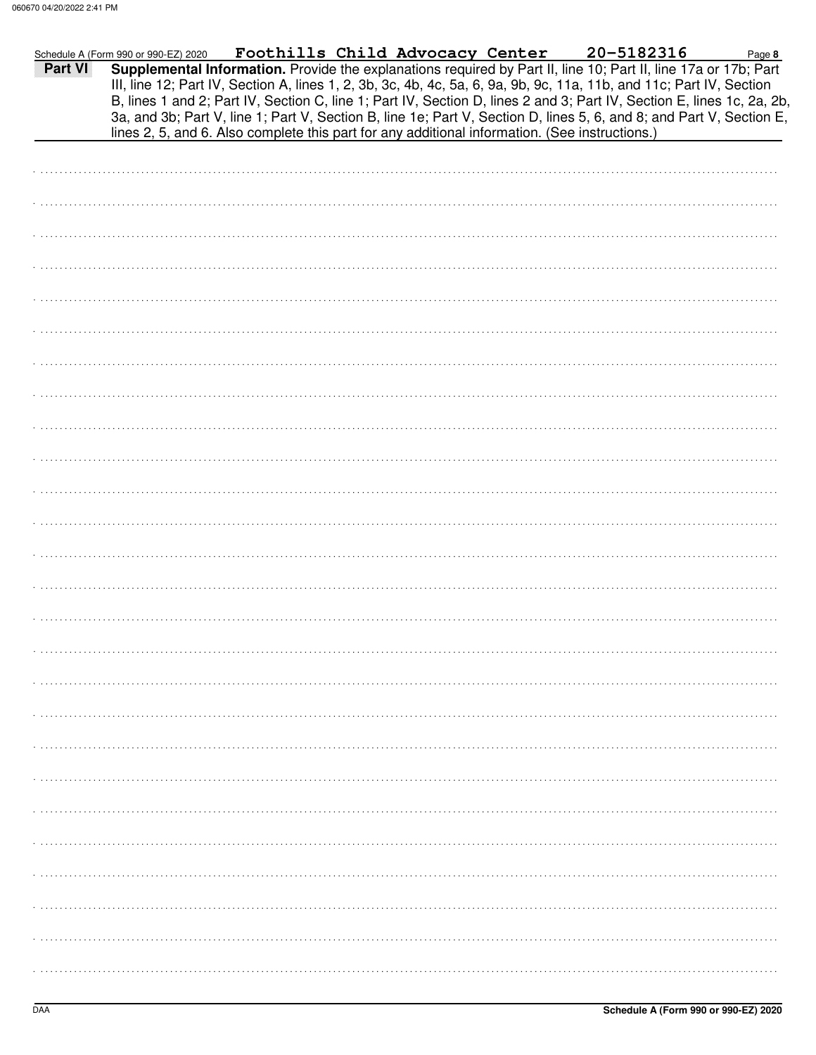Schedule A (Form 990 or 990-EZ) 2020 **Foothills Child Advocacy Center** **20-5182316**

**Part VI** **Supplemental Information.** Provide the explanations required by Part II, line 10; Part II, line 17a or 17b; Part III, line 12; Part IV, Section A, lines 1, 2, 3b, 3c, 4b, 4c, 5a, 6, 9a, 9b, 9c, 11a, 11b, and 11c; Part IV, Section B, lines 1 and 2; Part IV, Section C, line 1; Part IV, Section D, lines 2 and 3; Part IV, Section E, lines 1c, 2a, 2b, 3a, and 3b; Part V, line 1; Part V, Section B, line 1e; Part V, Section D, lines 5, 6, and 8; and Part V, Section E, lines 2, 5, and 6. Also complete this part for any additional information. (See instructions.)

Schedule A (Form 990 or 990-EZ) 2020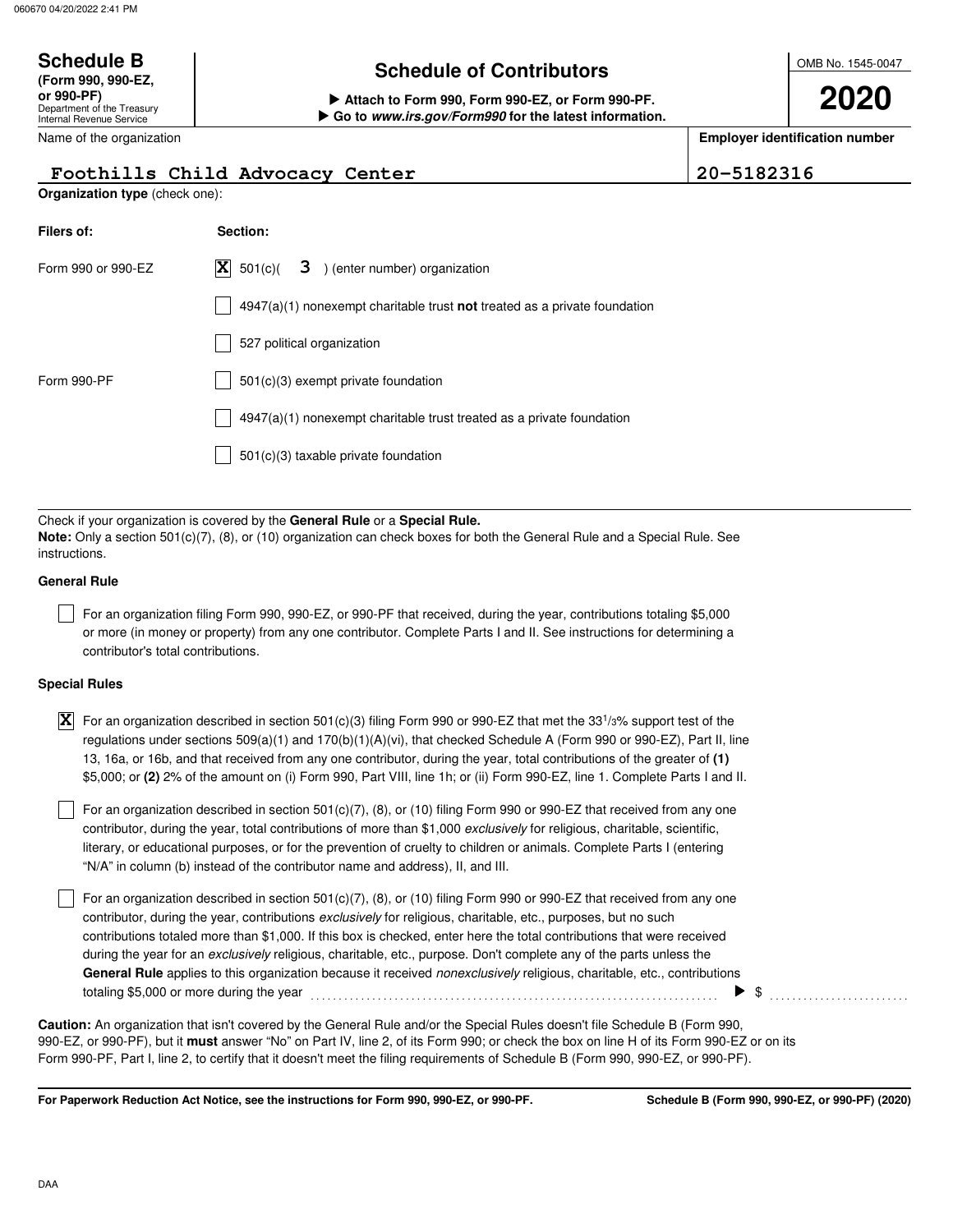# Schedule B (Form 990, 990-EZ, or 990-PF)

Department of the Treasury
Internal Revenue Service

## Schedule of Contributors

▶ Attach to Form 990, Form 990-EZ, or Form 990-PF.
▶ Go to *www.irs.gov/Form990* for the latest information.

OMB No. 1545-0047

**2020**

| Name of the organization | Employer identification number |
|---|---|
| Foothills Child Advocacy Center | 20-5182316 |

**Organization type** (check one):

| Filers of: | Section: |
|---|---|
| Form 990 or 990-EZ | [X] 501(c)( 3 ) (enter number) organization |
| | [ ] 4947(a)(1) nonexempt charitable trust **not** treated as a private foundation |
| | [ ] 527 political organization |
| Form 990-PF | [ ] 501(c)(3) exempt private foundation |
| | [ ] 4947(a)(1) nonexempt charitable trust treated as a private foundation |
| | [ ] 501(c)(3) taxable private foundation |

Check if your organization is covered by the **General Rule** or a **Special Rule.**

**Note:** Only a section 501(c)(7), (8), or (10) organization can check boxes for both the General Rule and a Special Rule. See instructions.

### General Rule

[ ] For an organization filing Form 990, 990-EZ, or 990-PF that received, during the year, contributions totaling $5,000 or more (in money or property) from any one contributor. Complete Parts I and II. See instructions for determining a contributor's total contributions.

### Special Rules

[X] For an organization described in section 501(c)(3) filing Form 990 or 990-EZ that met the 33 1/3% support test of the regulations under sections 509(a)(1) and 170(b)(1)(A)(vi), that checked Schedule A (Form 990 or 990-EZ), Part II, line 13, 16a, or 16b, and that received from any one contributor, during the year, total contributions of the greater of **(1)** $5,000; or **(2)** 2% of the amount on (i) Form 990, Part VIII, line 1h; or (ii) Form 990-EZ, line 1. Complete Parts I and II.

[ ] For an organization described in section 501(c)(7), (8), or (10) filing Form 990 or 990-EZ that received from any one contributor, during the year, total contributions of more than $1,000 *exclusively* for religious, charitable, scientific, literary, or educational purposes, or for the prevention of cruelty to children or animals. Complete Parts I (entering "N/A" in column (b) instead of the contributor name and address), II, and III.

[ ] For an organization described in section 501(c)(7), (8), or (10) filing Form 990 or 990-EZ that received from any one contributor, during the year, contributions *exclusively* for religious, charitable, etc., purposes, but no such contributions totaled more than $1,000. If this box is checked, enter here the total contributions that were received during the year for an *exclusively* religious, charitable, etc., purpose. Don't complete any of the parts unless the **General Rule** applies to this organization because it received *nonexclusively* religious, charitable, etc., contributions totaling $5,000 or more during the year ▶ $ ..........

**Caution:** An organization that isn't covered by the General Rule and/or the Special Rules doesn't file Schedule B (Form 990, 990-EZ, or 990-PF), but it **must** answer "No" on Part IV, line 2, of its Form 990; or check the box on line H of its Form 990-EZ or on its Form 990-PF, Part I, line 2, to certify that it doesn't meet the filing requirements of Schedule B (Form 990, 990-EZ, or 990-PF).

**For Paperwork Reduction Act Notice, see the instructions for Form 990, 990-EZ, or 990-PF.** **Schedule B (Form 990, 990-EZ, or 990-PF) (2020)**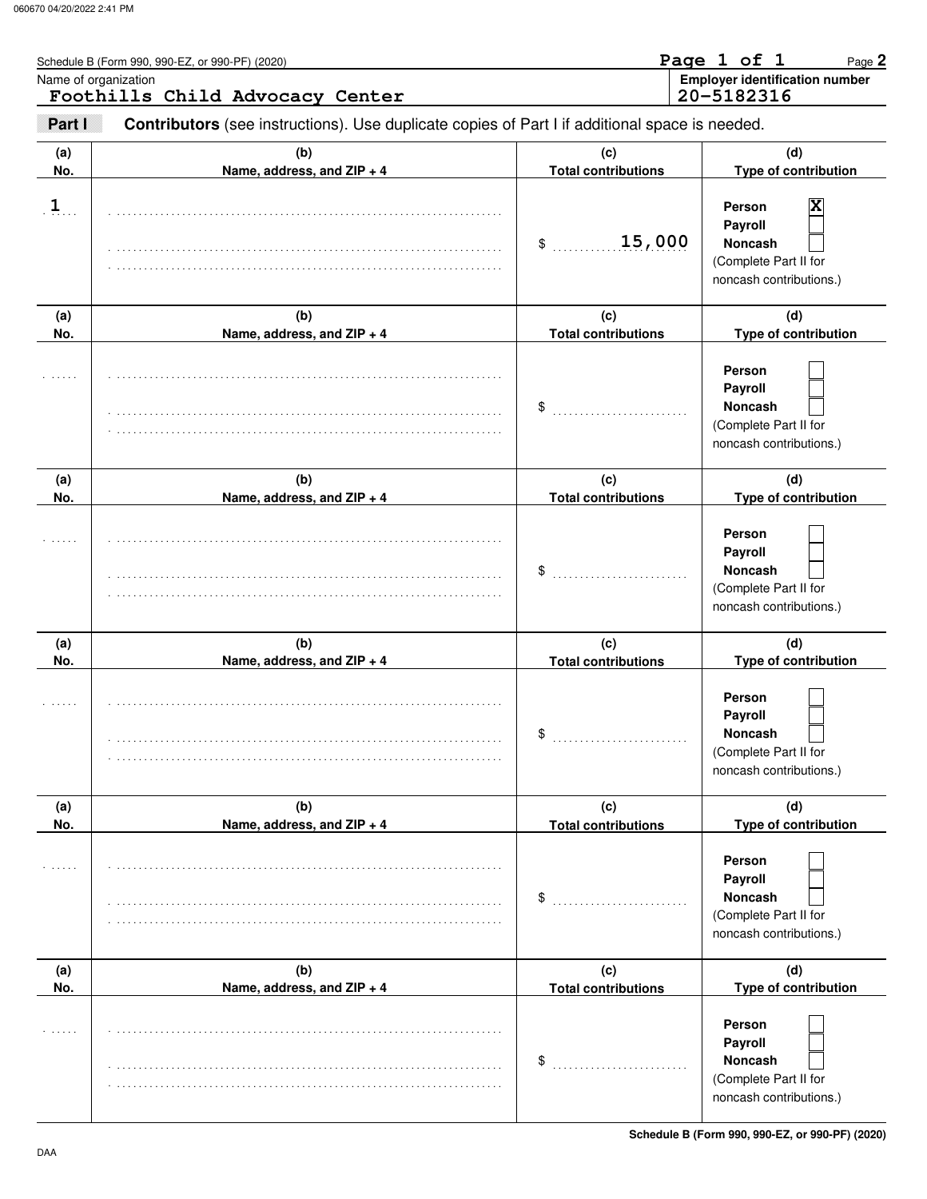Schedule B (Form 990, 990-EZ, or 990-PF) (2020)

Name of organization: Foothills Child Advocacy Center

Employer identification number: 20-5182316

**Part I** **Contributors** (see instructions). Use duplicate copies of Part I if additional space is needed.

| (a) No. | (b) Name, address, and ZIP + 4 | (c) Total contributions | (d) Type of contribution |
|---|---|---|---|
| 1 | | $ 15,000 | Person [X] Payroll [ ] Noncash [ ] (Complete Part II for noncash contributions.) |
| | | $ | Person [ ] Payroll [ ] Noncash [ ] (Complete Part II for noncash contributions.) |
| | | $ | Person [ ] Payroll [ ] Noncash [ ] (Complete Part II for noncash contributions.) |
| | | $ | Person [ ] Payroll [ ] Noncash [ ] (Complete Part II for noncash contributions.) |
| | | $ | Person [ ] Payroll [ ] Noncash [ ] (Complete Part II for noncash contributions.) |
| | | $ | Person [ ] Payroll [ ] Noncash [ ] (Complete Part II for noncash contributions.) |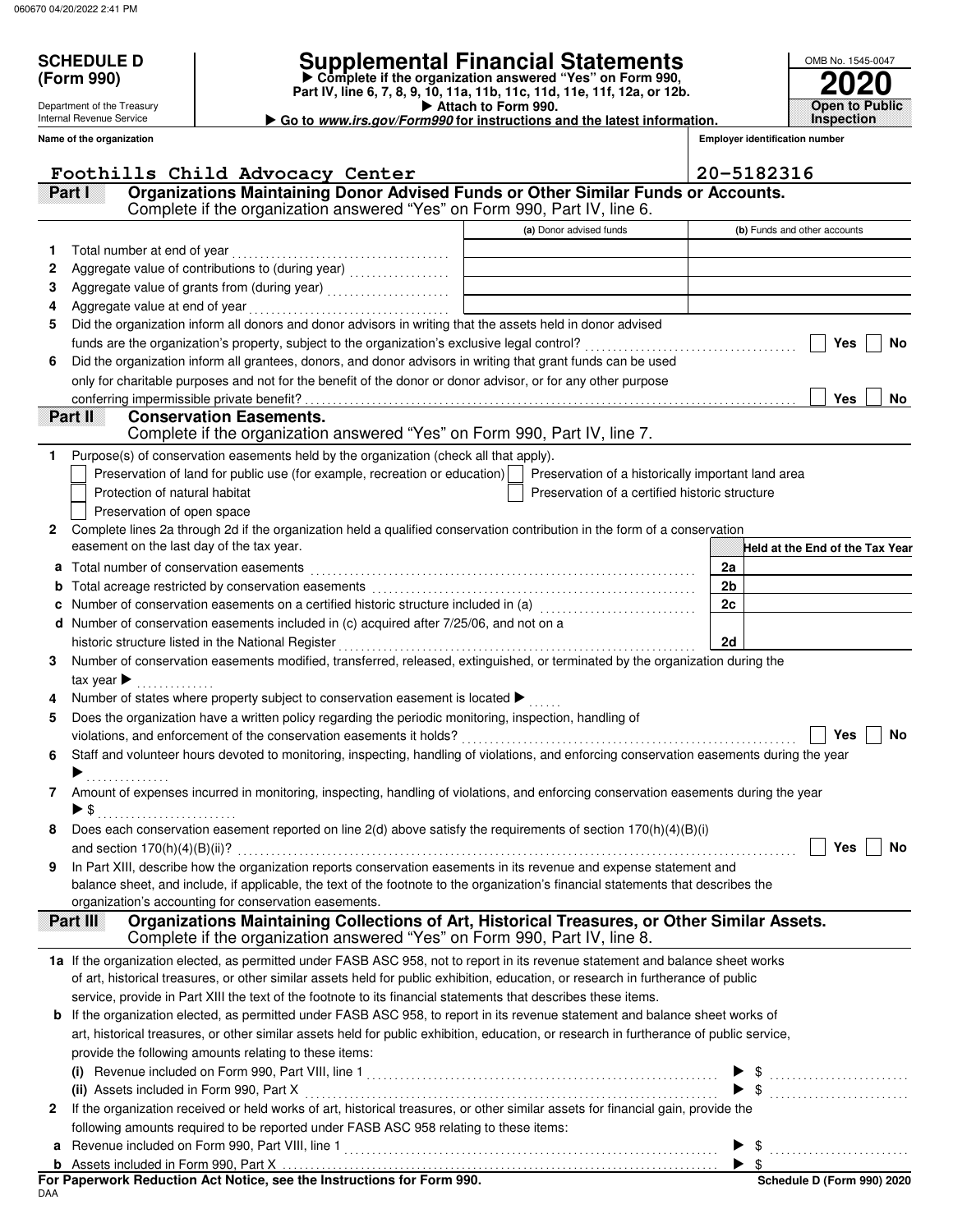**SCHEDULE D (Form 990)**

Department of the Treasury
Internal Revenue Service

# Supplemental Financial Statements

▶ Complete if the organization answered "Yes" on Form 990, Part IV, line 6, 7, 8, 9, 10, 11a, 11b, 11c, 11d, 11e, 11f, 12a, or 12b.
▶ Attach to Form 990.
▶ Go to *www.irs.gov/Form990* for instructions and the latest information.

OMB No. 1545-0047

**2020**

**Open to Public Inspection**

| Name of the organization | Employer identification number |
|---|---|
| Foothills Child Advocacy Center | 20-5182316 |

## Part I Organizations Maintaining Donor Advised Funds or Other Similar Funds or Accounts.

Complete if the organization answered "Yes" on Form 990, Part IV, line 6.

| | | (a) Donor advised funds | (b) Funds and other accounts |
|---|---|---|---|
| 1 | Total number at end of year | | |
| 2 | Aggregate value of contributions to (during year) | | |
| 3 | Aggregate value of grants from (during year) | | |
| 4 | Aggregate value at end of year | | |

5 Did the organization inform all donors and donor advisors in writing that the assets held in donor advised funds are the organization's property, subject to the organization's exclusive legal control? ☐ Yes ☐ No

6 Did the organization inform all grantees, donors, and donor advisors in writing that grant funds can be used only for charitable purposes and not for the benefit of the donor or donor advisor, or for any other purpose conferring impermissible private benefit? ☐ Yes ☐ No

## Part II Conservation Easements.

Complete if the organization answered "Yes" on Form 990, Part IV, line 7.

1 Purpose(s) of conservation easements held by the organization (check all that apply).

- ☐ Preservation of land for public use (for example, recreation or education)
- ☐ Protection of natural habitat
- ☐ Preservation of open space
- ☐ Preservation of a historically important land area
- ☐ Preservation of a certified historic structure

2 Complete lines 2a through 2d if the organization held a qualified conservation contribution in the form of a conservation easement on the last day of the tax year.

| | | | Held at the End of the Tax Year |
|---|---|---|---|
| a | Total number of conservation easements | 2a | |
| b | Total acreage restricted by conservation easements | 2b | |
| c | Number of conservation easements on a certified historic structure included in (a) | 2c | |
| d | Number of conservation easements included in (c) acquired after 7/25/06, and not on a historic structure listed in the National Register | 2d | |

3 Number of conservation easements modified, transferred, released, extinguished, or terminated by the organization during the tax year ▶

4 Number of states where property subject to conservation easement is located ▶

5 Does the organization have a written policy regarding the periodic monitoring, inspection, handling of violations, and enforcement of the conservation easements it holds? ☐ Yes ☐ No

6 Staff and volunteer hours devoted to monitoring, inspecting, handling of violations, and enforcing conservation easements during the year ▶

7 Amount of expenses incurred in monitoring, inspecting, handling of violations, and enforcing conservation easements during the year ▶ $

8 Does each conservation easement reported on line 2(d) above satisfy the requirements of section 170(h)(4)(B)(i) and section 170(h)(4)(B)(ii)? ☐ Yes ☐ No

9 In Part XIII, describe how the organization reports conservation easements in its revenue and expense statement and balance sheet, and include, if applicable, the text of the footnote to the organization's financial statements that describes the organization's accounting for conservation easements.

## Part III Organizations Maintaining Collections of Art, Historical Treasures, or Other Similar Assets.

Complete if the organization answered "Yes" on Form 990, Part IV, line 8.

1a If the organization elected, as permitted under FASB ASC 958, not to report in its revenue statement and balance sheet works of art, historical treasures, or other similar assets held for public exhibition, education, or research in furtherance of public service, provide in Part XIII the text of the footnote to its financial statements that describes these items.

b If the organization elected, as permitted under FASB ASC 958, to report in its revenue statement and balance sheet works of art, historical treasures, or other similar assets held for public exhibition, education, or research in furtherance of public service, provide the following amounts relating to these items:

(i) Revenue included on Form 990, Part VIII, line 1 ▶ $

(ii) Assets included in Form 990, Part X ▶ $

2 If the organization received or held works of art, historical treasures, or other similar assets for financial gain, provide the following amounts required to be reported under FASB ASC 958 relating to these items:

a Revenue included on Form 990, Part VIII, line 1 ▶ $

b Assets included in Form 990, Part X ▶ $

**For Paperwork Reduction Act Notice, see the Instructions for Form 990.** **Schedule D (Form 990) 2020**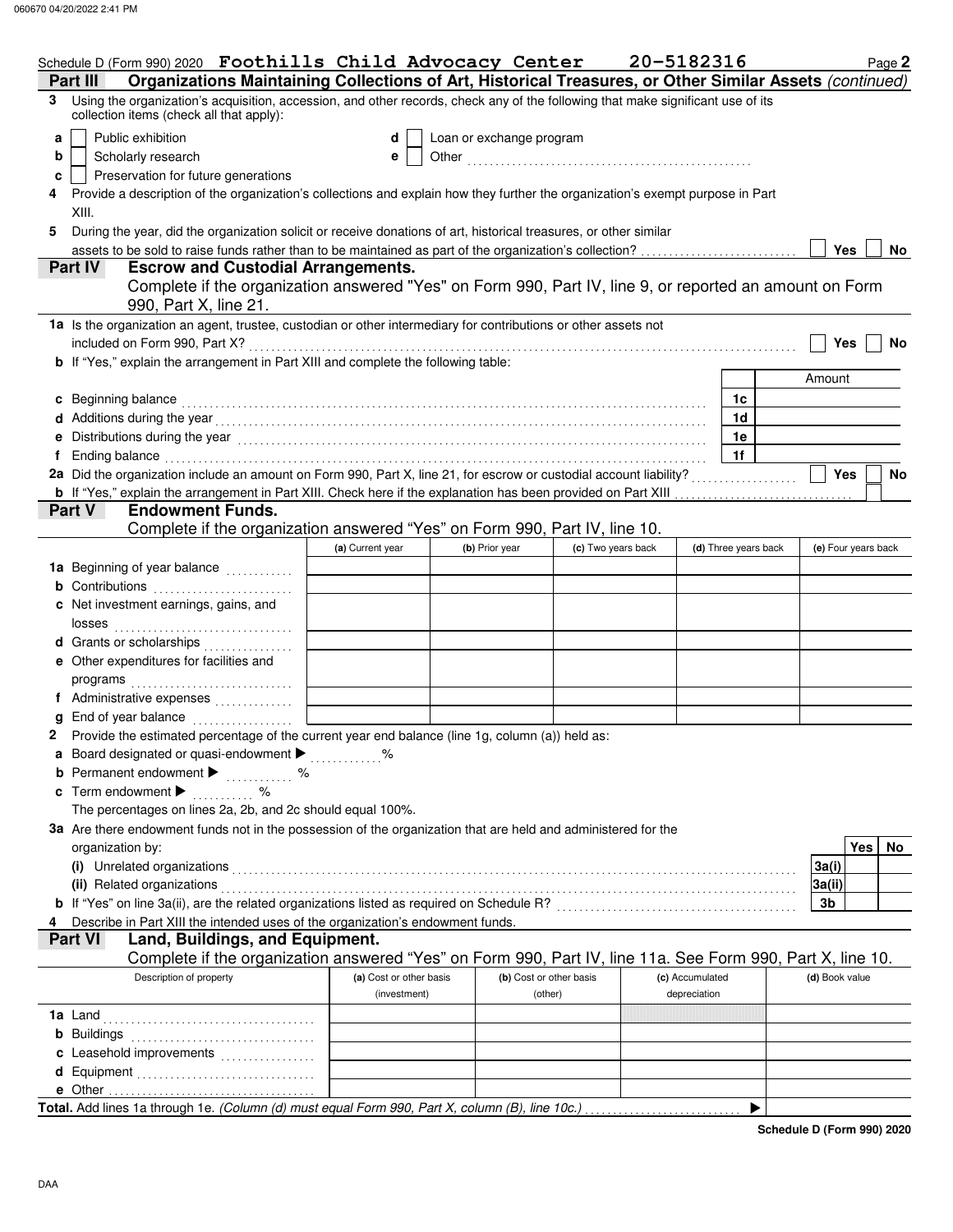Schedule D (Form 990) 2020 **Foothills Child Advocacy Center** **20-5182316** Page **2**

## Part III Organizations Maintaining Collections of Art, Historical Treasures, or Other Similar Assets *(continued)*

**3** Using the organization's acquisition, accession, and other records, check any of the following that make significant use of its collection items (check all that apply):

- **a** ☐ Public exhibition
- **b** ☐ Scholarly research
- **c** ☐ Preservation for future generations
- **d** ☐ Loan or exchange program
- **e** ☐ Other

**4** Provide a description of the organization's collections and explain how they further the organization's exempt purpose in Part XIII.

**5** During the year, did the organization solicit or receive donations of art, historical treasures, or other similar assets to be sold to raise funds rather than to be maintained as part of the organization's collection? ☐ Yes ☐ No

## Part IV Escrow and Custodial Arrangements.

Complete if the organization answered "Yes" on Form 990, Part IV, line 9, or reported an amount on Form 990, Part X, line 21.

**1a** Is the organization an agent, trustee, custodian or other intermediary for contributions or other assets not included on Form 990, Part X? ☐ Yes ☐ No

**b** If "Yes," explain the arrangement in Part XIII and complete the following table:

| | | Amount |
|---|---|---|
| **c** Beginning balance | 1c | |
| **d** Additions during the year | 1d | |
| **e** Distributions during the year | 1e | |
| **f** Ending balance | 1f | |

**2a** Did the organization include an amount on Form 990, Part X, line 21, for escrow or custodial account liability? ☐ Yes ☐ No

**b** If "Yes," explain the arrangement in Part XIII. Check here if the explanation has been provided on Part XIII ☐

## Part V Endowment Funds.

Complete if the organization answered "Yes" on Form 990, Part IV, line 10.

| | (a) Current year | (b) Prior year | (c) Two years back | (d) Three years back | (e) Four years back |
|---|---|---|---|---|---|
| **1a** Beginning of year balance | | | | | |
| **b** Contributions | | | | | |
| **c** Net investment earnings, gains, and losses | | | | | |
| **d** Grants or scholarships | | | | | |
| **e** Other expenditures for facilities and programs | | | | | |
| **f** Administrative expenses | | | | | |
| **g** End of year balance | | | | | |

**2** Provide the estimated percentage of the current year end balance (line 1g, column (a)) held as:

- **a** Board designated or quasi-endowment ▶ %
- **b** Permanent endowment ▶ %
- **c** Term endowment ▶ %

The percentages on lines 2a, 2b, and 2c should equal 100%.

**3a** Are there endowment funds not in the possession of the organization that are held and administered for the organization by:

| | | Yes | No |
|---|---|---|---|
| **(i)** Unrelated organizations | 3a(i) | | |
| **(ii)** Related organizations | 3a(ii) | | |
| **b** If "Yes" on line 3a(ii), are the related organizations listed as required on Schedule R? | 3b | | |

**4** Describe in Part XIII the intended uses of the organization's endowment funds.

## Part VI Land, Buildings, and Equipment.

Complete if the organization answered "Yes" on Form 990, Part IV, line 11a. See Form 990, Part X, line 10.

| Description of property | (a) Cost or other basis (investment) | (b) Cost or other basis (other) | (c) Accumulated depreciation | (d) Book value |
|---|---|---|---|---|
| **1a** Land | | | | |
| **b** Buildings | | | | |
| **c** Leasehold improvements | | | | |
| **d** Equipment | | | | |
| **e** Other | | | | |

**Total.** Add lines 1a through 1e. *(Column (d) must equal Form 990, Part X, column (B), line 10c.)* ▶

**Schedule D (Form 990) 2020**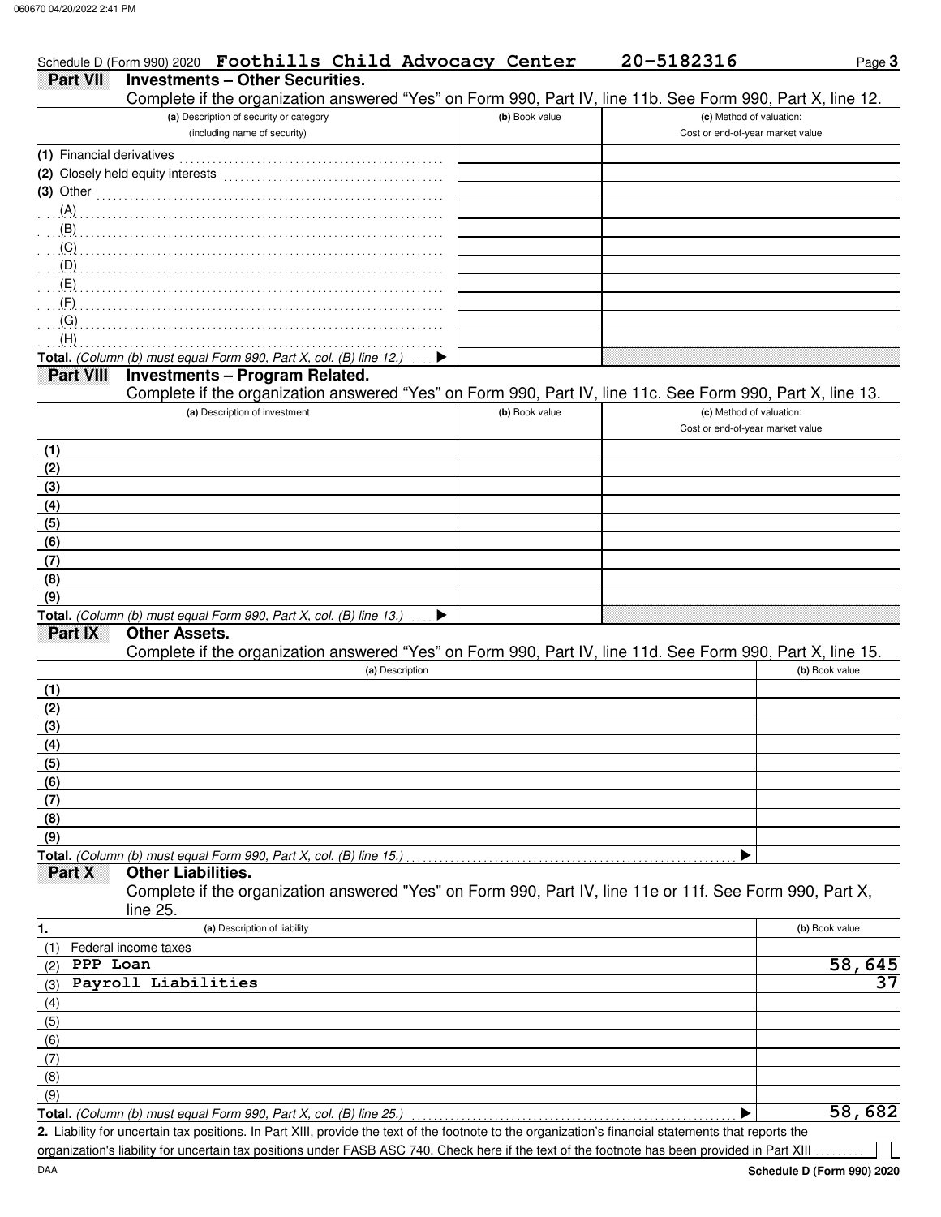Schedule D (Form 990) 2020 **Foothills Child Advocacy Center** **20-5182316** Page **3**

## Part VII Investments – Other Securities.

Complete if the organization answered "Yes" on Form 990, Part IV, line 11b. See Form 990, Part X, line 12.

| (a) Description of security or category (including name of security) | (b) Book value | (c) Method of valuation: Cost or end-of-year market value |
|---|---|---|
| (1) Financial derivatives | | |
| (2) Closely held equity interests | | |
| (3) Other | | |
| (A) | | |
| (B) | | |
| (C) | | |
| (D) | | |
| (E) | | |
| (F) | | |
| (G) | | |
| (H) | | |
| **Total.** *(Column (b) must equal Form 990, Part X, col. (B) line 12.)* ▶ | | |

## Part VIII Investments – Program Related.

Complete if the organization answered "Yes" on Form 990, Part IV, line 11c. See Form 990, Part X, line 13.

| (a) Description of investment | (b) Book value | (c) Method of valuation: Cost or end-of-year market value |
|---|---|---|
| (1) | | |
| (2) | | |
| (3) | | |
| (4) | | |
| (5) | | |
| (6) | | |
| (7) | | |
| (8) | | |
| (9) | | |
| **Total.** *(Column (b) must equal Form 990, Part X, col. (B) line 13.)* ▶ | | |

## Part IX Other Assets.

Complete if the organization answered "Yes" on Form 990, Part IV, line 11d. See Form 990, Part X, line 15.

| (a) Description | (b) Book value |
|---|---|
| (1) | |
| (2) | |
| (3) | |
| (4) | |
| (5) | |
| (6) | |
| (7) | |
| (8) | |
| (9) | |
| **Total.** *(Column (b) must equal Form 990, Part X, col. (B) line 15.)* ▶ | |

## Part X Other Liabilities.

Complete if the organization answered "Yes" on Form 990, Part IV, line 11e or 11f. See Form 990, Part X, line 25.

| 1. (a) Description of liability | (b) Book value |
|---|---|
| (1) Federal income taxes | |
| (2) PPP Loan | 58,645 |
| (3) Payroll Liabilities | 37 |
| (4) | |
| (5) | |
| (6) | |
| (7) | |
| (8) | |
| (9) | |
| **Total.** *(Column (b) must equal Form 990, Part X, col. (B) line 25.)* ▶ | 58,682 |

**2.** Liability for uncertain tax positions. In Part XIII, provide the text of the footnote to the organization's financial statements that reports the organization's liability for uncertain tax positions under FASB ASC 740. Check here if the text of the footnote has been provided in Part XIII ☐

DAA **Schedule D (Form 990) 2020**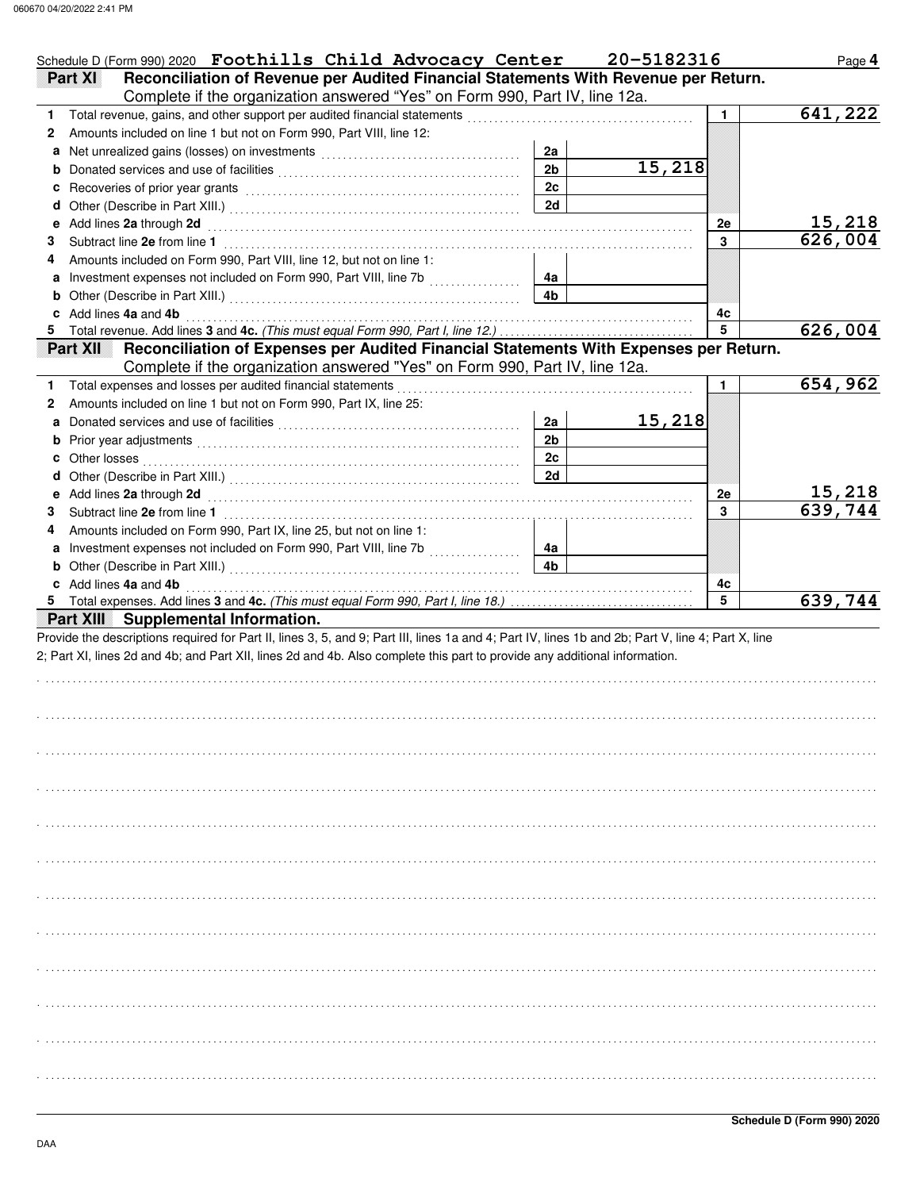Schedule D (Form 990) 2020 **Foothills Child Advocacy Center** **20-5182316** Page **4**

## Part XI Reconciliation of Revenue per Audited Financial Statements With Revenue per Return.

Complete if the organization answered "Yes" on Form 990, Part IV, line 12a.

| Line | Description | | Amount | | Total |
|---|---|---|---|---|---|
| 1 | Total revenue, gains, and other support per audited financial statements | | | 1 | 641,222 |
| 2 | Amounts included on line 1 but not on Form 990, Part VIII, line 12: | | | | |
| a | Net unrealized gains (losses) on investments | 2a | | | |
| b | Donated services and use of facilities | 2b | 15,218 | | |
| c | Recoveries of prior year grants | 2c | | | |
| d | Other (Describe in Part XIII.) | 2d | | | |
| e | Add lines **2a** through **2d** | | | 2e | 15,218 |
| 3 | Subtract line **2e** from line **1** | | | 3 | 626,004 |
| 4 | Amounts included on Form 990, Part VIII, line 12, but not on line 1: | | | | |
| a | Investment expenses not included on Form 990, Part VIII, line 7b | 4a | | | |
| b | Other (Describe in Part XIII.) | 4b | | | |
| c | Add lines **4a** and **4b** | | | 4c | |
| 5 | Total revenue. Add lines **3** and **4c.** *(This must equal Form 990, Part I, line 12.)* | | | 5 | 626,004 |

## Part XII Reconciliation of Expenses per Audited Financial Statements With Expenses per Return.

Complete if the organization answered "Yes" on Form 990, Part IV, line 12a.

| Line | Description | | Amount | | Total |
|---|---|---|---|---|---|
| 1 | Total expenses and losses per audited financial statements | | | 1 | 654,962 |
| 2 | Amounts included on line 1 but not on Form 990, Part IX, line 25: | | | | |
| a | Donated services and use of facilities | 2a | 15,218 | | |
| b | Prior year adjustments | 2b | | | |
| c | Other losses | 2c | | | |
| d | Other (Describe in Part XIII.) | 2d | | | |
| e | Add lines **2a** through **2d** | | | 2e | 15,218 |
| 3 | Subtract line **2e** from line **1** | | | 3 | 639,744 |
| 4 | Amounts included on Form 990, Part IX, line 25, but not on line 1: | | | | |
| a | Investment expenses not included on Form 990, Part VIII, line 7b | 4a | | | |
| b | Other (Describe in Part XIII.) | 4b | | | |
| c | Add lines **4a** and **4b** | | | 4c | |
| 5 | Total expenses. Add lines **3** and **4c.** *(This must equal Form 990, Part I, line 18.)* | | | 5 | 639,744 |

## Part XIII Supplemental Information.

Provide the descriptions required for Part II, lines 3, 5, and 9; Part III, lines 1a and 4; Part IV, lines 1b and 2b; Part V, line 4; Part X, line 2; Part XI, lines 2d and 4b; and Part XII, lines 2d and 4b. Also complete this part to provide any additional information.

**Schedule D (Form 990) 2020**

DAA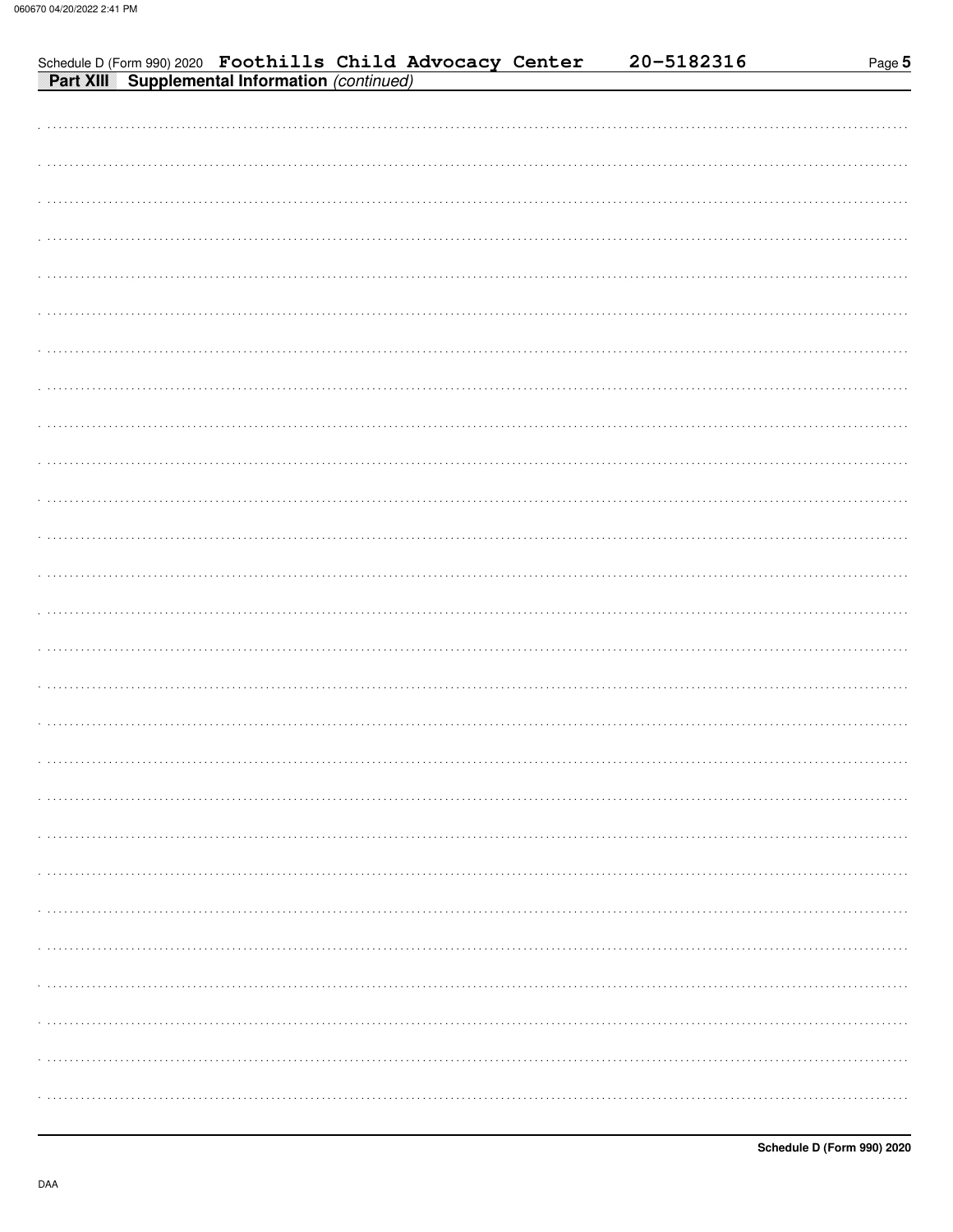Schedule D (Form 990) 2020 **Foothills Child Advocacy Center** **20-5182316** Page **5**

**Part XIII** **Supplemental Information** *(continued)*

**Schedule D (Form 990) 2020**

DAA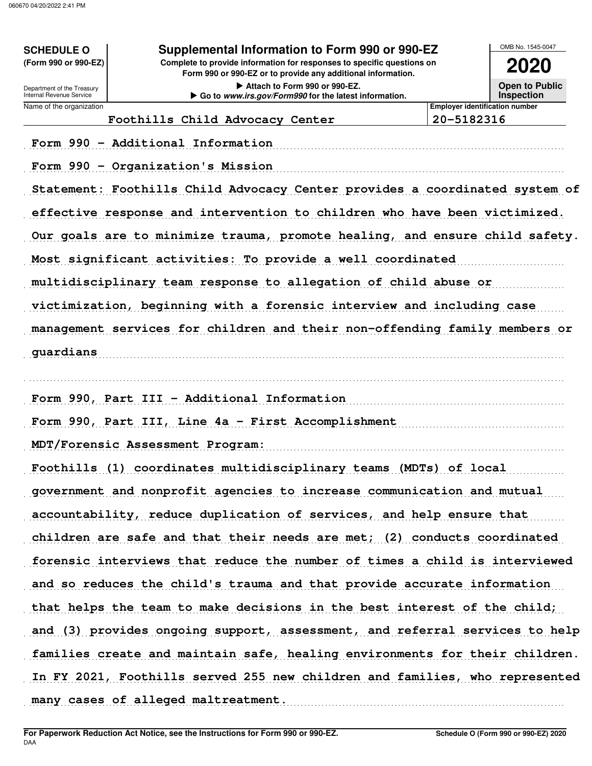**SCHEDULE O (Form 990 or 990-EZ)**

Department of the Treasury
Internal Revenue Service

# Supplemental Information to Form 990 or 990-EZ

**Complete to provide information for responses to specific questions on Form 990 or 990-EZ or to provide any additional information.**

▶ Attach to Form 990 or 990-EZ.

▶ Go to *www.irs.gov/Form990* for the latest information.

OMB No. 1545-0047

**2020**

**Open to Public Inspection**

| Name of the organization | Employer identification number |
|---|---|
| Foothills Child Advocacy Center | 20-5182316 |

Form 990 - Additional Information

Form 990 - Organization's Mission

Statement: Foothills Child Advocacy Center provides a coordinated system of effective response and intervention to children who have been victimized. Our goals are to minimize trauma, promote healing, and ensure child safety. Most significant activities: To provide a well coordinated multidisciplinary team response to allegation of child abuse or victimization, beginning with a forensic interview and including case management services for children and their non-offending family members or guardians

Form 990, Part III - Additional Information

Form 990, Part III, Line 4a - First Accomplishment

MDT/Forensic Assessment Program:

Foothills (1) coordinates multidisciplinary teams (MDTs) of local government and nonprofit agencies to increase communication and mutual accountability, reduce duplication of services, and help ensure that children are safe and that their needs are met; (2) conducts coordinated forensic interviews that reduce the number of times a child is interviewed and so reduces the child's trauma and that provide accurate information that helps the team to make decisions in the best interest of the child; and (3) provides ongoing support, assessment, and referral services to help families create and maintain safe, healing environments for their children. In FY 2021, Foothills served 255 new children and families, who represented many cases of alleged maltreatment.

**For Paperwork Reduction Act Notice, see the Instructions for Form 990 or 990-EZ.**

DAA

**Schedule O (Form 990 or 990-EZ) 2020**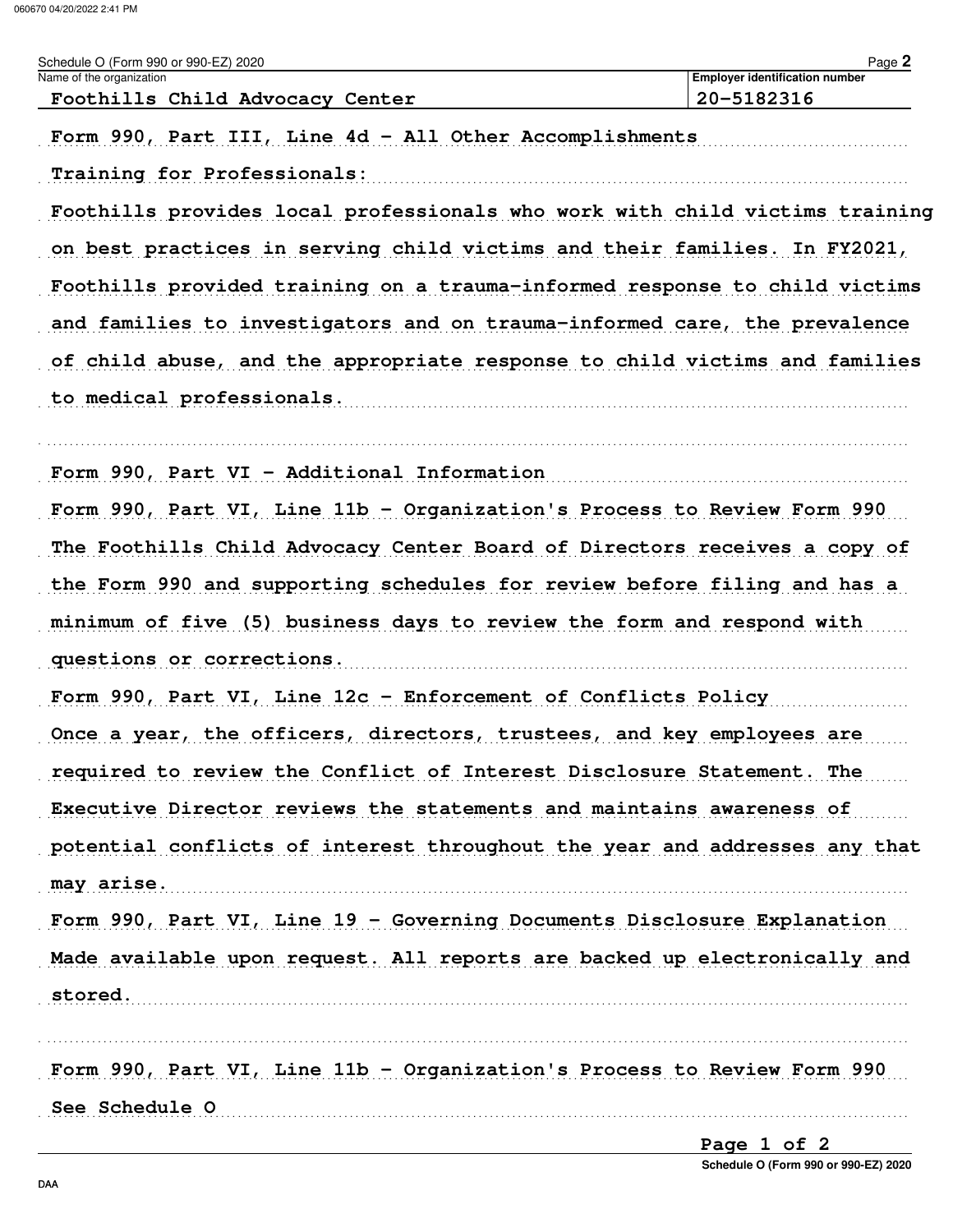Schedule O (Form 990 or 990-EZ) 2020

| Name of the organization | Employer identification number |
| --- | --- |
| Foothills Child Advocacy Center | 20-5182316 |

Form 990, Part III, Line 4d - All Other Accomplishments

Training for Professionals:

Foothills provides local professionals who work with child victims training on best practices in serving child victims and their families. In FY2021, Foothills provided training on a trauma-informed response to child victims and families to investigators and on trauma-informed care, the prevalence of child abuse, and the appropriate response to child victims and families to medical professionals.

Form 990, Part VI - Additional Information

Form 990, Part VI, Line 11b - Organization's Process to Review Form 990

The Foothills Child Advocacy Center Board of Directors receives a copy of the Form 990 and supporting schedules for review before filing and has a minimum of five (5) business days to review the form and respond with questions or corrections.

Form 990, Part VI, Line 12c - Enforcement of Conflicts Policy

Once a year, the officers, directors, trustees, and key employees are required to review the Conflict of Interest Disclosure Statement. The Executive Director reviews the statements and maintains awareness of potential conflicts of interest throughout the year and addresses any that may arise.

Form 990, Part VI, Line 19 - Governing Documents Disclosure Explanation

Made available upon request. All reports are backed up electronically and stored.

Form 990, Part VI, Line 11b - Organization's Process to Review Form 990

See Schedule O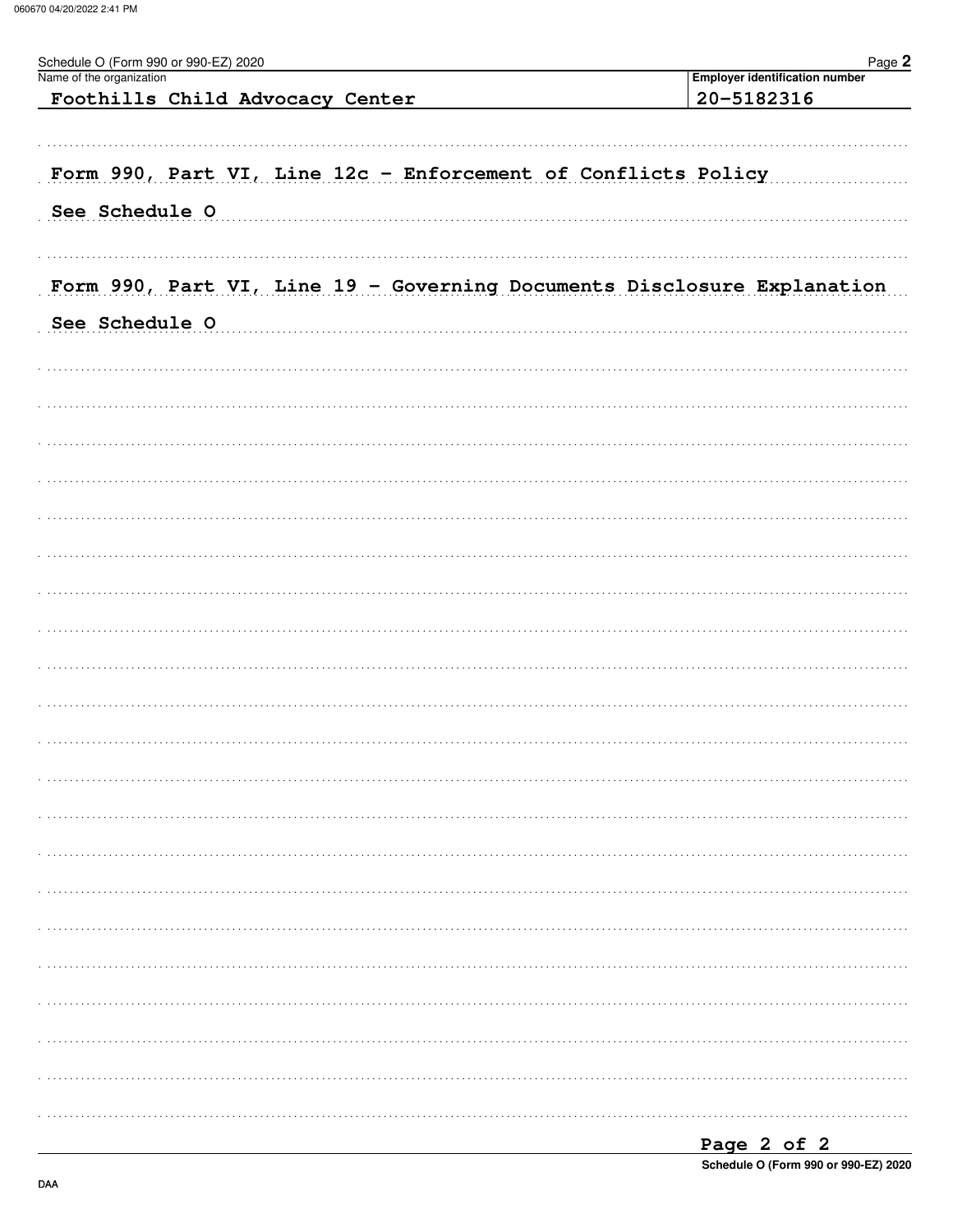Schedule O (Form 990 or 990-EZ) 2020 Page **2**

| Name of the organization | Employer identification number |
|---|---|
| Foothills Child Advocacy Center | 20-5182316 |

Form 990, Part VI, Line 12c - Enforcement of Conflicts Policy

See Schedule O

Form 990, Part VI, Line 19 - Governing Documents Disclosure Explanation

See Schedule O

Schedule O (Form 990 or 990-EZ) 2020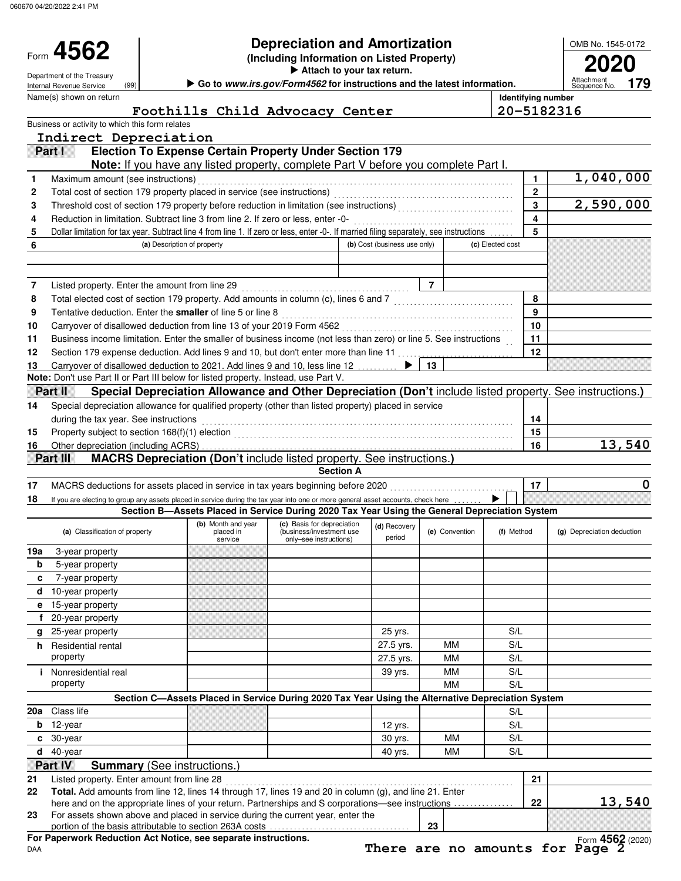060670 04/20/2022 2:41 PM

# Form 4562

**Depreciation and Amortization**
**(Including Information on Listed Property)**
▶ Attach to your tax return.
▶ Go to *www.irs.gov/Form4562* for instructions and the latest information.

Department of the Treasury
Internal Revenue Service (99)

OMB No. 1545-0172
**2020**
Attachment Sequence No. **179**

Name(s) shown on return: **Foothills Child Advocacy Center**
Identifying number: **20-5182316**

Business or activity to which this form relates: **Indirect Depreciation**

## Part I — Election To Expense Certain Property Under Section 179

**Note:** If you have any listed property, complete Part V before you complete Part I.

| Line | Description | Box | Amount |
|---|---|---|---|
| 1 | Maximum amount (see instructions) | 1 | 1,040,000 |
| 2 | Total cost of section 179 property placed in service (see instructions) | 2 | |
| 3 | Threshold cost of section 179 property before reduction in limitation (see instructions) | 3 | 2,590,000 |
| 4 | Reduction in limitation. Subtract line 3 from line 2. If zero or less, enter -0- | 4 | |
| 5 | Dollar limitation for tax year. Subtract line 4 from line 1. If zero or less, enter -0-. If married filing separately, see instructions | 5 | |

| 6 (a) Description of property | (b) Cost (business use only) | (c) Elected cost |
|---|---|---|
| | | |
| | | |

| Line | Description | Box | Amount |
|---|---|---|---|
| 7 | Listed property. Enter the amount from line 29 | 7 | |
| 8 | Total elected cost of section 179 property. Add amounts in column (c), lines 6 and 7 | 8 | |
| 9 | Tentative deduction. Enter the **smaller** of line 5 or line 8 | 9 | |
| 10 | Carryover of disallowed deduction from line 13 of your 2019 Form 4562 | 10 | |
| 11 | Business income limitation. Enter the smaller of business income (not less than zero) or line 5. See instructions | 11 | |
| 12 | Section 179 expense deduction. Add lines 9 and 10, but don't enter more than line 11 | 12 | |
| 13 | Carryover of disallowed deduction to 2021. Add lines 9 and 10, less line 12 ▶ | 13 | |

**Note:** Don't use Part II or Part III below for listed property. Instead, use Part V.

## Part II — Special Depreciation Allowance and Other Depreciation (Don't include listed property. See instructions.)

| Line | Description | Box | Amount |
|---|---|---|---|
| 14 | Special depreciation allowance for qualified property (other than listed property) placed in service during the tax year. See instructions | 14 | |
| 15 | Property subject to section 168(f)(1) election | 15 | |
| 16 | Other depreciation (including ACRS) | 16 | 13,540 |

## Part III — MACRS Depreciation (Don't include listed property. See instructions.)

### Section A

| Line | Description | Box | Amount |
|---|---|---|---|
| 17 | MACRS deductions for assets placed in service in tax years beginning before 2020 | 17 | 0 |
| 18 | If you are electing to group any assets placed in service during the tax year into one or more general asset accounts, check here ▶ | | |

### Section B—Assets Placed in Service During 2020 Tax Year Using the General Depreciation System

| (a) Classification of property | (b) Month and year placed in service | (c) Basis for depreciation (business/investment use only—see instructions) | (d) Recovery period | (e) Convention | (f) Method | (g) Depreciation deduction |
|---|---|---|---|---|---|---|
| 19a 3-year property | | | | | | |
| b 5-year property | | | | | | |
| c 7-year property | | | | | | |
| d 10-year property | | | | | | |
| e 15-year property | | | | | | |
| f 20-year property | | | | | | |
| g 25-year property | | | 25 yrs. | | S/L | |
| h Residential rental property | | | 27.5 yrs. | MM | S/L | |
| | | | 27.5 yrs. | MM | S/L | |
| i Nonresidential real property | | | 39 yrs. | MM | S/L | |
| | | | | MM | S/L | |

### Section C—Assets Placed in Service During 2020 Tax Year Using the Alternative Depreciation System

| (a) Classification of property | (b) Month and year placed in service | (c) Basis for depreciation | (d) Recovery period | (e) Convention | (f) Method | (g) Depreciation deduction |
|---|---|---|---|---|---|---|
| 20a Class life | | | | | S/L | |
| b 12-year | | | 12 yrs. | | S/L | |
| c 30-year | | | 30 yrs. | MM | S/L | |
| d 40-year | | | 40 yrs. | MM | S/L | |

## Part IV — Summary (See instructions.)

| Line | Description | Box | Amount |
|---|---|---|---|
| 21 | Listed property. Enter amount from line 28 | 21 | |
| 22 | **Total.** Add amounts from line 12, lines 14 through 17, lines 19 and 20 in column (g), and line 21. Enter here and on the appropriate lines of your return. Partnerships and S corporations—see instructions | 22 | 13,540 |
| 23 | For assets shown above and placed in service during the current year, enter the portion of the basis attributable to section 263A costs | 23 | |

**For Paperwork Reduction Act Notice, see separate instructions.**

DAA

Form **4562** (2020)

There are no amounts for Page 2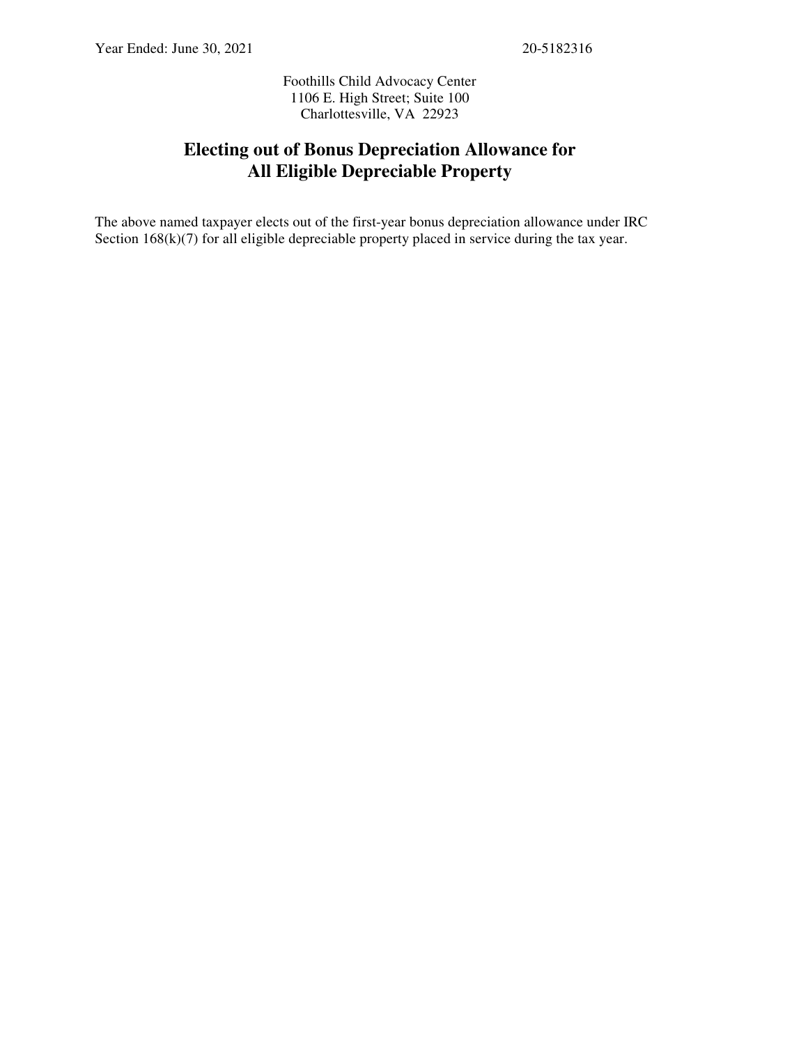Year Ended: June 30, 2021 20-5182316

Foothills Child Advocacy Center
1106 E. High Street; Suite 100
Charlottesville, VA 22923

# Electing out of Bonus Depreciation Allowance for All Eligible Depreciable Property

The above named taxpayer elects out of the first-year bonus depreciation allowance under IRC Section 168(k)(7) for all eligible depreciable property placed in service during the tax year.